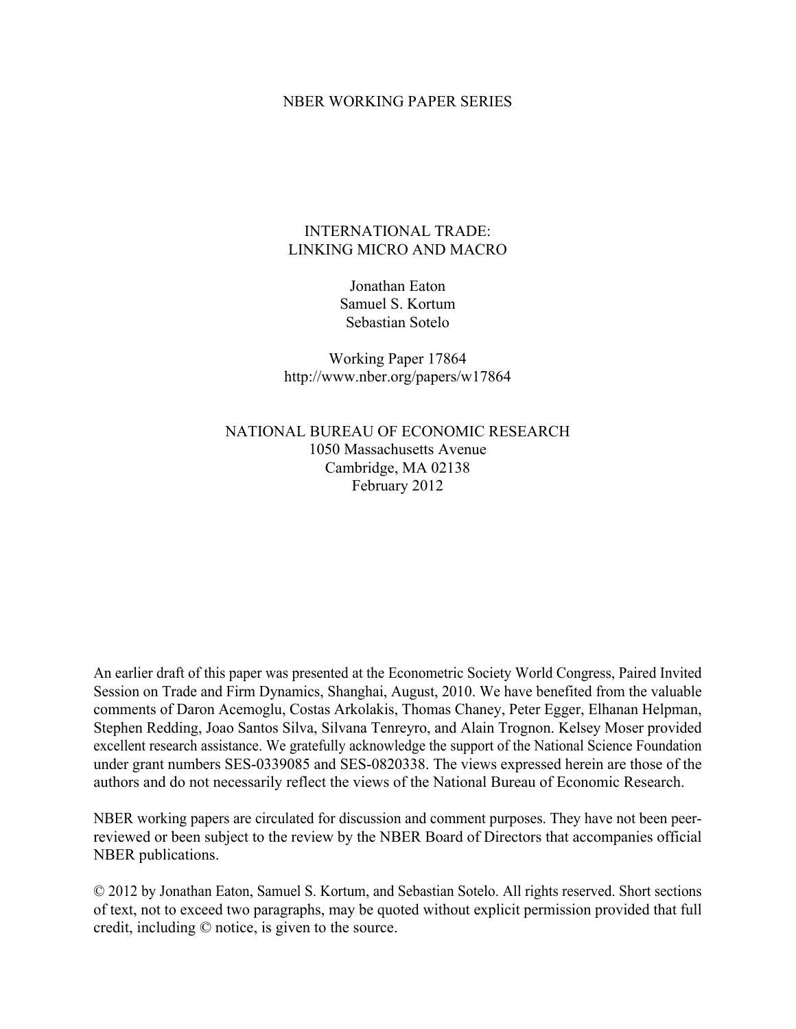NBER WORKING PAPER SERIES

# INTERNATIONAL TRADE: LINKING MICRO AND MACRO

Jonathan Eaton
Samuel S. Kortum
Sebastian Sotelo

Working Paper 17864
http://www.nber.org/papers/w17864

NATIONAL BUREAU OF ECONOMIC RESEARCH
1050 Massachusetts Avenue
Cambridge, MA 02138
February 2012

An earlier draft of this paper was presented at the Econometric Society World Congress, Paired Invited Session on Trade and Firm Dynamics, Shanghai, August, 2010. We have benefited from the valuable comments of Daron Acemoglu, Costas Arkolakis, Thomas Chaney, Peter Egger, Elhanan Helpman, Stephen Redding, Joao Santos Silva, Silvana Tenreyro, and Alain Trognon. Kelsey Moser provided excellent research assistance. We gratefully acknowledge the support of the National Science Foundation under grant numbers SES-0339085 and SES-0820338. The views expressed herein are those of the authors and do not necessarily reflect the views of the National Bureau of Economic Research.

NBER working papers are circulated for discussion and comment purposes. They have not been peer-reviewed or been subject to the review by the NBER Board of Directors that accompanies official NBER publications.

© 2012 by Jonathan Eaton, Samuel S. Kortum, and Sebastian Sotelo. All rights reserved. Short sections of text, not to exceed two paragraphs, may be quoted without explicit permission provided that full credit, including © notice, is given to the source.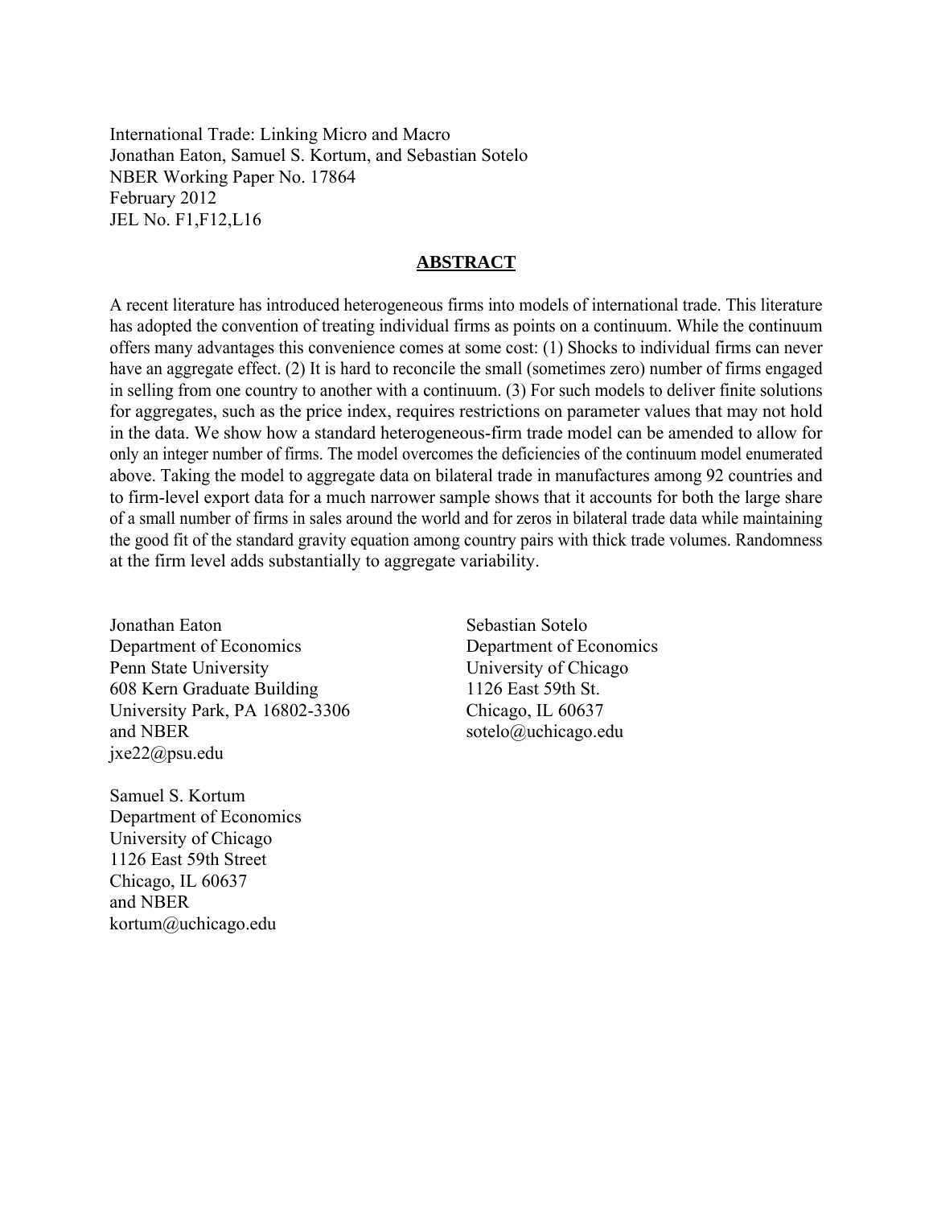International Trade: Linking Micro and Macro
Jonathan Eaton, Samuel S. Kortum, and Sebastian Sotelo
NBER Working Paper No. 17864
February 2012
JEL No. F1,F12,L16

## ABSTRACT

A recent literature has introduced heterogeneous firms into models of international trade. This literature has adopted the convention of treating individual firms as points on a continuum. While the continuum offers many advantages this convenience comes at some cost: (1) Shocks to individual firms can never have an aggregate effect. (2) It is hard to reconcile the small (sometimes zero) number of firms engaged in selling from one country to another with a continuum. (3) For such models to deliver finite solutions for aggregates, such as the price index, requires restrictions on parameter values that may not hold in the data. We show how a standard heterogeneous-firm trade model can be amended to allow for only an integer number of firms. The model overcomes the deficiencies of the continuum model enumerated above. Taking the model to aggregate data on bilateral trade in manufactures among 92 countries and to firm-level export data for a much narrower sample shows that it accounts for both the large share of a small number of firms in sales around the world and for zeros in bilateral trade data while maintaining the good fit of the standard gravity equation among country pairs with thick trade volumes. Randomness at the firm level adds substantially to aggregate variability.

Jonathan Eaton
Department of Economics
Penn State University
608 Kern Graduate Building
University Park, PA 16802-3306
and NBER
jxe22@psu.edu

Samuel S. Kortum
Department of Economics
University of Chicago
1126 East 59th Street
Chicago, IL 60637
and NBER
kortum@uchicago.edu

Sebastian Sotelo
Department of Economics
University of Chicago
1126 East 59th St.
Chicago, IL 60637
sotelo@uchicago.edu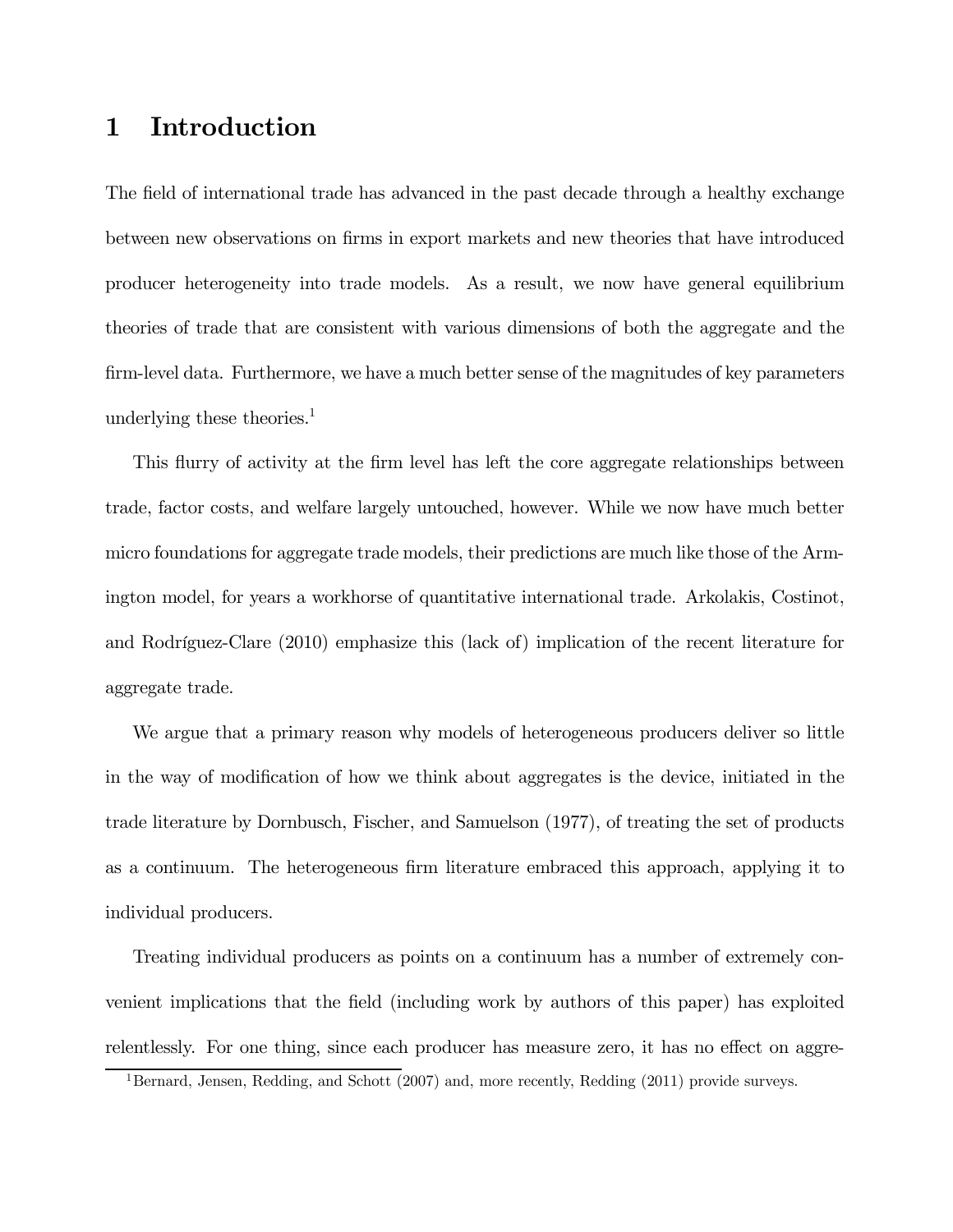# 1 Introduction

The field of international trade has advanced in the past decade through a healthy exchange between new observations on firms in export markets and new theories that have introduced producer heterogeneity into trade models. As a result, we now have general equilibrium theories of trade that are consistent with various dimensions of both the aggregate and the firm-level data. Furthermore, we have a much better sense of the magnitudes of key parameters underlying these theories.[1]

This flurry of activity at the firm level has left the core aggregate relationships between trade, factor costs, and welfare largely untouched, however. While we now have much better micro foundations for aggregate trade models, their predictions are much like those of the Armington model, for years a workhorse of quantitative international trade. Arkolakis, Costinot, and Rodríguez-Clare (2010) emphasize this (lack of) implication of the recent literature for aggregate trade.

We argue that a primary reason why models of heterogeneous producers deliver so little in the way of modification of how we think about aggregates is the device, initiated in the trade literature by Dornbusch, Fischer, and Samuelson (1977), of treating the set of products as a continuum. The heterogeneous firm literature embraced this approach, applying it to individual producers.

Treating individual producers as points on a continuum has a number of extremely convenient implications that the field (including work by authors of this paper) has exploited relentlessly. For one thing, since each producer has measure zero, it has no effect on aggre-

[1] Bernard, Jensen, Redding, and Schott (2007) and, more recently, Redding (2011) provide surveys.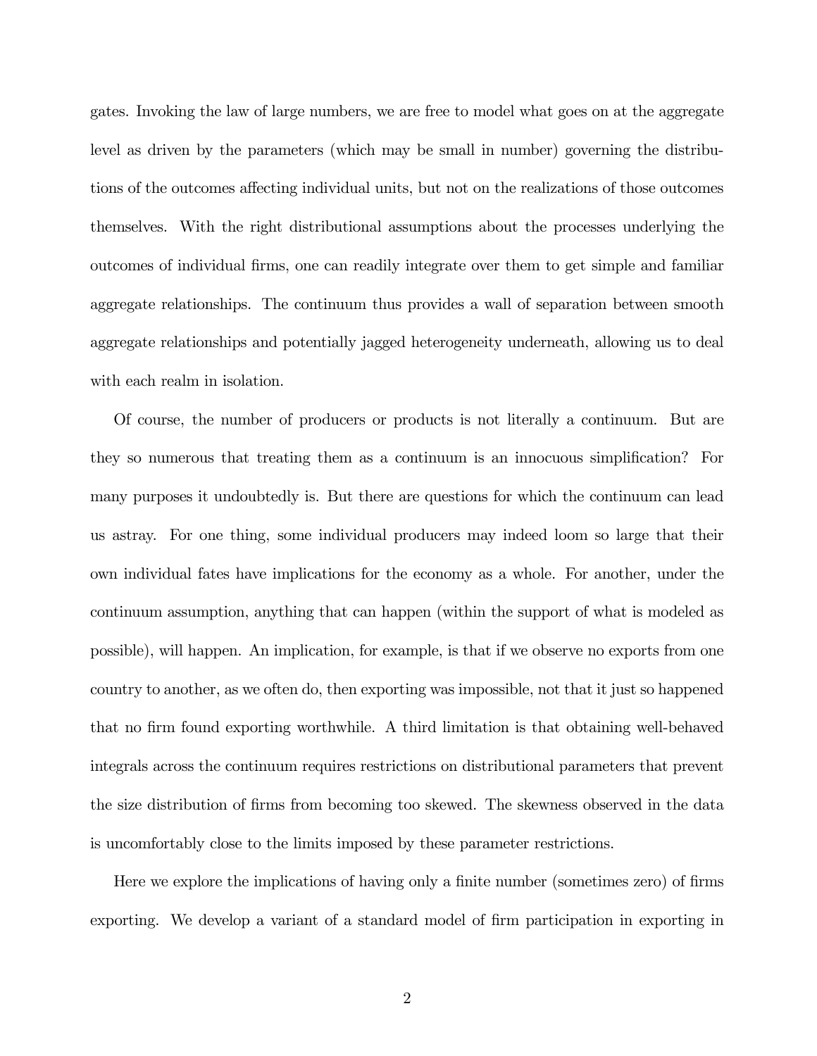gates. Invoking the law of large numbers, we are free to model what goes on at the aggregate level as driven by the parameters (which may be small in number) governing the distributions of the outcomes affecting individual units, but not on the realizations of those outcomes themselves. With the right distributional assumptions about the processes underlying the outcomes of individual firms, one can readily integrate over them to get simple and familiar aggregate relationships. The continuum thus provides a wall of separation between smooth aggregate relationships and potentially jagged heterogeneity underneath, allowing us to deal with each realm in isolation.

Of course, the number of producers or products is not literally a continuum. But are they so numerous that treating them as a continuum is an innocuous simplification? For many purposes it undoubtedly is. But there are questions for which the continuum can lead us astray. For one thing, some individual producers may indeed loom so large that their own individual fates have implications for the economy as a whole. For another, under the continuum assumption, anything that can happen (within the support of what is modeled as possible), will happen. An implication, for example, is that if we observe no exports from one country to another, as we often do, then exporting was impossible, not that it just so happened that no firm found exporting worthwhile. A third limitation is that obtaining well-behaved integrals across the continuum requires restrictions on distributional parameters that prevent the size distribution of firms from becoming too skewed. The skewness observed in the data is uncomfortably close to the limits imposed by these parameter restrictions.

Here we explore the implications of having only a finite number (sometimes zero) of firms exporting. We develop a variant of a standard model of firm participation in exporting in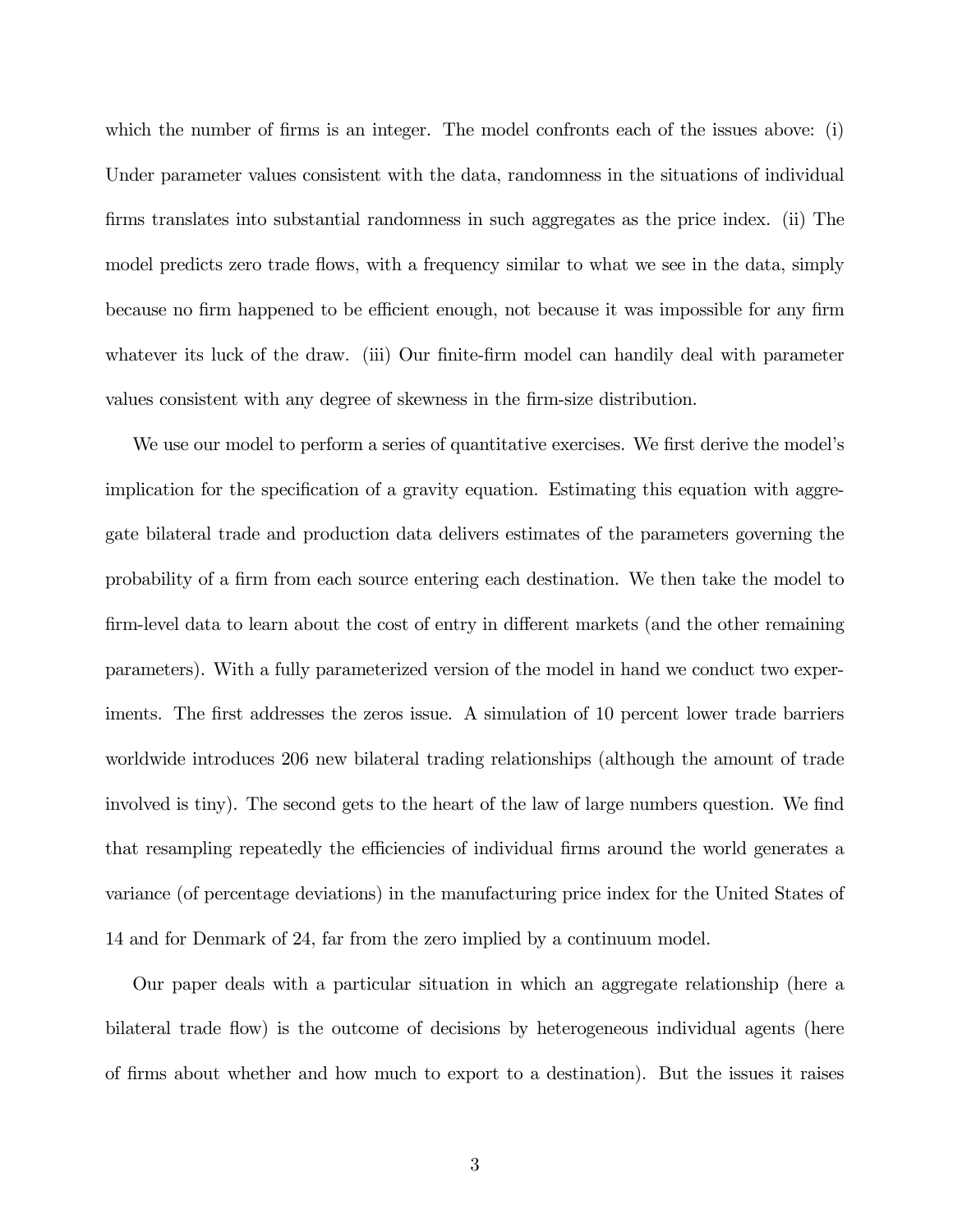which the number of firms is an integer. The model confronts each of the issues above: (i) Under parameter values consistent with the data, randomness in the situations of individual firms translates into substantial randomness in such aggregates as the price index. (ii) The model predicts zero trade flows, with a frequency similar to what we see in the data, simply because no firm happened to be efficient enough, not because it was impossible for any firm whatever its luck of the draw. (iii) Our finite-firm model can handily deal with parameter values consistent with any degree of skewness in the firm-size distribution.

We use our model to perform a series of quantitative exercises. We first derive the model's implication for the specification of a gravity equation. Estimating this equation with aggregate bilateral trade and production data delivers estimates of the parameters governing the probability of a firm from each source entering each destination. We then take the model to firm-level data to learn about the cost of entry in different markets (and the other remaining parameters). With a fully parameterized version of the model in hand we conduct two experiments. The first addresses the zeros issue. A simulation of 10 percent lower trade barriers worldwide introduces 206 new bilateral trading relationships (although the amount of trade involved is tiny). The second gets to the heart of the law of large numbers question. We find that resampling repeatedly the efficiencies of individual firms around the world generates a variance (of percentage deviations) in the manufacturing price index for the United States of 14 and for Denmark of 24, far from the zero implied by a continuum model.

Our paper deals with a particular situation in which an aggregate relationship (here a bilateral trade flow) is the outcome of decisions by heterogeneous individual agents (here of firms about whether and how much to export to a destination). But the issues it raises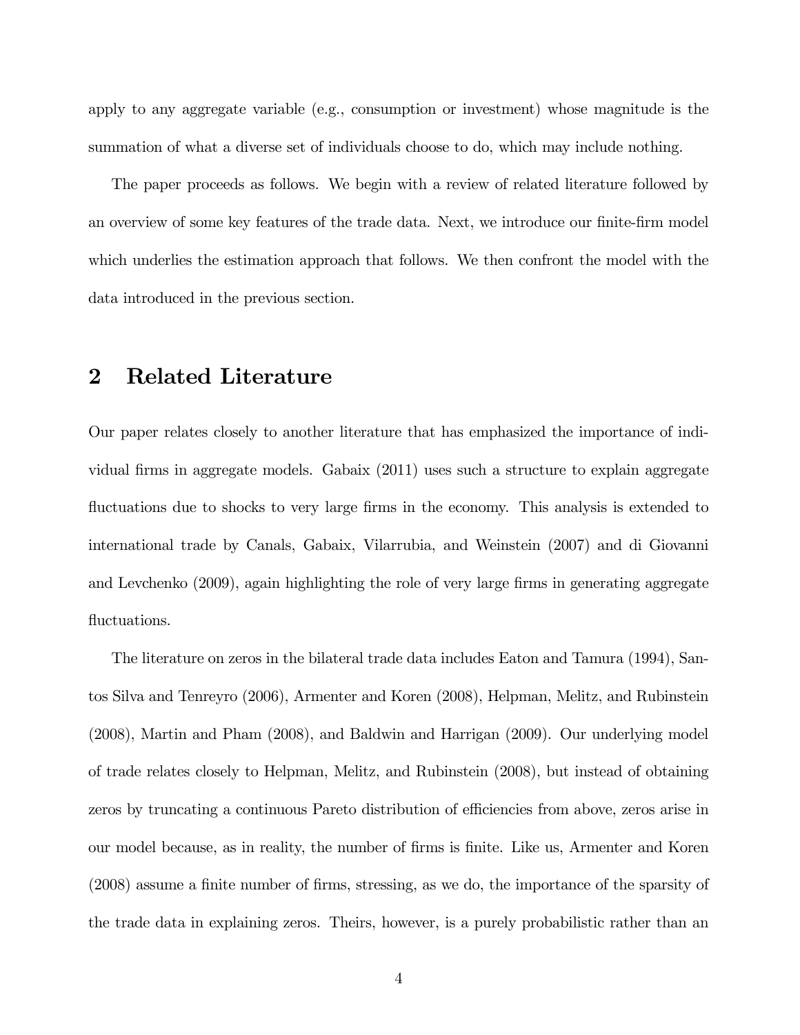apply to any aggregate variable (e.g., consumption or investment) whose magnitude is the summation of what a diverse set of individuals choose to do, which may include nothing.

The paper proceeds as follows. We begin with a review of related literature followed by an overview of some key features of the trade data. Next, we introduce our finite-firm model which underlies the estimation approach that follows. We then confront the model with the data introduced in the previous section.

## 2 Related Literature

Our paper relates closely to another literature that has emphasized the importance of individual firms in aggregate models. Gabaix (2011) uses such a structure to explain aggregate fluctuations due to shocks to very large firms in the economy. This analysis is extended to international trade by Canals, Gabaix, Vilarrubia, and Weinstein (2007) and di Giovanni and Levchenko (2009), again highlighting the role of very large firms in generating aggregate fluctuations.

The literature on zeros in the bilateral trade data includes Eaton and Tamura (1994), Santos Silva and Tenreyro (2006), Armenter and Koren (2008), Helpman, Melitz, and Rubinstein (2008), Martin and Pham (2008), and Baldwin and Harrigan (2009). Our underlying model of trade relates closely to Helpman, Melitz, and Rubinstein (2008), but instead of obtaining zeros by truncating a continuous Pareto distribution of efficiencies from above, zeros arise in our model because, as in reality, the number of firms is finite. Like us, Armenter and Koren (2008) assume a finite number of firms, stressing, as we do, the importance of the sparsity of the trade data in explaining zeros. Theirs, however, is a purely probabilistic rather than an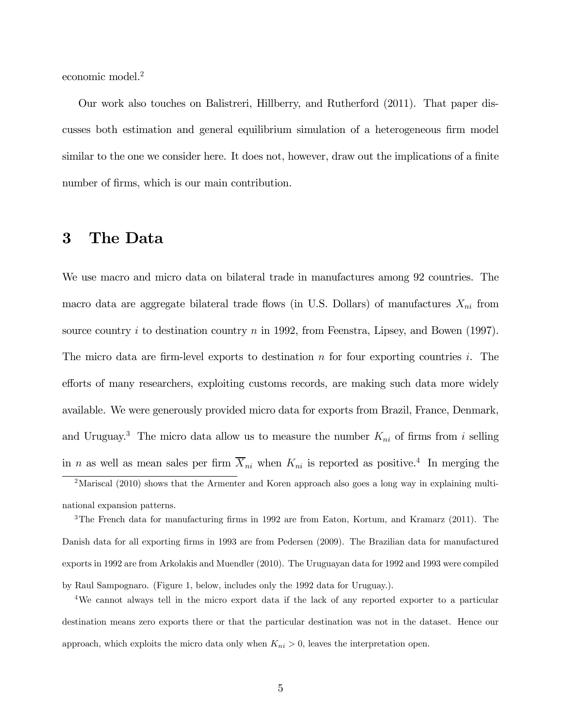economic model.[2]

Our work also touches on Balistreri, Hillberry, and Rutherford (2011). That paper discusses both estimation and general equilibrium simulation of a heterogeneous firm model similar to the one we consider here. It does not, however, draw out the implications of a finite number of firms, which is our main contribution.

# 3 The Data

We use macro and micro data on bilateral trade in manufactures among 92 countries. The macro data are aggregate bilateral trade flows (in U.S. Dollars) of manufactures $X_{ni}$ from source country $i$ to destination country $n$ in 1992, from Feenstra, Lipsey, and Bowen (1997). The micro data are firm-level exports to destination $n$ for four exporting countries $i$. The efforts of many researchers, exploiting customs records, are making such data more widely available. We were generously provided micro data for exports from Brazil, France, Denmark, and Uruguay.[3] The micro data allow us to measure the number $K_{ni}$ of firms from $i$ selling in $n$ as well as mean sales per firm $\overline{X}_{ni}$ when $K_{ni}$ is reported as positive.[4] In merging the

[2] Mariscal (2010) shows that the Armenter and Koren approach also goes a long way in explaining multinational expansion patterns.

[3] The French data for manufacturing firms in 1992 are from Eaton, Kortum, and Kramarz (2011). The Danish data for all exporting firms in 1993 are from Pedersen (2009). The Brazilian data for manufactured exports in 1992 are from Arkolakis and Muendler (2010). The Uruguayan data for 1992 and 1993 were compiled by Raul Sampognaro. (Figure 1, below, includes only the 1992 data for Uruguay.).

[4] We cannot always tell in the micro export data if the lack of any reported exporter to a particular destination means zero exports there or that the particular destination was not in the dataset. Hence our approach, which exploits the micro data only when $K_{ni} > 0$, leaves the interpretation open.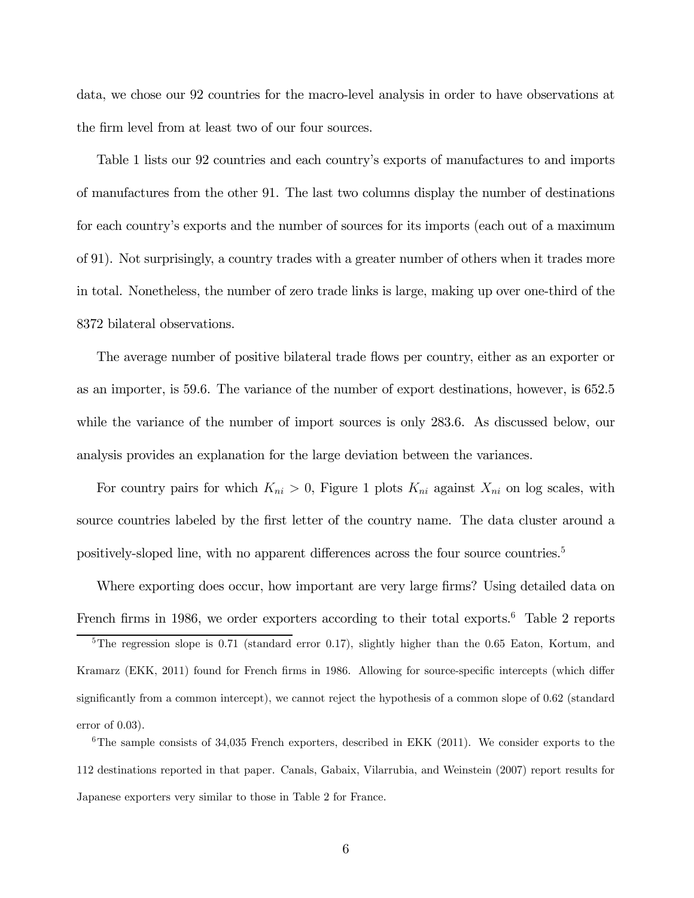data, we chose our 92 countries for the macro-level analysis in order to have observations at the firm level from at least two of our four sources.

Table 1 lists our 92 countries and each country's exports of manufactures to and imports of manufactures from the other 91. The last two columns display the number of destinations for each country's exports and the number of sources for its imports (each out of a maximum of 91). Not surprisingly, a country trades with a greater number of others when it trades more in total. Nonetheless, the number of zero trade links is large, making up over one-third of the 8372 bilateral observations.

The average number of positive bilateral trade flows per country, either as an exporter or as an importer, is 59.6. The variance of the number of export destinations, however, is 652.5 while the variance of the number of import sources is only 283.6. As discussed below, our analysis provides an explanation for the large deviation between the variances.

For country pairs for which $K_{ni} > 0$, Figure 1 plots $K_{ni}$ against $X_{ni}$ on log scales, with source countries labeled by the first letter of the country name. The data cluster around a positively-sloped line, with no apparent differences across the four source countries.[5]

Where exporting does occur, how important are very large firms? Using detailed data on French firms in 1986, we order exporters according to their total exports.[6] Table 2 reports

---

[5] The regression slope is 0.71 (standard error 0.17), slightly higher than the 0.65 Eaton, Kortum, and Kramarz (EKK, 2011) found for French firms in 1986. Allowing for source-specific intercepts (which differ significantly from a common intercept), we cannot reject the hypothesis of a common slope of 0.62 (standard error of 0.03).

[6] The sample consists of 34,035 French exporters, described in EKK (2011). We consider exports to the 112 destinations reported in that paper. Canals, Gabaix, Vilarrubia, and Weinstein (2007) report results for Japanese exporters very similar to those in Table 2 for France.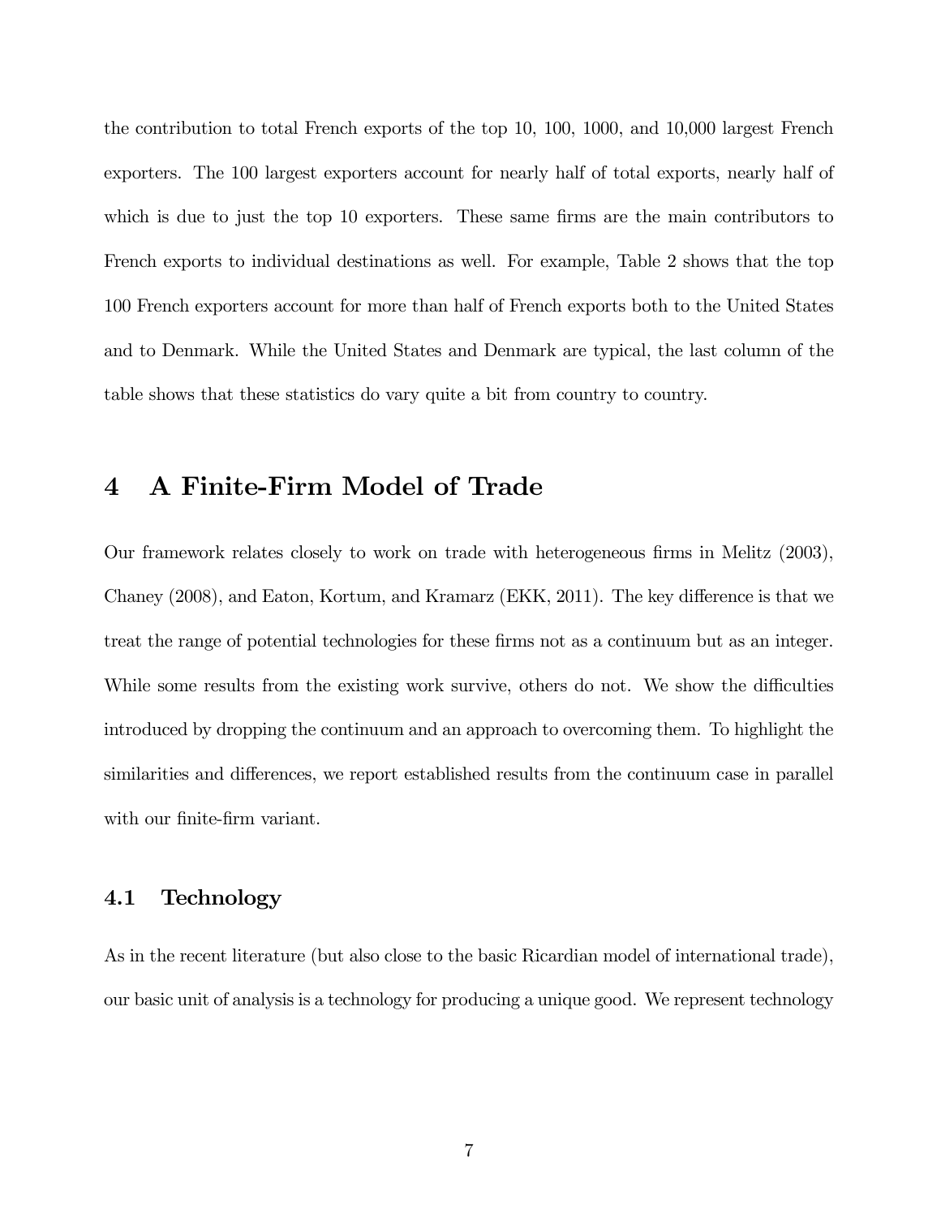the contribution to total French exports of the top 10, 100, 1000, and 10,000 largest French exporters. The 100 largest exporters account for nearly half of total exports, nearly half of which is due to just the top 10 exporters. These same firms are the main contributors to French exports to individual destinations as well. For example, Table 2 shows that the top 100 French exporters account for more than half of French exports both to the United States and to Denmark. While the United States and Denmark are typical, the last column of the table shows that these statistics do vary quite a bit from country to country.

# 4 A Finite-Firm Model of Trade

Our framework relates closely to work on trade with heterogeneous firms in Melitz (2003), Chaney (2008), and Eaton, Kortum, and Kramarz (EKK, 2011). The key difference is that we treat the range of potential technologies for these firms not as a continuum but as an integer. While some results from the existing work survive, others do not. We show the difficulties introduced by dropping the continuum and an approach to overcoming them. To highlight the similarities and differences, we report established results from the continuum case in parallel with our finite-firm variant.

## 4.1 Technology

As in the recent literature (but also close to the basic Ricardian model of international trade), our basic unit of analysis is a technology for producing a unique good. We represent technology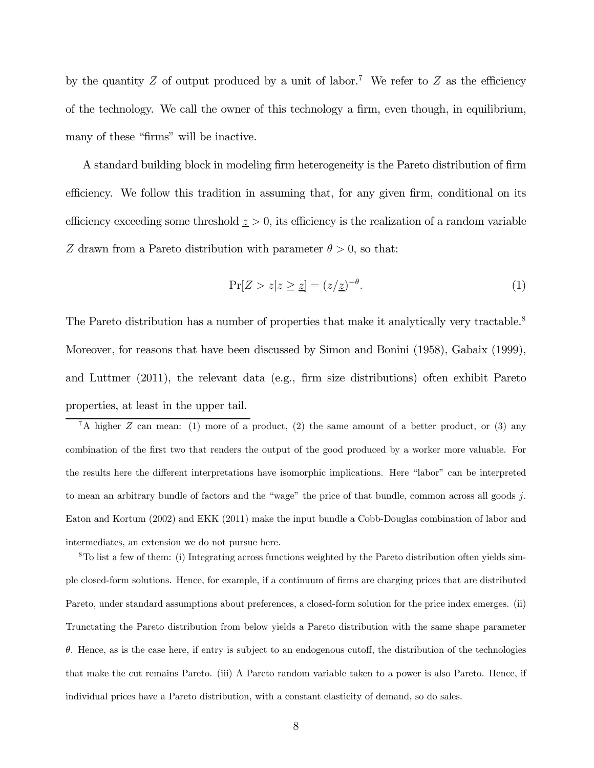by the quantity $Z$ of output produced by a unit of labor.[7] We refer to $Z$ as the efficiency of the technology. We call the owner of this technology a firm, even though, in equilibrium, many of these "firms" will be inactive.

A standard building block in modeling firm heterogeneity is the Pareto distribution of firm efficiency. We follow this tradition in assuming that, for any given firm, conditional on its efficiency exceeding some threshold $\underline{z} > 0$, its efficiency is the realization of a random variable $Z$ drawn from a Pareto distribution with parameter $\theta > 0$, so that:

$$\Pr[Z > z | z \geq \underline{z}] = (z/\underline{z})^{-\theta}. \tag{1}$$

The Pareto distribution has a number of properties that make it analytically very tractable.[8] Moreover, for reasons that have been discussed by Simon and Bonini (1958), Gabaix (1999), and Luttmer (2011), the relevant data (e.g., firm size distributions) often exhibit Pareto properties, at least in the upper tail.

[7] A higher $Z$ can mean: (1) more of a product, (2) the same amount of a better product, or (3) any combination of the first two that renders the output of the good produced by a worker more valuable. For the results here the different interpretations have isomorphic implications. Here "labor" can be interpreted to mean an arbitrary bundle of factors and the "wage" the price of that bundle, common across all goods $j$. Eaton and Kortum (2002) and EKK (2011) make the input bundle a Cobb-Douglas combination of labor and intermediates, an extension we do not pursue here.

[8] To list a few of them: (i) Integrating across functions weighted by the Pareto distribution often yields simple closed-form solutions. Hence, for example, if a continuum of firms are charging prices that are distributed Pareto, under standard assumptions about preferences, a closed-form solution for the price index emerges. (ii) Truncating the Pareto distribution from below yields a Pareto distribution with the same shape parameter $\theta$. Hence, as is the case here, if entry is subject to an endogenous cutoff, the distribution of the technologies that make the cut remains Pareto. (iii) A Pareto random variable taken to a power is also Pareto. Hence, if individual prices have a Pareto distribution, with a constant elasticity of demand, so do sales.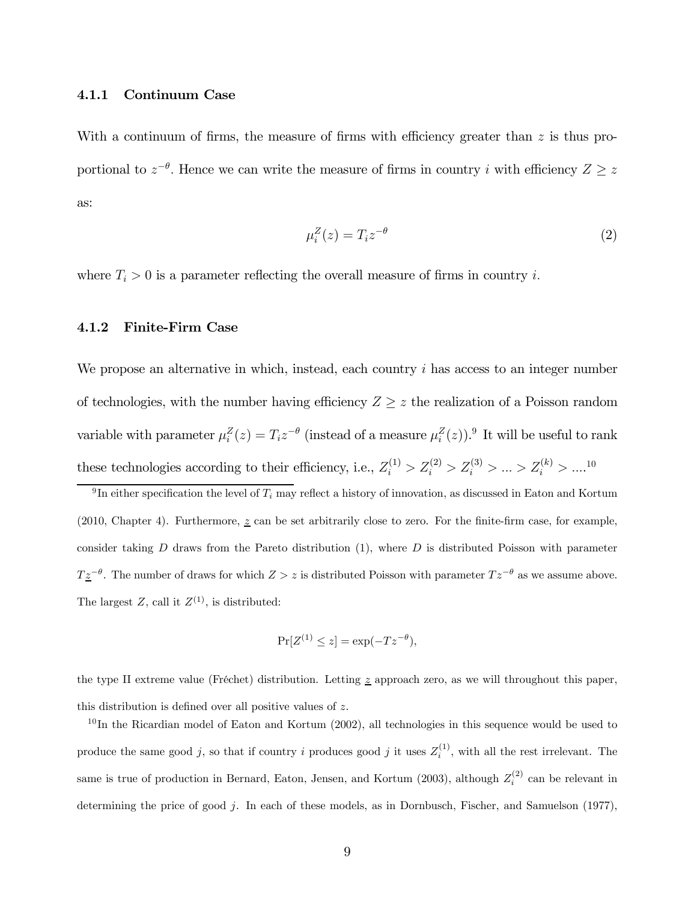#### 4.1.1 Continuum Case

With a continuum of firms, the measure of firms with efficiency greater than $z$ is thus proportional to $z^{-\theta}$. Hence we can write the measure of firms in country $i$ with efficiency $Z \geq z$ as:

$$\mu_i^Z(z) = T_i z^{-\theta} \tag{2}$$

where $T_i > 0$ is a parameter reflecting the overall measure of firms in country $i$.

#### 4.1.2 Finite-Firm Case

We propose an alternative in which, instead, each country $i$ has access to an integer number of technologies, with the number having efficiency $Z \geq z$ the realization of a Poisson random variable with parameter $\mu_i^Z(z) = T_i z^{-\theta}$ (instead of a measure $\mu_i^Z(z)$).[9] It will be useful to rank these technologies according to their efficiency, i.e., $Z_i^{(1)} > Z_i^{(2)} > Z_i^{(3)} > ... > Z_i^{(k)} > ....$[10]

---

[9] In either specification the level of $T_i$ may reflect a history of innovation, as discussed in Eaton and Kortum (2010, Chapter 4). Furthermore, $\underline{z}$ can be set arbitrarily close to zero. For the finite-firm case, for example, consider taking $D$ draws from the Pareto distribution (1), where $D$ is distributed Poisson with parameter $T\underline{z}^{-\theta}$. The number of draws for which $Z > z$ is distributed Poisson with parameter $Tz^{-\theta}$ as we assume above. The largest $Z$, call it $Z^{(1)}$, is distributed:

$$\Pr[Z^{(1)} \leq z] = \exp(-Tz^{-\theta}),$$

the type II extreme value (Fréchet) distribution. Letting $\underline{z}$ approach zero, as we will throughout this paper, this distribution is defined over all positive values of $z$.

[10] In the Ricardian model of Eaton and Kortum (2002), all technologies in this sequence would be used to produce the same good $j$, so that if country $i$ produces good $j$ it uses $Z_i^{(1)}$, with all the rest irrelevant. The same is true of production in Bernard, Eaton, Jensen, and Kortum (2003), although $Z_i^{(2)}$ can be relevant in determining the price of good $j$. In each of these models, as in Dornbusch, Fischer, and Samuelson (1977),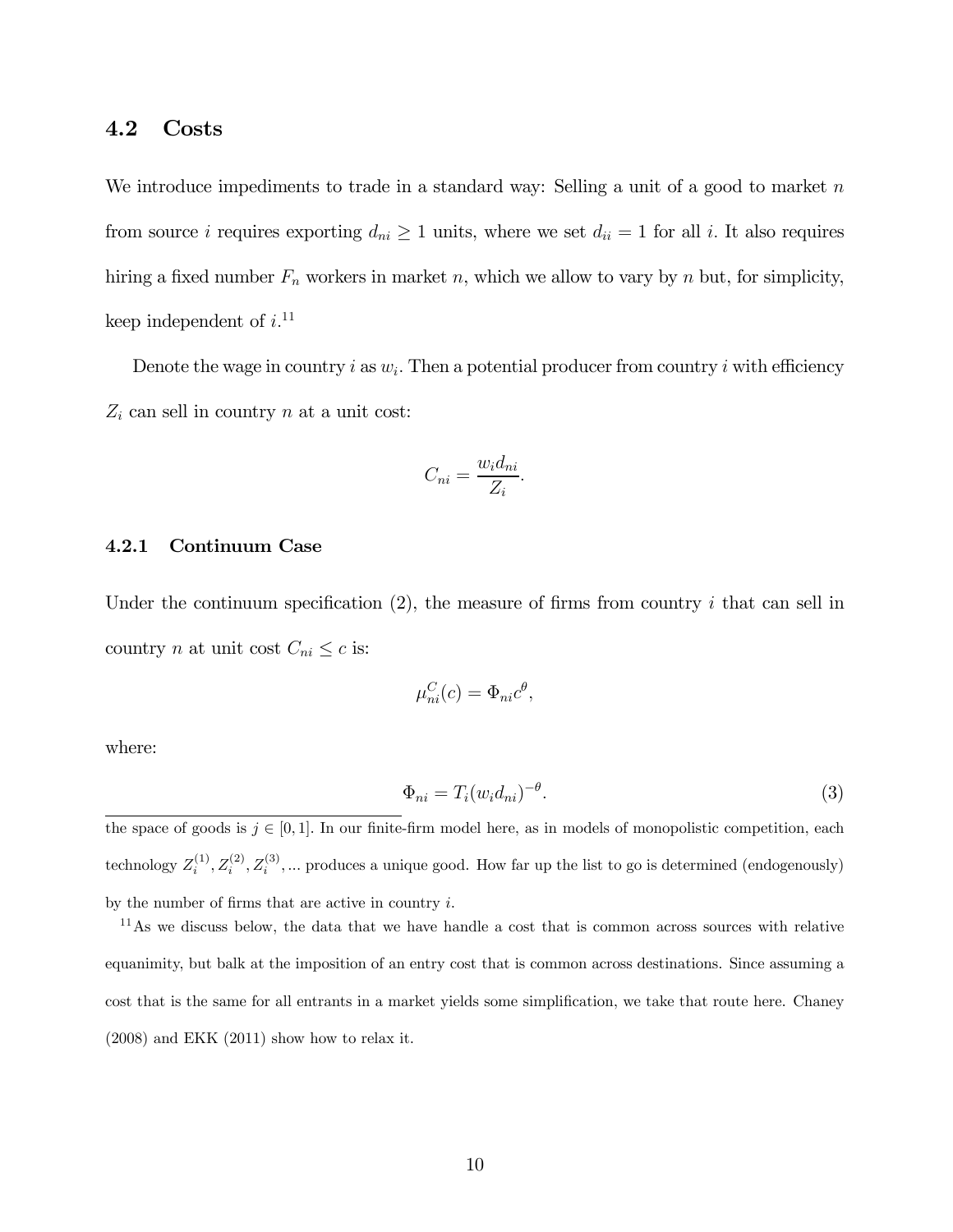## 4.2 Costs

We introduce impediments to trade in a standard way: Selling a unit of a good to market $n$ from source $i$ requires exporting $d_{ni} \geq 1$ units, where we set $d_{ii} = 1$ for all $i$. It also requires hiring a fixed number $F_n$ workers in market $n$, which we allow to vary by $n$ but, for simplicity, keep independent of $i$.[11]

Denote the wage in country $i$ as $w_i$. Then a potential producer from country $i$ with efficiency $Z_i$ can sell in country $n$ at a unit cost:

$$C_{ni} = \frac{w_i d_{ni}}{Z_i}.$$

### 4.2.1 Continuum Case

Under the continuum specification (2), the measure of firms from country $i$ that can sell in country $n$ at unit cost $C_{ni} \leq c$ is:

$$\mu_{ni}^C(c) = \Phi_{ni} c^{\theta},$$

where:

$$\Phi_{ni} = T_i (w_i d_{ni})^{-\theta}. \tag{3}$$

---

the space of goods is $j \in [0, 1]$. In our finite-firm model here, as in models of monopolistic competition, each technology $Z_i^{(1)}, Z_i^{(2)}, Z_i^{(3)}, \ldots$ produces a unique good. How far up the list to go is determined (endogenously) by the number of firms that are active in country $i$.

[11] As we discuss below, the data that we have handle a cost that is common across sources with relative equanimity, but balk at the imposition of an entry cost that is common across destinations. Since assuming a cost that is the same for all entrants in a market yields some simplification, we take that route here. Chaney (2008) and EKK (2011) show how to relax it.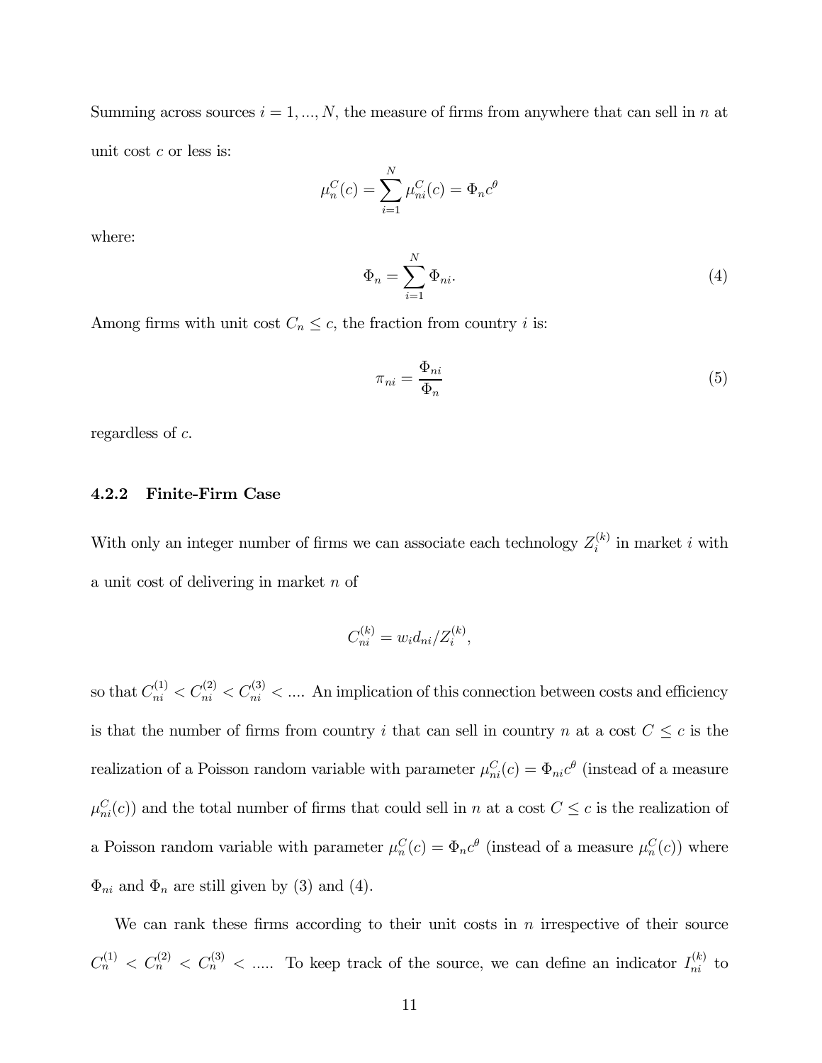Summing across sources $i = 1, ..., N$, the measure of firms from anywhere that can sell in $n$ at unit cost $c$ or less is:

$$\mu_n^C(c) = \sum_{i=1}^{N} \mu_{ni}^C(c) = \Phi_n c^\theta$$

where:

$$\Phi_n = \sum_{i=1}^{N} \Phi_{ni}. \tag{4}$$

Among firms with unit cost $C_n \leq c$, the fraction from country $i$ is:

$$\pi_{ni} = \frac{\Phi_{ni}}{\Phi_n} \tag{5}$$

regardless of $c$.

#### 4.2.2 Finite-Firm Case

With only an integer number of firms we can associate each technology $Z_i^{(k)}$ in market $i$ with a unit cost of delivering in market $n$ of

$$C_{ni}^{(k)} = w_i d_{ni} / Z_i^{(k)},$$

so that $C_{ni}^{(1)} < C_{ni}^{(2)} < C_{ni}^{(3)} < ....$ An implication of this connection between costs and efficiency is that the number of firms from country $i$ that can sell in country $n$ at a cost $C \leq c$ is the realization of a Poisson random variable with parameter $\mu_{ni}^C(c) = \Phi_{ni} c^\theta$ (instead of a measure $\mu_{ni}^C(c)$) and the total number of firms that could sell in $n$ at a cost $C \leq c$ is the realization of a Poisson random variable with parameter $\mu_n^C(c) = \Phi_n c^\theta$ (instead of a measure $\mu_n^C(c)$) where $\Phi_{ni}$ and $\Phi_n$ are still given by (3) and (4).

We can rank these firms according to their unit costs in $n$ irrespective of their source $C_n^{(1)} < C_n^{(2)} < C_n^{(3)} < .....$ To keep track of the source, we can define an indicator $I_{ni}^{(k)}$ to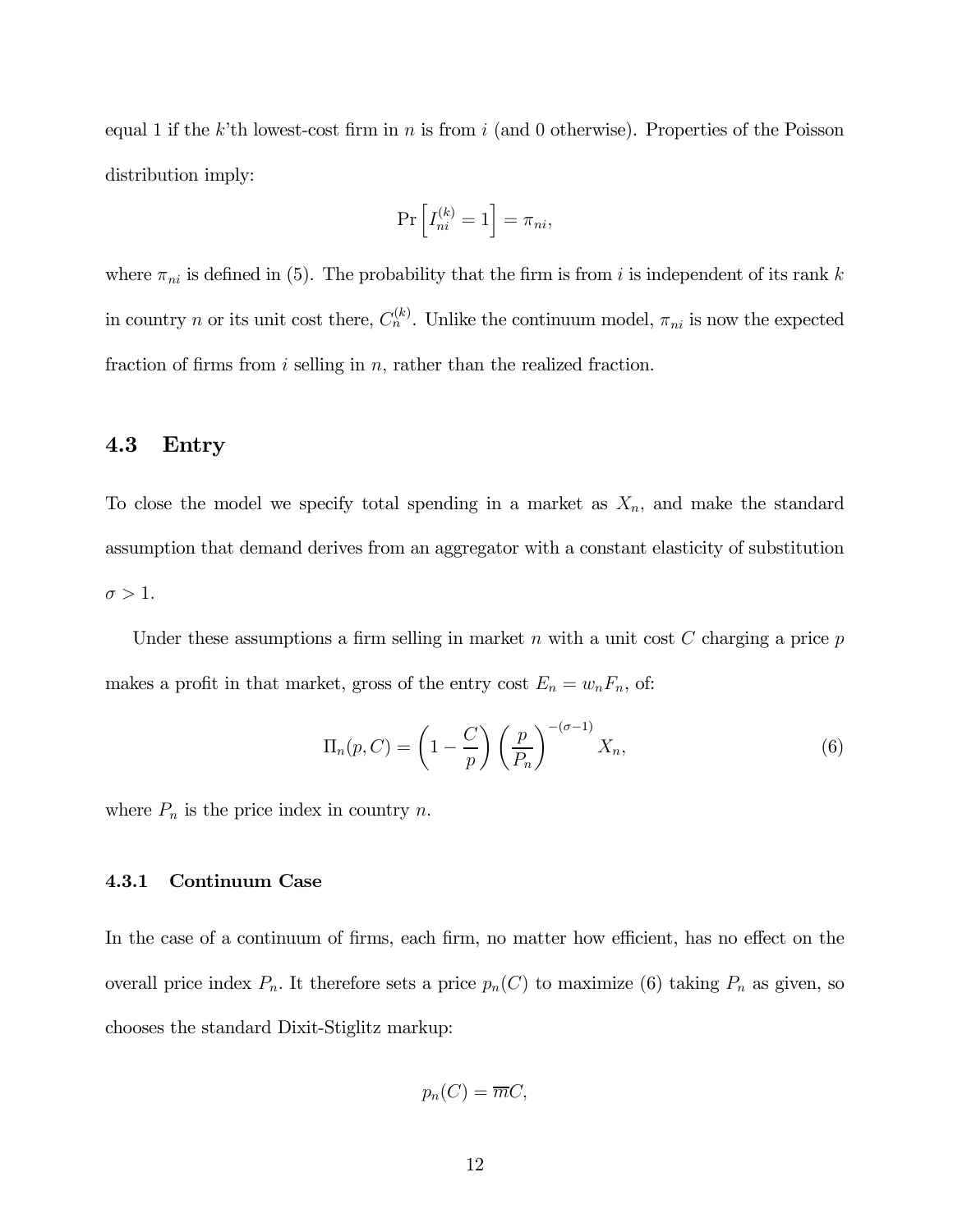equal 1 if the $k$'th lowest-cost firm in $n$ is from $i$ (and 0 otherwise). Properties of the Poisson distribution imply:

$$\Pr\left[I_{ni}^{(k)} = 1\right] = \pi_{ni},$$

where $\pi_{ni}$ is defined in (5). The probability that the firm is from $i$ is independent of its rank $k$ in country $n$ or its unit cost there, $C_n^{(k)}$. Unlike the continuum model, $\pi_{ni}$ is now the expected fraction of firms from $i$ selling in $n$, rather than the realized fraction.

### 4.3 Entry

To close the model we specify total spending in a market as $X_n$, and make the standard assumption that demand derives from an aggregator with a constant elasticity of substitution $\sigma > 1$.

Under these assumptions a firm selling in market $n$ with a unit cost $C$ charging a price $p$ makes a profit in that market, gross of the entry cost $E_n = w_n F_n$, of:

$$\Pi_n(p, C) = \left(1 - \frac{C}{p}\right)\left(\frac{p}{P_n}\right)^{-(\sigma-1)} X_n, \tag{6}$$

where $P_n$ is the price index in country $n$.

#### 4.3.1 Continuum Case

In the case of a continuum of firms, each firm, no matter how efficient, has no effect on the overall price index $P_n$. It therefore sets a price $p_n(C)$ to maximize (6) taking $P_n$ as given, so chooses the standard Dixit-Stiglitz markup:

$$p_n(C) = \overline{m}C,$$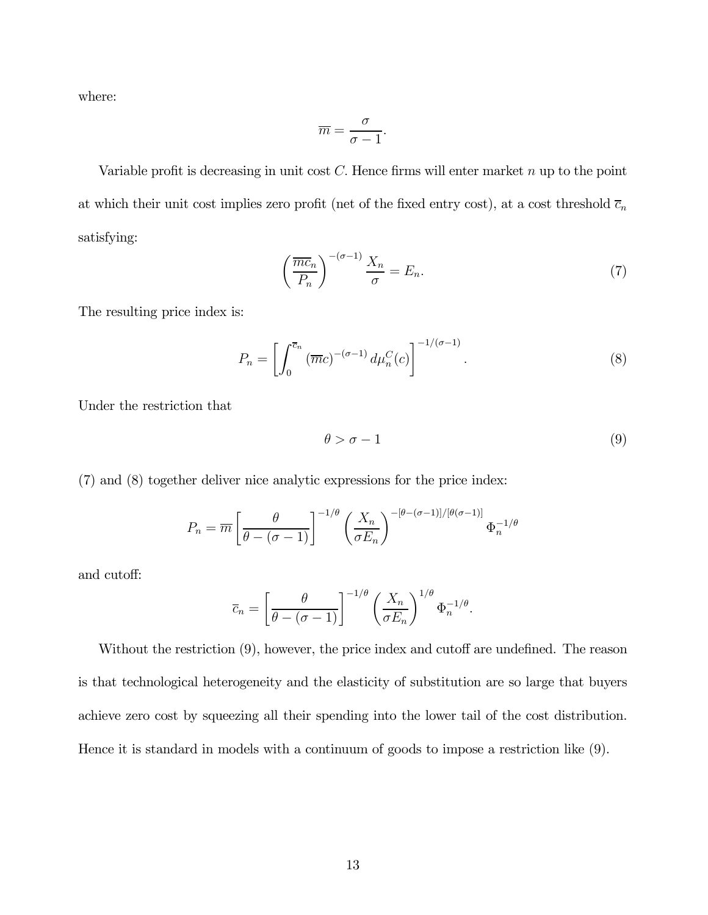where:

$$\overline{m} = \frac{\sigma}{\sigma - 1}.$$

Variable profit is decreasing in unit cost $C$. Hence firms will enter market $n$ up to the point at which their unit cost implies zero profit (net of the fixed entry cost), at a cost threshold $\overline{c}_n$ satisfying:

$$\left(\frac{\overline{m}\overline{c}_n}{P_n}\right)^{-(\sigma-1)} \frac{X_n}{\sigma} = E_n. \tag{7}$$

The resulting price index is:

$$P_n = \left[\int_0^{\overline{c}_n} (\overline{m}c)^{-(\sigma-1)}\, d\mu_n^C(c)\right]^{-1/(\sigma-1)}. \tag{8}$$

Under the restriction that

$$\theta > \sigma - 1 \tag{9}$$

(7) and (8) together deliver nice analytic expressions for the price index:

$$P_n = \overline{m}\left[\frac{\theta}{\theta - (\sigma - 1)}\right]^{-1/\theta} \left(\frac{X_n}{\sigma E_n}\right)^{-[\theta-(\sigma-1)]/[\theta(\sigma-1)]} \Phi_n^{-1/\theta}$$

and cutoff:

$$\overline{c}_n = \left[\frac{\theta}{\theta - (\sigma - 1)}\right]^{-1/\theta} \left(\frac{X_n}{\sigma E_n}\right)^{1/\theta} \Phi_n^{-1/\theta}.$$

Without the restriction (9), however, the price index and cutoff are undefined. The reason is that technological heterogeneity and the elasticity of substitution are so large that buyers achieve zero cost by squeezing all their spending into the lower tail of the cost distribution. Hence it is standard in models with a continuum of goods to impose a restriction like (9).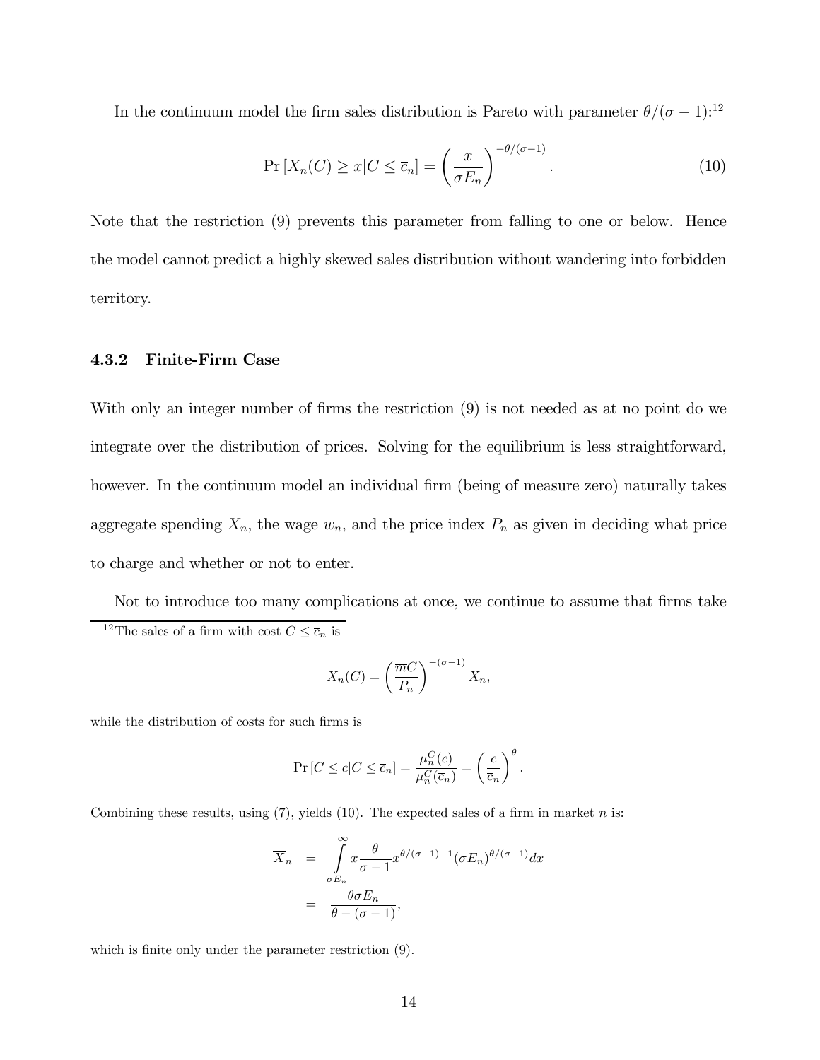In the continuum model the firm sales distribution is Pareto with parameter $\theta/(\sigma-1)$:[12]

$$\Pr\left[X_n(C) \geq x | C \leq \overline{c}_n\right] = \left(\frac{x}{\sigma E_n}\right)^{-\theta/(\sigma-1)}. \tag{10}$$

Note that the restriction (9) prevents this parameter from falling to one or below. Hence the model cannot predict a highly skewed sales distribution without wandering into forbidden territory.

### 4.3.2 Finite-Firm Case

With only an integer number of firms the restriction (9) is not needed as at no point do we integrate over the distribution of prices. Solving for the equilibrium is less straightforward, however. In the continuum model an individual firm (being of measure zero) naturally takes aggregate spending $X_n$, the wage $w_n$, and the price index $P_n$ as given in deciding what price to charge and whether or not to enter.

Not to introduce too many complications at once, we continue to assume that firms take

---

[12] The sales of a firm with cost $C \leq \overline{c}_n$ is

$$X_n(C) = \left(\frac{\overline{m}C}{P_n}\right)^{-(\sigma-1)} X_n,$$

while the distribution of costs for such firms is

$$\Pr\left[C \leq c | C \leq \overline{c}_n\right] = \frac{\mu_n^C(c)}{\mu_n^C(\overline{c}_n)} = \left(\frac{c}{\overline{c}_n}\right)^{\theta}.$$

Combining these results, using (7), yields (10). The expected sales of a firm in market $n$ is:

$$\begin{aligned}
\overline{X}_n &= \int_{\sigma E_n}^{\infty} x \frac{\theta}{\sigma-1} x^{\theta/(\sigma-1)-1} (\sigma E_n)^{\theta/(\sigma-1)} dx \\
&= \frac{\theta \sigma E_n}{\theta - (\sigma - 1)},
\end{aligned}$$

which is finite only under the parameter restriction (9).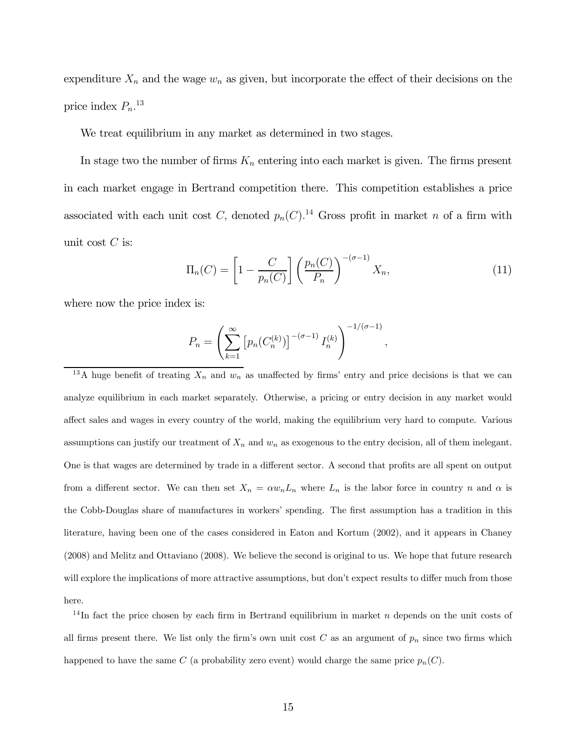expenditure $X_n$ and the wage $w_n$ as given, but incorporate the effect of their decisions on the price index $P_n$.[13]

We treat equilibrium in any market as determined in two stages.

In stage two the number of firms $K_n$ entering into each market is given. The firms present in each market engage in Bertrand competition there. This competition establishes a price associated with each unit cost $C$, denoted $p_n(C)$.[14] Gross profit in market $n$ of a firm with unit cost $C$ is:

$$\Pi_n(C) = \left[1 - \frac{C}{p_n(C)}\right] \left(\frac{p_n(C)}{P_n}\right)^{-(\sigma-1)} X_n, \tag{11}$$

where now the price index is:

$$P_n = \left( \sum_{k=1}^{\infty} \left[ p_n(C_n^{(k)}) \right]^{-(\sigma-1)} I_n^{(k)} \right)^{-1/(\sigma-1)},$$

[13] A huge benefit of treating $X_n$ and $w_n$ as unaffected by firms' entry and price decisions is that we can analyze equilibrium in each market separately. Otherwise, a pricing or entry decision in any market would affect sales and wages in every country of the world, making the equilibrium very hard to compute. Various assumptions can justify our treatment of $X_n$ and $w_n$ as exogenous to the entry decision, all of them inelegant. One is that wages are determined by trade in a different sector. A second that profits are all spent on output from a different sector. We can then set $X_n = \alpha w_n L_n$ where $L_n$ is the labor force in country $n$ and $\alpha$ is the Cobb-Douglas share of manufactures in workers' spending. The first assumption has a tradition in this literature, having been one of the cases considered in Eaton and Kortum (2002), and it appears in Chaney (2008) and Melitz and Ottaviano (2008). We believe the second is original to us. We hope that future research will explore the implications of more attractive assumptions, but don't expect results to differ much from those here.

[14] In fact the price chosen by each firm in Bertrand equilibrium in market $n$ depends on the unit costs of all firms present there. We list only the firm's own unit cost $C$ as an argument of $p_n$ since two firms which happened to have the same $C$ (a probability zero event) would charge the same price $p_n(C)$.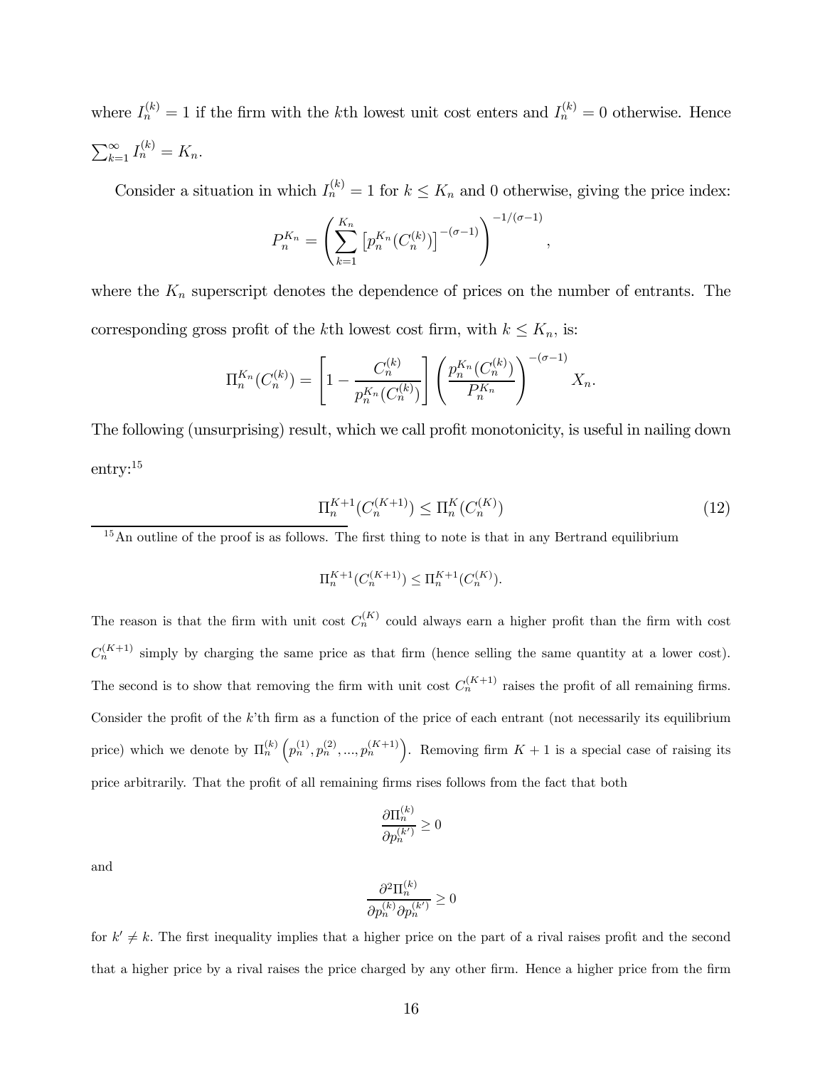where $I_n^{(k)} = 1$ if the firm with the $k$th lowest unit cost enters and $I_n^{(k)} = 0$ otherwise. Hence $\sum_{k=1}^{\infty} I_n^{(k)} = K_n$.

Consider a situation in which $I_n^{(k)} = 1$ for $k \leq K_n$ and 0 otherwise, giving the price index:

$$P_n^{K_n} = \left( \sum_{k=1}^{K_n} \left[ p_n^{K_n}(C_n^{(k)}) \right]^{-(\sigma-1)} \right)^{-1/(\sigma-1)},$$

where the $K_n$ superscript denotes the dependence of prices on the number of entrants. The corresponding gross profit of the $k$th lowest cost firm, with $k \leq K_n$, is:

$$\Pi_n^{K_n}(C_n^{(k)}) = \left[ 1 - \frac{C_n^{(k)}}{p_n^{K_n}(C_n^{(k)})} \right] \left( \frac{p_n^{K_n}(C_n^{(k)})}{P_n^{K_n}} \right)^{-(\sigma-1)} X_n.$$

The following (unsurprising) result, which we call profit monotonicity, is useful in nailing down entry:[15]

$$\Pi_n^{K+1}(C_n^{(K+1)}) \leq \Pi_n^K(C_n^{(K)}) \tag{12}$$

[15] An outline of the proof is as follows. The first thing to note is that in any Bertrand equilibrium

$$\Pi_n^{K+1}(C_n^{(K+1)}) \leq \Pi_n^{K+1}(C_n^{(K)}).$$

The reason is that the firm with unit cost $C_n^{(K)}$ could always earn a higher profit than the firm with cost $C_n^{(K+1)}$ simply by charging the same price as that firm (hence selling the same quantity at a lower cost). The second is to show that removing the firm with unit cost $C_n^{(K+1)}$ raises the profit of all remaining firms. Consider the profit of the $k$'th firm as a function of the price of each entrant (not necessarily its equilibrium price) which we denote by $\Pi_n^{(k)}\left(p_n^{(1)}, p_n^{(2)}, ..., p_n^{(K+1)}\right)$. Removing firm $K+1$ is a special case of raising its price arbitrarily. That the profit of all remaining firms rises follows from the fact that both

$$\frac{\partial \Pi_n^{(k)}}{\partial p_n^{(k')}} \geq 0$$

and

$$\frac{\partial^2 \Pi_n^{(k)}}{\partial p_n^{(k)} \partial p_n^{(k')}} \geq 0$$

for $k' \neq k$. The first inequality implies that a higher price on the part of a rival raises profit and the second that a higher price by a rival raises the price charged by any other firm. Hence a higher price from the firm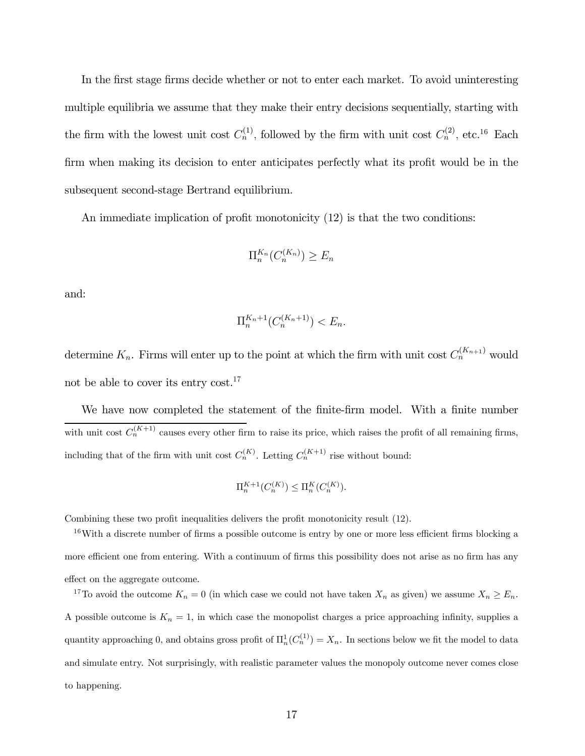In the first stage firms decide whether or not to enter each market. To avoid uninteresting multiple equilibria we assume that they make their entry decisions sequentially, starting with the firm with the lowest unit cost $C_n^{(1)}$, followed by the firm with unit cost $C_n^{(2)}$, etc.[16] Each firm when making its decision to enter anticipates perfectly what its profit would be in the subsequent second-stage Bertrand equilibrium.

An immediate implication of profit monotonicity (12) is that the two conditions:

$$\Pi_n^{K_n}(C_n^{(K_n)}) \geq E_n$$

and:

$$\Pi_n^{K_n+1}(C_n^{(K_n+1)}) < E_n.$$

determine $K_n$. Firms will enter up to the point at which the firm with unit cost $C_n^{(K_n+1)}$ would not be able to cover its entry cost.[17]

We have now completed the statement of the finite-firm model. With a finite number

---

with unit cost $C_n^{(K+1)}$ causes every other firm to raise its price, which raises the profit of all remaining firms, including that of the firm with unit cost $C_n^{(K)}$. Letting $C_n^{(K+1)}$ rise without bound:

$$\Pi_n^{K+1}(C_n^{(K)}) \leq \Pi_n^{K}(C_n^{(K)}).$$

Combining these two profit inequalities delivers the profit monotonicity result (12).

[16] With a discrete number of firms a possible outcome is entry by one or more less efficient firms blocking a more efficient one from entering. With a continuum of firms this possibility does not arise as no firm has any effect on the aggregate outcome.

[17] To avoid the outcome $K_n = 0$ (in which case we could not have taken $X_n$ as given) we assume $X_n \geq E_n$. A possible outcome is $K_n = 1$, in which case the monopolist charges a price approaching infinity, supplies a quantity approaching 0, and obtains gross profit of $\Pi_n^1(C_n^{(1)}) = X_n$. In sections below we fit the model to data and simulate entry. Not surprisingly, with realistic parameter values the monopoly outcome never comes close to happening.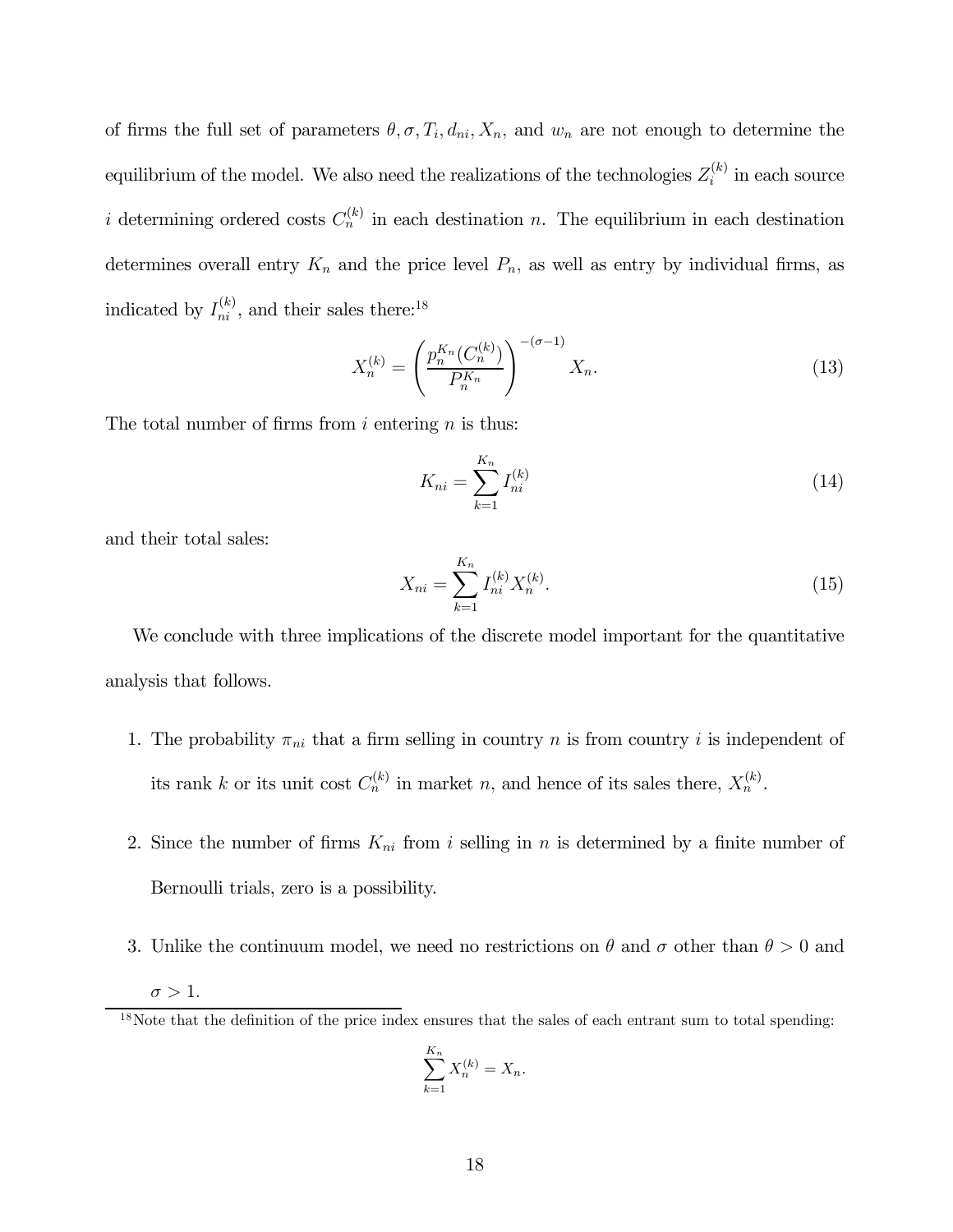of firms the full set of parameters $\theta, \sigma, T_i, d_{ni}, X_n$, and $w_n$ are not enough to determine the equilibrium of the model. We also need the realizations of the technologies $Z_i^{(k)}$ in each source $i$ determining ordered costs $C_n^{(k)}$ in each destination $n$. The equilibrium in each destination determines overall entry $K_n$ and the price level $P_n$, as well as entry by individual firms, as indicated by $I_{ni}^{(k)}$, and their sales there:[18]

$$X_n^{(k)} = \left( \frac{p_n^{K_n}(C_n^{(k)})}{P_n^{K_n}} \right)^{-(\sigma-1)} X_n. \tag{13}$$

The total number of firms from $i$ entering $n$ is thus:

$$K_{ni} = \sum_{k=1}^{K_n} I_{ni}^{(k)} \tag{14}$$

and their total sales:

$$X_{ni} = \sum_{k=1}^{K_n} I_{ni}^{(k)} X_n^{(k)}. \tag{15}$$

We conclude with three implications of the discrete model important for the quantitative analysis that follows.

1. The probability $\pi_{ni}$ that a firm selling in country $n$ is from country $i$ is independent of its rank $k$ or its unit cost $C_n^{(k)}$ in market $n$, and hence of its sales there, $X_n^{(k)}$.

2. Since the number of firms $K_{ni}$ from $i$ selling in $n$ is determined by a finite number of Bernoulli trials, zero is a possibility.

3. Unlike the continuum model, we need no restrictions on $\theta$ and $\sigma$ other than $\theta > 0$ and $\sigma > 1$.

[18] Note that the definition of the price index ensures that the sales of each entrant sum to total spending:

$$\sum_{k=1}^{K_n} X_n^{(k)} = X_n.$$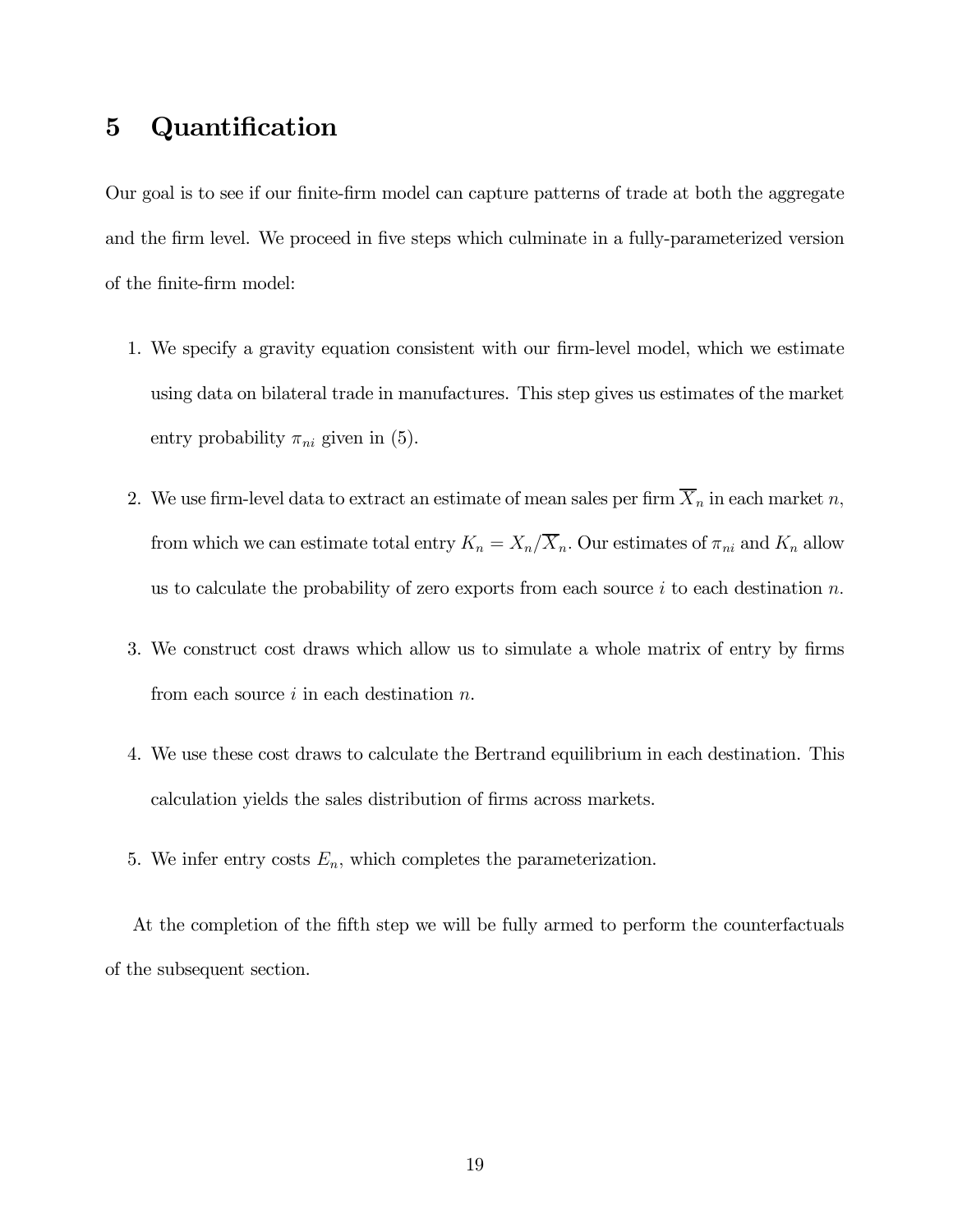# 5 Quantification

Our goal is to see if our finite-firm model can capture patterns of trade at both the aggregate and the firm level. We proceed in five steps which culminate in a fully-parameterized version of the finite-firm model:

1. We specify a gravity equation consistent with our firm-level model, which we estimate using data on bilateral trade in manufactures. This step gives us estimates of the market entry probability $\pi_{ni}$ given in (5).

2. We use firm-level data to extract an estimate of mean sales per firm $\overline{X}_n$ in each market $n$, from which we can estimate total entry $K_n = X_n/\overline{X}_n$. Our estimates of $\pi_{ni}$ and $K_n$ allow us to calculate the probability of zero exports from each source $i$ to each destination $n$.

3. We construct cost draws which allow us to simulate a whole matrix of entry by firms from each source $i$ in each destination $n$.

4. We use these cost draws to calculate the Bertrand equilibrium in each destination. This calculation yields the sales distribution of firms across markets.

5. We infer entry costs $E_n$, which completes the parameterization.

At the completion of the fifth step we will be fully armed to perform the counterfactuals of the subsequent section.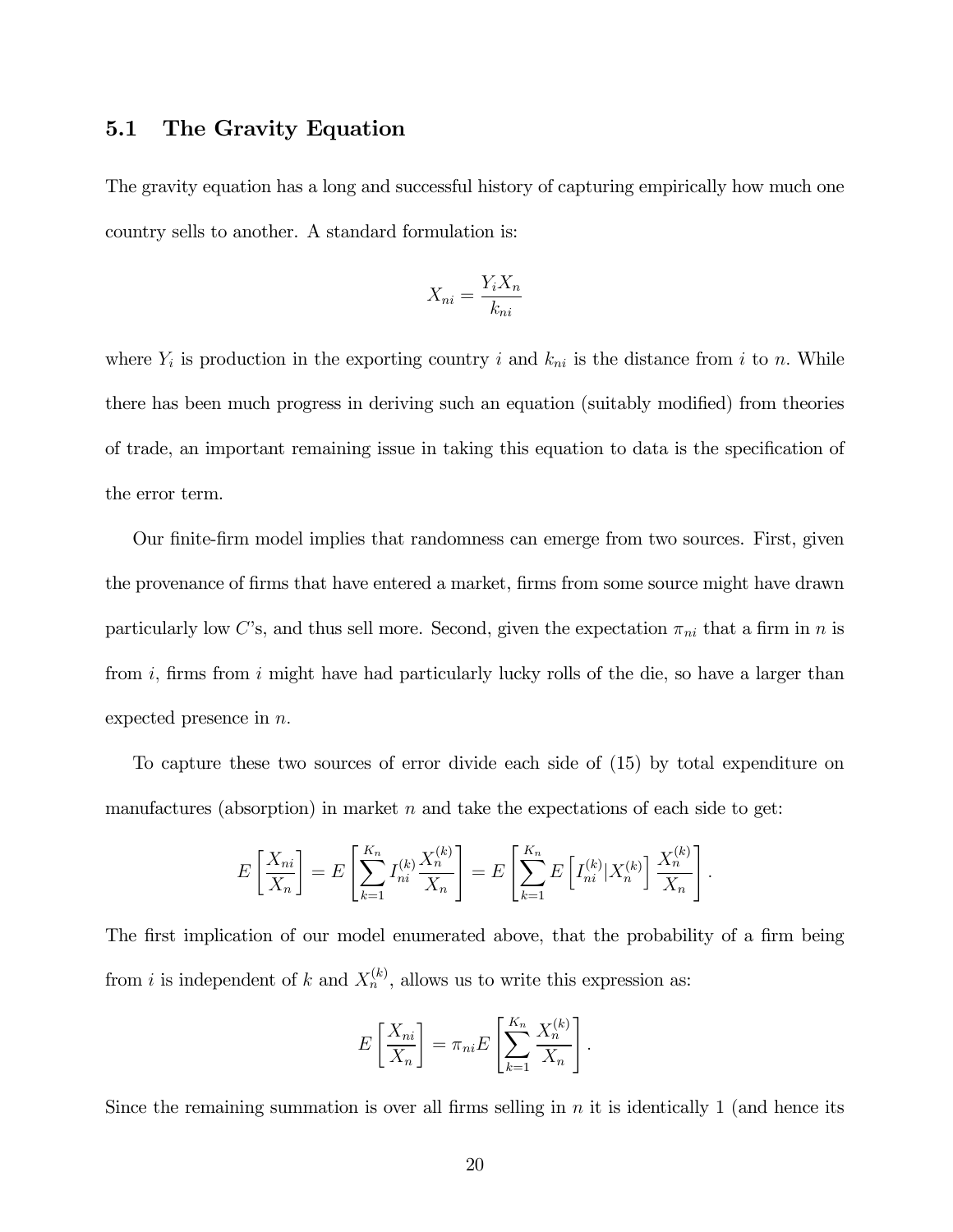## 5.1 The Gravity Equation

The gravity equation has a long and successful history of capturing empirically how much one country sells to another. A standard formulation is:

$$X_{ni} = \frac{Y_i X_n}{k_{ni}}$$

where $Y_i$ is production in the exporting country $i$ and $k_{ni}$ is the distance from $i$ to $n$. While there has been much progress in deriving such an equation (suitably modified) from theories of trade, an important remaining issue in taking this equation to data is the specification of the error term.

Our finite-firm model implies that randomness can emerge from two sources. First, given the provenance of firms that have entered a market, firms from some source might have drawn particularly low $C$'s, and thus sell more. Second, given the expectation $\pi_{ni}$ that a firm in $n$ is from $i$, firms from $i$ might have had particularly lucky rolls of the die, so have a larger than expected presence in $n$.

To capture these two sources of error divide each side of (15) by total expenditure on manufactures (absorption) in market $n$ and take the expectations of each side to get:

$$E\left[\frac{X_{ni}}{X_n}\right] = E\left[\sum_{k=1}^{K_n} I_{ni}^{(k)} \frac{X_n^{(k)}}{X_n}\right] = E\left[\sum_{k=1}^{K_n} E\left[I_{ni}^{(k)} | X_n^{(k)}\right] \frac{X_n^{(k)}}{X_n}\right].$$

The first implication of our model enumerated above, that the probability of a firm being from $i$ is independent of $k$ and $X_n^{(k)}$, allows us to write this expression as:

$$E\left[\frac{X_{ni}}{X_n}\right] = \pi_{ni} E\left[\sum_{k=1}^{K_n} \frac{X_n^{(k)}}{X_n}\right].$$

Since the remaining summation is over all firms selling in $n$ it is identically 1 (and hence its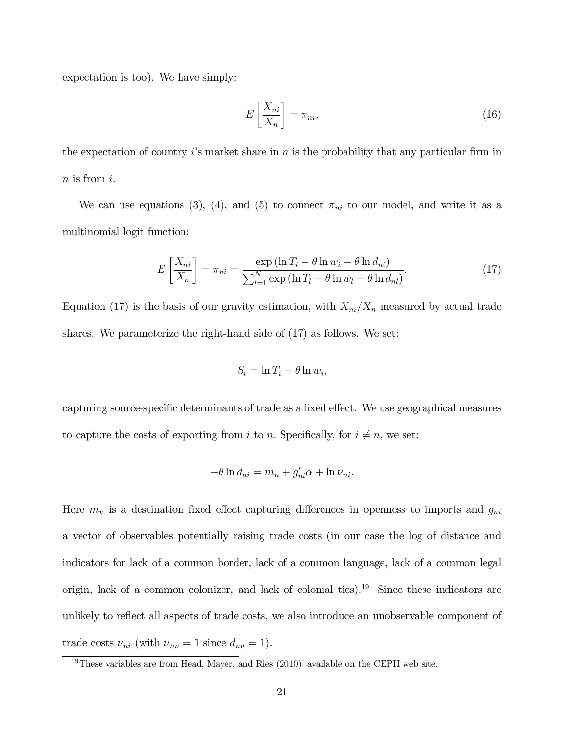expectation is too). We have simply:

$$E\left[\frac{X_{ni}}{X_n}\right] = \pi_{ni}, \tag{16}$$

the expectation of country $i$'s market share in $n$ is the probability that any particular firm in $n$ is from $i$.

We can use equations (3), (4), and (5) to connect $\pi_{ni}$ to our model, and write it as a multinomial logit function:

$$E\left[\frac{X_{ni}}{X_n}\right] = \pi_{ni} = \frac{\exp\left(\ln T_i - \theta \ln w_i - \theta \ln d_{ni}\right)}{\sum_{l=1}^{N} \exp\left(\ln T_l - \theta \ln w_l - \theta \ln d_{nl}\right)}. \tag{17}$$

Equation (17) is the basis of our gravity estimation, with $X_{ni}/X_n$ measured by actual trade shares. We parameterize the right-hand side of (17) as follows. We set:

$$S_i = \ln T_i - \theta \ln w_i,$$

capturing source-specific determinants of trade as a fixed effect. We use geographical measures to capture the costs of exporting from $i$ to $n$. Specifically, for $i \neq n$, we set:

$$-\theta \ln d_{ni} = m_n + g'_{ni}\alpha + \ln \nu_{ni}.$$

Here $m_n$ is a destination fixed effect capturing differences in openness to imports and $g_{ni}$ a vector of observables potentially raising trade costs (in our case the log of distance and indicators for lack of a common border, lack of a common language, lack of a common legal origin, lack of a common colonizer, and lack of colonial ties).[19] Since these indicators are unlikely to reflect all aspects of trade costs, we also introduce an unobservable component of trade costs $\nu_{ni}$ (with $\nu_{nn} = 1$ since $d_{nn} = 1$).

[19] These variables are from Head, Mayer, and Ries (2010), available on the CEPII web site.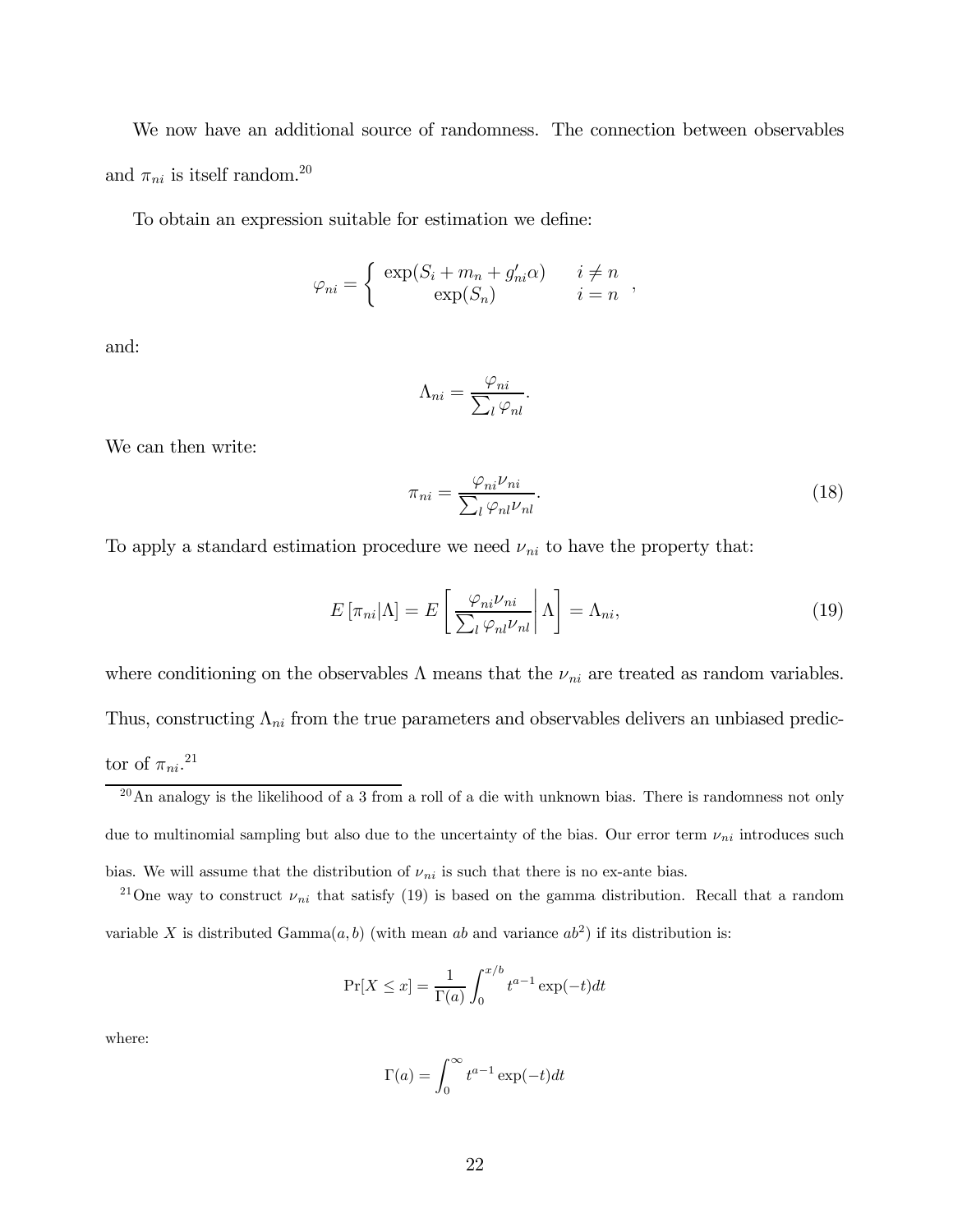We now have an additional source of randomness. The connection between observables and $\pi_{ni}$ is itself random.[20]

To obtain an expression suitable for estimation we define:

$$\varphi_{ni} = \left\{ \begin{array}{cc} \exp(S_i + m_n + g'_{ni}\alpha) & i \neq n \\ \exp(S_n) & i = n \end{array} \right. ,$$

and:

$$\Lambda_{ni} = \frac{\varphi_{ni}}{\sum_l \varphi_{nl}}.$$

We can then write:

$$\pi_{ni} = \frac{\varphi_{ni}\nu_{ni}}{\sum_l \varphi_{nl}\nu_{nl}}. \tag{18}$$

To apply a standard estimation procedure we need $\nu_{ni}$ to have the property that:

$$E\left[\pi_{ni}|\Lambda\right] = E\left[\left.\frac{\varphi_{ni}\nu_{ni}}{\sum_l \varphi_{nl}\nu_{nl}}\right|\Lambda\right] = \Lambda_{ni}, \tag{19}$$

where conditioning on the observables $\Lambda$ means that the $\nu_{ni}$ are treated as random variables. Thus, constructing $\Lambda_{ni}$ from the true parameters and observables delivers an unbiased predictor of $\pi_{ni}$.[21]

---

[20] An analogy is the likelihood of a 3 from a roll of a die with unknown bias. There is randomness not only due to multinomial sampling but also due to the uncertainty of the bias. Our error term $\nu_{ni}$ introduces such bias. We will assume that the distribution of $\nu_{ni}$ is such that there is no ex-ante bias.

[21] One way to construct $\nu_{ni}$ that satisfy (19) is based on the gamma distribution. Recall that a random variable $X$ is distributed $\text{Gamma}(a, b)$ (with mean $ab$ and variance $ab^2$) if its distribution is:

$$\Pr[X \leq x] = \frac{1}{\Gamma(a)} \int_0^{x/b} t^{a-1} \exp(-t) dt$$

where:

$$\Gamma(a) = \int_0^{\infty} t^{a-1} \exp(-t) dt$$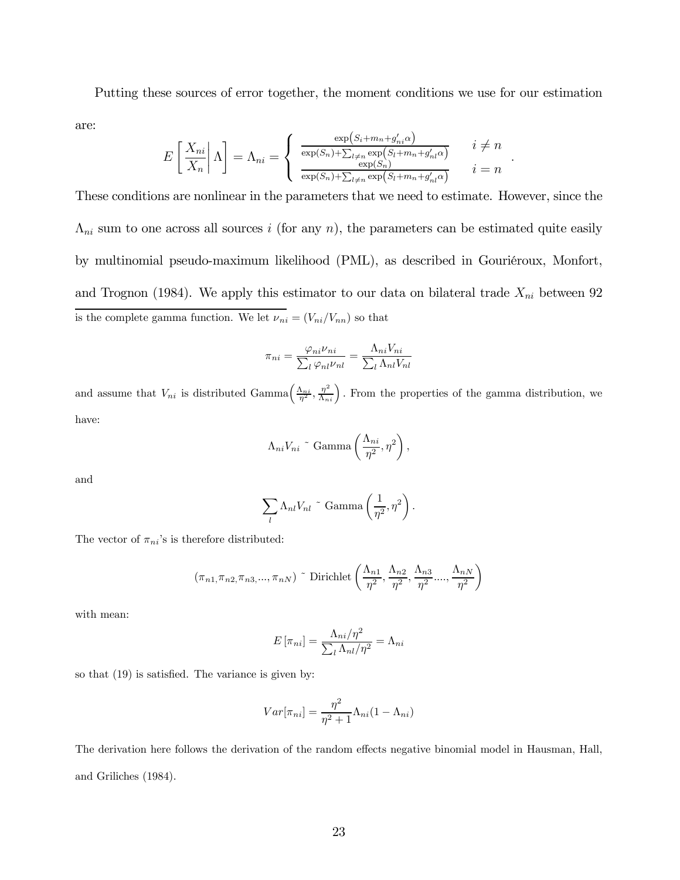Putting these sources of error together, the moment conditions we use for our estimation are:

$$E\left[\left.\frac{X_{ni}}{X_n}\right|\Lambda\right] = \Lambda_{ni} = \begin{cases} \frac{\exp\left(S_i+m_n+g_{ni}'\alpha\right)}{\exp(S_n)+\sum_{l\neq n}\exp\left(S_l+m_n+g_{nl}'\alpha\right)} & i \neq n \\ \frac{\exp(S_n)}{\exp(S_n)+\sum_{l\neq n}\exp\left(S_l+m_n+g_{nl}'\alpha\right)} & i = n \end{cases}.$$

These conditions are nonlinear in the parameters that we need to estimate. However, since the $\Lambda_{ni}$ sum to one across all sources $i$ (for any $n$), the parameters can be estimated quite easily by multinomial pseudo-maximum likelihood (PML), as described in Gouriéroux, Monfort, and Trognon (1984). We apply this estimator to our data on bilateral trade $X_{ni}$ between 92

---

is the complete gamma function. We let $\nu_{ni} = (V_{ni}/V_{nn})$ so that

$$\pi_{ni} = \frac{\varphi_{ni}\nu_{ni}}{\sum_l \varphi_{nl}\nu_{nl}} = \frac{\Lambda_{ni}V_{ni}}{\sum_l \Lambda_{nl}V_{nl}}$$

and assume that $V_{ni}$ is distributed Gamma$\left(\frac{\Lambda_{ni}}{\eta^2}, \frac{\eta^2}{\Lambda_{ni}}\right)$. From the properties of the gamma distribution, we have:

$$\Lambda_{ni}V_{ni} \sim \text{Gamma}\left(\frac{\Lambda_{ni}}{\eta^2}, \eta^2\right),$$

and

$$\sum_l \Lambda_{nl}V_{nl} \sim \text{Gamma}\left(\frac{1}{\eta^2}, \eta^2\right).$$

The vector of $\pi_{ni}$'s is therefore distributed:

$$(\pi_{n1}, \pi_{n2}, \pi_{n3}, ..., \pi_{nN}) \sim \text{Dirichlet}\left(\frac{\Lambda_{n1}}{\eta^2}, \frac{\Lambda_{n2}}{\eta^2}, \frac{\Lambda_{n3}}{\eta^2}...., \frac{\Lambda_{nN}}{\eta^2}\right)$$

with mean:

$$E\left[\pi_{ni}\right] = \frac{\Lambda_{ni}/\eta^2}{\sum_l \Lambda_{nl}/\eta^2} = \Lambda_{ni}$$

so that (19) is satisfied. The variance is given by:

$$Var[\pi_{ni}] = \frac{\eta^2}{\eta^2+1}\Lambda_{ni}(1-\Lambda_{ni})$$

The derivation here follows the derivation of the random effects negative binomial model in Hausman, Hall, and Griliches (1984).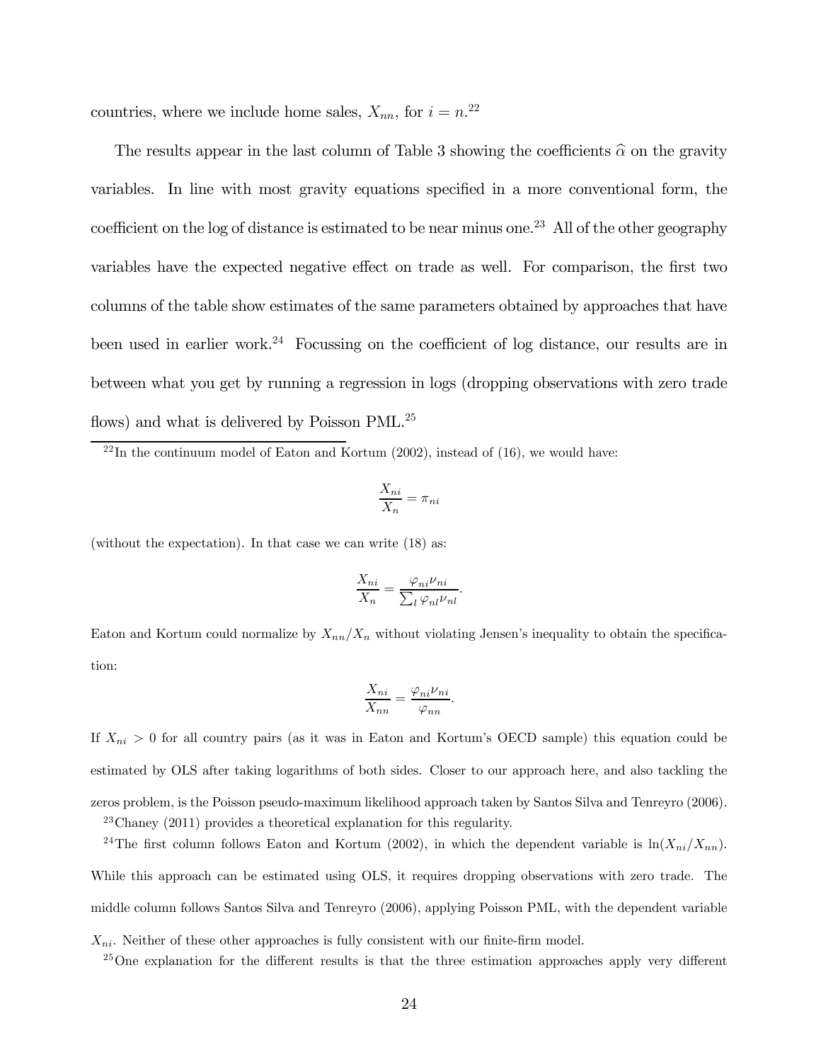countries, where we include home sales, $X_{nn}$, for $i = n$.[22]

The results appear in the last column of Table 3 showing the coefficients $\widehat{\alpha}$ on the gravity variables. In line with most gravity equations specified in a more conventional form, the coefficient on the log of distance is estimated to be near minus one.[23] All of the other geography variables have the expected negative effect on trade as well. For comparison, the first two columns of the table show estimates of the same parameters obtained by approaches that have been used in earlier work.[24] Focussing on the coefficient of log distance, our results are in between what you get by running a regression in logs (dropping observations with zero trade flows) and what is delivered by Poisson PML.[25]

---

[22] In the continuum model of Eaton and Kortum (2002), instead of (16), we would have:

$$\frac{X_{ni}}{X_n} = \pi_{ni}$$

(without the expectation). In that case we can write (18) as:

$$\frac{X_{ni}}{X_n} = \frac{\varphi_{ni}\nu_{ni}}{\sum_l \varphi_{nl}\nu_{nl}}.$$

Eaton and Kortum could normalize by $X_{nn}/X_n$ without violating Jensen's inequality to obtain the specification:

$$\frac{X_{ni}}{X_{nn}} = \frac{\varphi_{ni}\nu_{ni}}{\varphi_{nn}}.$$

If $X_{ni} > 0$ for all country pairs (as it was in Eaton and Kortum's OECD sample) this equation could be estimated by OLS after taking logarithms of both sides. Closer to our approach here, and also tackling the zeros problem, is the Poisson pseudo-maximum likelihood approach taken by Santos Silva and Tenreyro (2006).

[23] Chaney (2011) provides a theoretical explanation for this regularity.

[24] The first column follows Eaton and Kortum (2002), in which the dependent variable is $\ln(X_{ni}/X_{nn})$. While this approach can be estimated using OLS, it requires dropping observations with zero trade. The middle column follows Santos Silva and Tenreyro (2006), applying Poisson PML, with the dependent variable $X_{ni}$. Neither of these other approaches is fully consistent with our finite-firm model.

[25] One explanation for the different results is that the three estimation approaches apply very different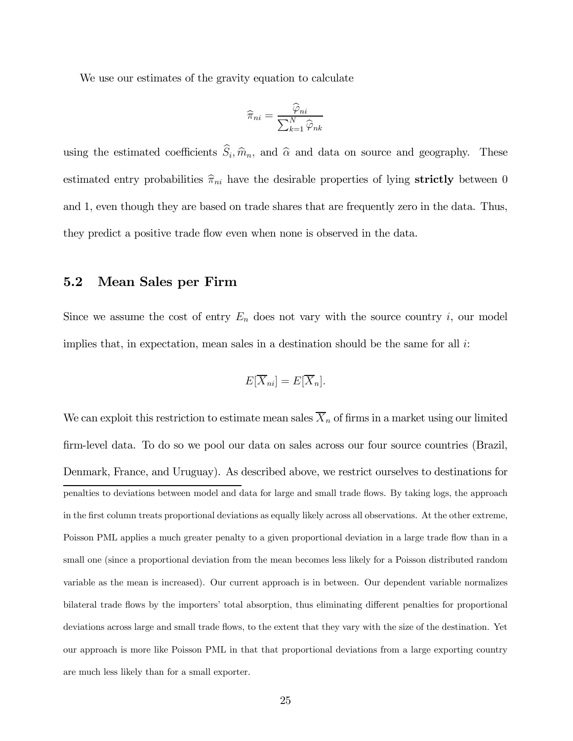We use our estimates of the gravity equation to calculate

$$\widehat{\pi}_{ni} = \frac{\widehat{\varphi}_{ni}}{\sum_{k=1}^{N} \widehat{\varphi}_{nk}}$$

using the estimated coefficients $\widehat{S}_i, \widehat{m}_n$, and $\widehat{\alpha}$ and data on source and geography. These estimated entry probabilities $\widehat{\pi}_{ni}$ have the desirable properties of lying **strictly** between 0 and 1, even though they are based on trade shares that are frequently zero in the data. Thus, they predict a positive trade flow even when none is observed in the data.

## 5.2 Mean Sales per Firm

Since we assume the cost of entry $E_n$ does not vary with the source country $i$, our model implies that, in expectation, mean sales in a destination should be the same for all $i$:

$$E[\overline{X}_{ni}] = E[\overline{X}_n].$$

We can exploit this restriction to estimate mean sales $\overline{X}_n$ of firms in a market using our limited firm-level data. To do so we pool our data on sales across our four source countries (Brazil, Denmark, France, and Uruguay). As described above, we restrict ourselves to destinations for

penalties to deviations between model and data for large and small trade flows. By taking logs, the approach in the first column treats proportional deviations as equally likely across all observations. At the other extreme, Poisson PML applies a much greater penalty to a given proportional deviation in a large trade flow than in a small one (since a proportional deviation from the mean becomes less likely for a Poisson distributed random variable as the mean is increased). Our current approach is in between. Our dependent variable normalizes bilateral trade flows by the importers' total absorption, thus eliminating different penalties for proportional deviations across large and small trade flows, to the extent that they vary with the size of the destination. Yet our approach is more like Poisson PML in that that proportional deviations from a large exporting country are much less likely than for a small exporter.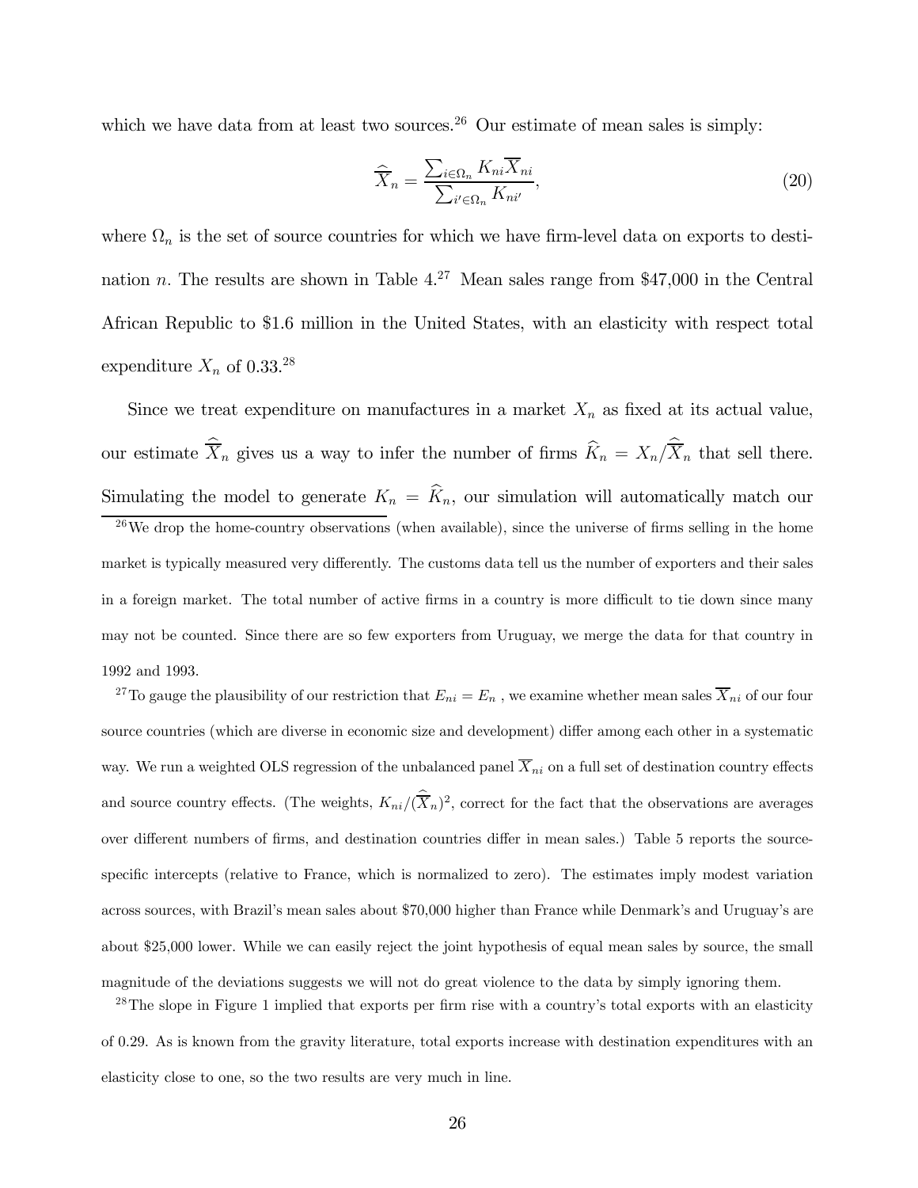which we have data from at least two sources.[26] Our estimate of mean sales is simply:

$$\widehat{\overline{X}}_n = \frac{\sum_{i \in \Omega_n} K_{ni} \overline{X}_{ni}}{\sum_{i' \in \Omega_n} K_{ni'}}, \tag{20}$$

where $\Omega_n$ is the set of source countries for which we have firm-level data on exports to destination $n$. The results are shown in Table 4.[27] Mean sales range from \$47,000 in the Central African Republic to \$1.6 million in the United States, with an elasticity with respect total expenditure $X_n$ of 0.33.[28]

Since we treat expenditure on manufactures in a market $X_n$ as fixed at its actual value, our estimate $\widehat{\overline{X}}_n$ gives us a way to infer the number of firms $\widehat{K}_n = X_n / \widehat{\overline{X}}_n$ that sell there. Simulating the model to generate $K_n = \widehat{K}_n$, our simulation will automatically match our

[26] We drop the home-country observations (when available), since the universe of firms selling in the home market is typically measured very differently. The customs data tell us the number of exporters and their sales in a foreign market. The total number of active firms in a country is more difficult to tie down since many may not be counted. Since there are so few exporters from Uruguay, we merge the data for that country in 1992 and 1993.

[27] To gauge the plausibility of our restriction that $E_{ni} = E_n$ , we examine whether mean sales $\overline{X}_{ni}$ of our four source countries (which are diverse in economic size and development) differ among each other in a systematic way. We run a weighted OLS regression of the unbalanced panel $\overline{X}_{ni}$ on a full set of destination country effects and source country effects. (The weights, $K_{ni}/(\widehat{\overline{X}}_n)^2$, correct for the fact that the observations are averages over different numbers of firms, and destination countries differ in mean sales.) Table 5 reports the source-specific intercepts (relative to France, which is normalized to zero). The estimates imply modest variation across sources, with Brazil's mean sales about \$70,000 higher than France while Denmark's and Uruguay's are about \$25,000 lower. While we can easily reject the joint hypothesis of equal mean sales by source, the small magnitude of the deviations suggests we will not do great violence to the data by simply ignoring them.

[28] The slope in Figure 1 implied that exports per firm rise with a country's total exports with an elasticity of 0.29. As is known from the gravity literature, total exports increase with destination expenditures with an elasticity close to one, so the two results are very much in line.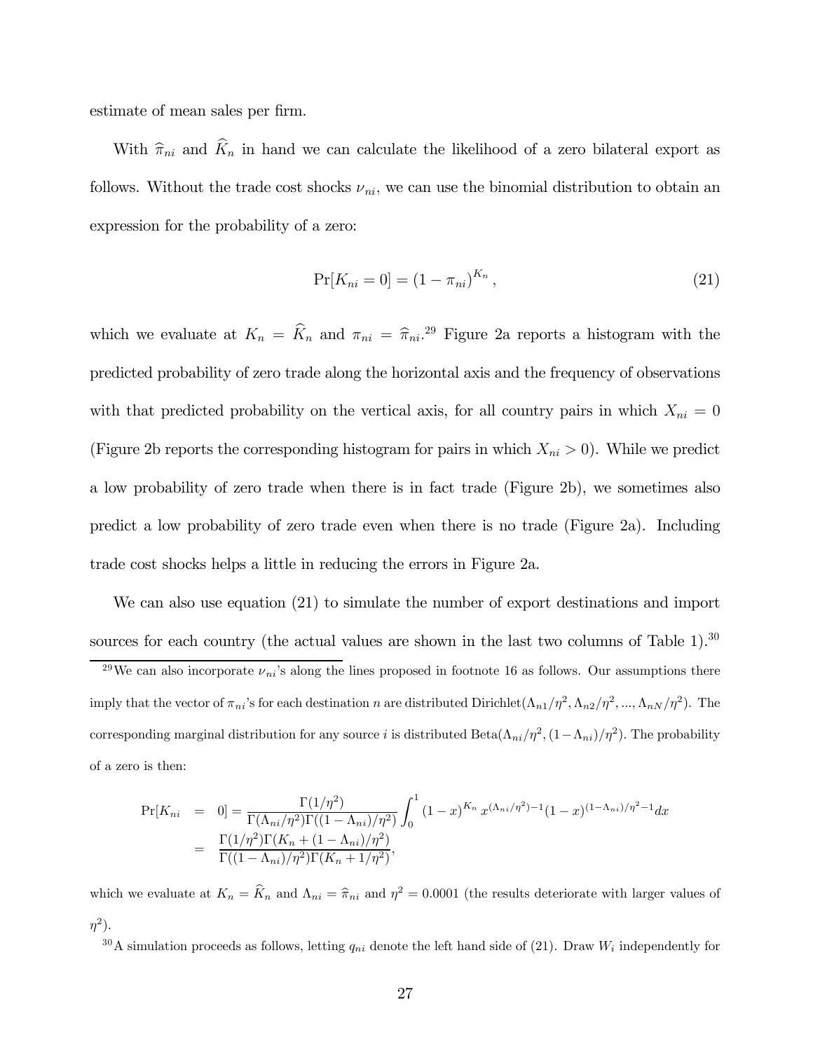estimate of mean sales per firm.

With $\widehat{\pi}_{ni}$ and $\widehat{K}_n$ in hand we can calculate the likelihood of a zero bilateral export as follows. Without the trade cost shocks $\nu_{ni}$, we can use the binomial distribution to obtain an expression for the probability of a zero:

$$\Pr[K_{ni} = 0] = (1 - \pi_{ni})^{K_n}, \tag{21}$$

which we evaluate at $K_n = \widehat{K}_n$ and $\pi_{ni} = \widehat{\pi}_{ni}$.[29] Figure 2a reports a histogram with the predicted probability of zero trade along the horizontal axis and the frequency of observations with that predicted probability on the vertical axis, for all country pairs in which $X_{ni} = 0$ (Figure 2b reports the corresponding histogram for pairs in which $X_{ni} > 0$). While we predict a low probability of zero trade when there is in fact trade (Figure 2b), we sometimes also predict a low probability of zero trade even when there is no trade (Figure 2a). Including trade cost shocks helps a little in reducing the errors in Figure 2a.

We can also use equation (21) to simulate the number of export destinations and import sources for each country (the actual values are shown in the last two columns of Table 1).[30]

---

[29] We can also incorporate $\nu_{ni}$'s along the lines proposed in footnote 16 as follows. Our assumptions there imply that the vector of $\pi_{ni}$'s for each destination $n$ are distributed Dirichlet$(\Lambda_{n1}/\eta^2, \Lambda_{n2}/\eta^2, ..., \Lambda_{nN}/\eta^2)$. The corresponding marginal distribution for any source $i$ is distributed Beta$(\Lambda_{ni}/\eta^2, (1-\Lambda_{ni})/\eta^2)$. The probability of a zero is then:

$$\begin{aligned}
\Pr[K_{ni} &= 0] = \frac{\Gamma(1/\eta^2)}{\Gamma(\Lambda_{ni}/\eta^2)\Gamma((1-\Lambda_{ni})/\eta^2)} \int_0^1 (1-x)^{K_n} x^{(\Lambda_{ni}/\eta^2)-1}(1-x)^{(1-\Lambda_{ni})/\eta^2-1} dx \\
&= \frac{\Gamma(1/\eta^2)\Gamma(K_n + (1-\Lambda_{ni})/\eta^2)}{\Gamma((1-\Lambda_{ni})/\eta^2)\Gamma(K_n + 1/\eta^2)},
\end{aligned}$$

which we evaluate at $K_n = \widehat{K}_n$ and $\Lambda_{ni} = \widehat{\pi}_{ni}$ and $\eta^2 = 0.0001$ (the results deteriorate with larger values of $\eta^2$).

[30] A simulation proceeds as follows, letting $q_{ni}$ denote the left hand side of (21). Draw $W_i$ independently for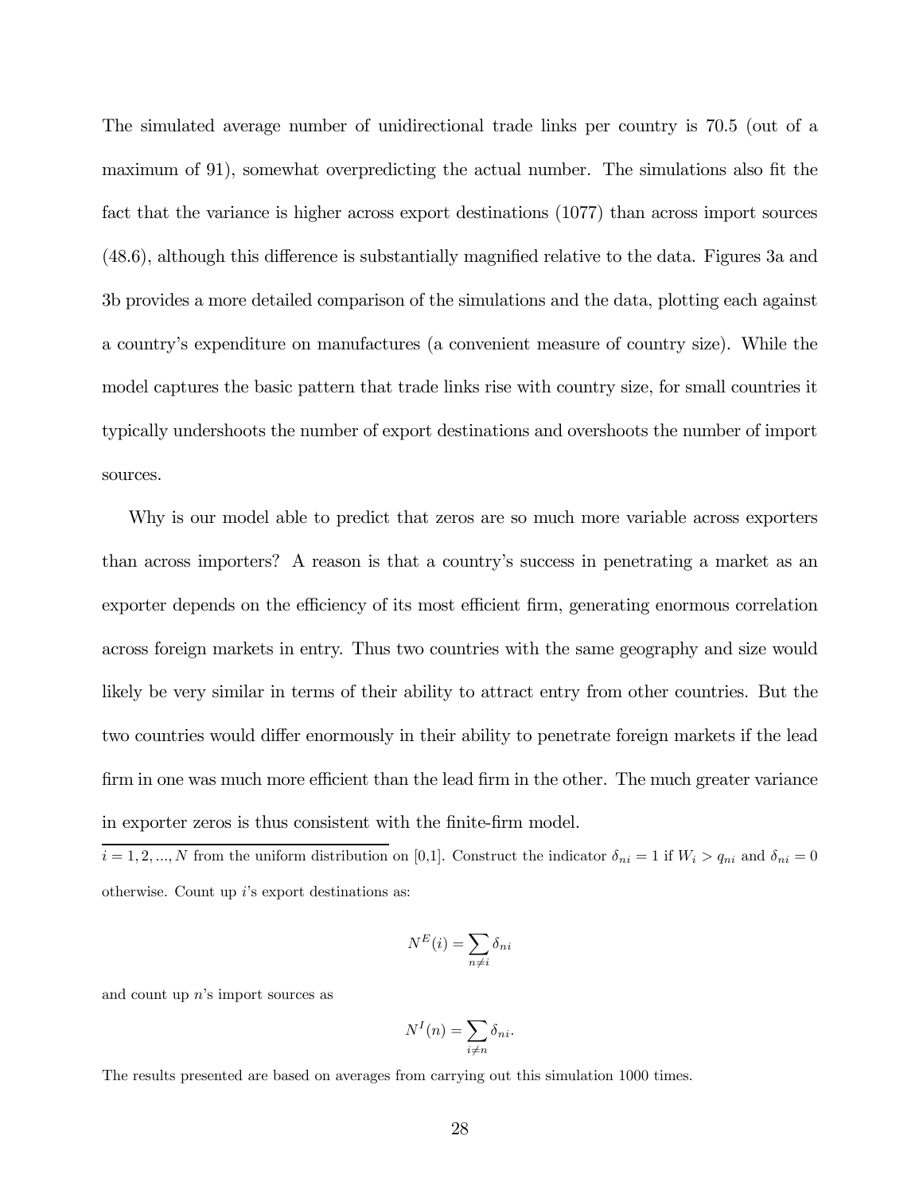The simulated average number of unidirectional trade links per country is 70.5 (out of a maximum of 91), somewhat overpredicting the actual number. The simulations also fit the fact that the variance is higher across export destinations (1077) than across import sources (48.6), although this difference is substantially magnified relative to the data. Figures 3a and 3b provides a more detailed comparison of the simulations and the data, plotting each against a country's expenditure on manufactures (a convenient measure of country size). While the model captures the basic pattern that trade links rise with country size, for small countries it typically undershoots the number of export destinations and overshoots the number of import sources.

Why is our model able to predict that zeros are so much more variable across exporters than across importers? A reason is that a country's success in penetrating a market as an exporter depends on the efficiency of its most efficient firm, generating enormous correlation across foreign markets in entry. Thus two countries with the same geography and size would likely be very similar in terms of their ability to attract entry from other countries. But the two countries would differ enormously in their ability to penetrate foreign markets if the lead firm in one was much more efficient than the lead firm in the other. The much greater variance in exporter zeros is thus consistent with the finite-firm model.

---

$i = 1, 2, ..., N$ from the uniform distribution on [0,1]. Construct the indicator $\delta_{ni} = 1$ if $W_i > q_{ni}$ and $\delta_{ni} = 0$ otherwise. Count up $i$'s export destinations as:

$$N^E(i) = \sum_{n \neq i} \delta_{ni}$$

and count up $n$'s import sources as

$$N^I(n) = \sum_{i \neq n} \delta_{ni}.$$

The results presented are based on averages from carrying out this simulation 1000 times.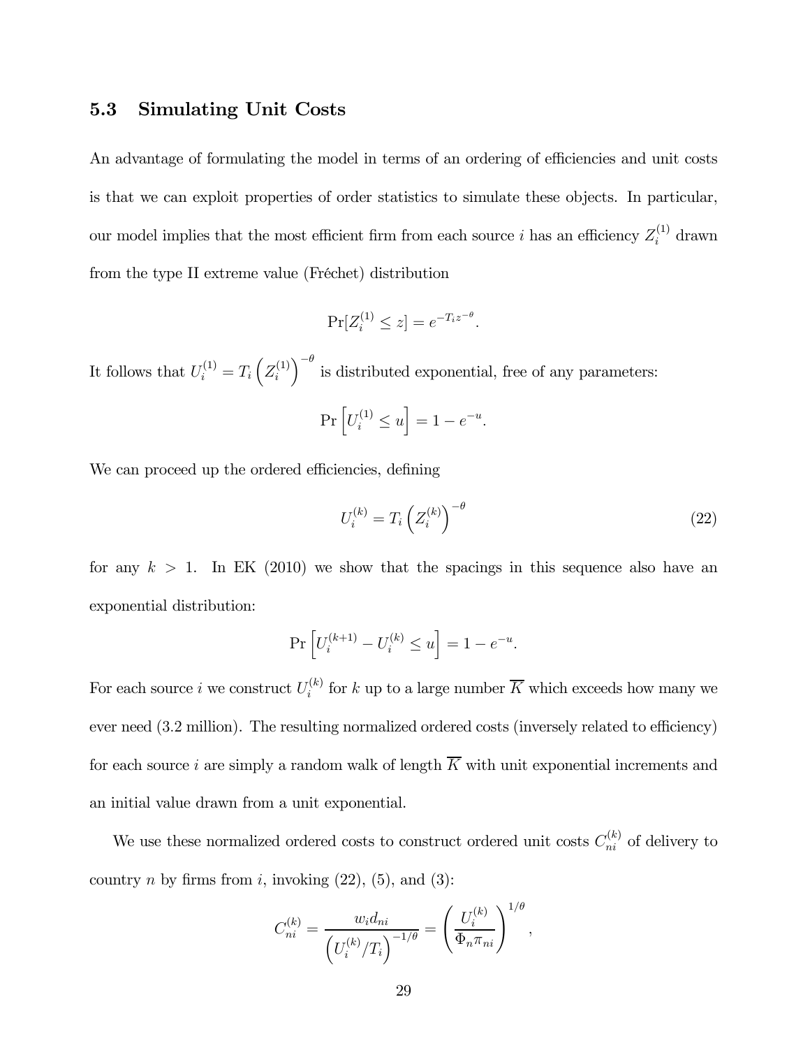## 5.3 Simulating Unit Costs

An advantage of formulating the model in terms of an ordering of efficiencies and unit costs is that we can exploit properties of order statistics to simulate these objects. In particular, our model implies that the most efficient firm from each source $i$ has an efficiency $Z_i^{(1)}$ drawn from the type II extreme value (Fréchet) distribution

$$\Pr[Z_i^{(1)} \leq z] = e^{-T_i z^{-\theta}}.$$

It follows that $U_i^{(1)} = T_i \left(Z_i^{(1)}\right)^{-\theta}$ is distributed exponential, free of any parameters:

$$\Pr\left[U_i^{(1)} \leq u\right] = 1 - e^{-u}.$$

We can proceed up the ordered efficiencies, defining

$$U_i^{(k)} = T_i \left(Z_i^{(k)}\right)^{-\theta} \tag{22}$$

for any $k > 1$. In EK (2010) we show that the spacings in this sequence also have an exponential distribution:

$$\Pr\left[U_i^{(k+1)} - U_i^{(k)} \leq u\right] = 1 - e^{-u}.$$

For each source $i$ we construct $U_i^{(k)}$ for $k$ up to a large number $\overline{K}$ which exceeds how many we ever need (3.2 million). The resulting normalized ordered costs (inversely related to efficiency) for each source $i$ are simply a random walk of length $\overline{K}$ with unit exponential increments and an initial value drawn from a unit exponential.

We use these normalized ordered costs to construct ordered unit costs $C_{ni}^{(k)}$ of delivery to country $n$ by firms from $i$, invoking (22), (5), and (3):

$$C_{ni}^{(k)} = \frac{w_i d_{ni}}{\left(U_i^{(k)}/T_i\right)^{-1/\theta}} = \left(\frac{U_i^{(k)}}{\Phi_n \pi_{ni}}\right)^{1/\theta},$$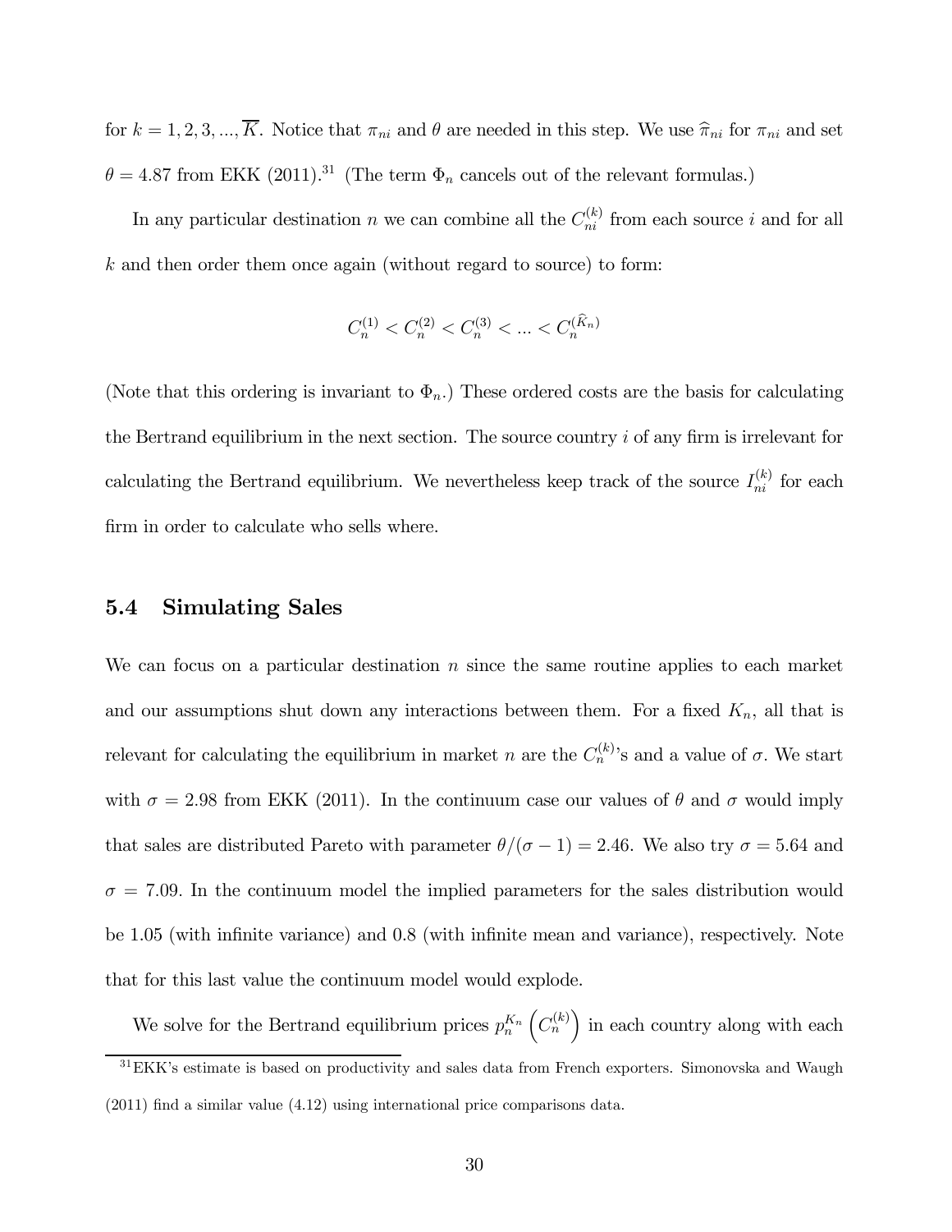for $k = 1, 2, 3, ..., \overline{K}$. Notice that $\pi_{ni}$ and $\theta$ are needed in this step. We use $\widehat{\pi}_{ni}$ for $\pi_{ni}$ and set $\theta = 4.87$ from EKK (2011).[31] (The term $\Phi_n$ cancels out of the relevant formulas.)

In any particular destination $n$ we can combine all the $C_{ni}^{(k)}$ from each source $i$ and for all $k$ and then order them once again (without regard to source) to form:

$$C_n^{(1)} < C_n^{(2)} < C_n^{(3)} < ... < C_n^{(\widehat{K}_n)}$$

(Note that this ordering is invariant to $\Phi_n$.) These ordered costs are the basis for calculating the Bertrand equilibrium in the next section. The source country $i$ of any firm is irrelevant for calculating the Bertrand equilibrium. We nevertheless keep track of the source $I_{ni}^{(k)}$ for each firm in order to calculate who sells where.

## 5.4 Simulating Sales

We can focus on a particular destination $n$ since the same routine applies to each market and our assumptions shut down any interactions between them. For a fixed $K_n$, all that is relevant for calculating the equilibrium in market $n$ are the $C_n^{(k)}$'s and a value of $\sigma$. We start with $\sigma = 2.98$ from EKK (2011). In the continuum case our values of $\theta$ and $\sigma$ would imply that sales are distributed Pareto with parameter $\theta/(\sigma - 1) = 2.46$. We also try $\sigma = 5.64$ and $\sigma = 7.09$. In the continuum model the implied parameters for the sales distribution would be 1.05 (with infinite variance) and 0.8 (with infinite mean and variance), respectively. Note that for this last value the continuum model would explode.

We solve for the Bertrand equilibrium prices $p_n^{K_n}\left(C_n^{(k)}\right)$ in each country along with each

[31] EKK's estimate is based on productivity and sales data from French exporters. Simonovska and Waugh (2011) find a similar value (4.12) using international price comparisons data.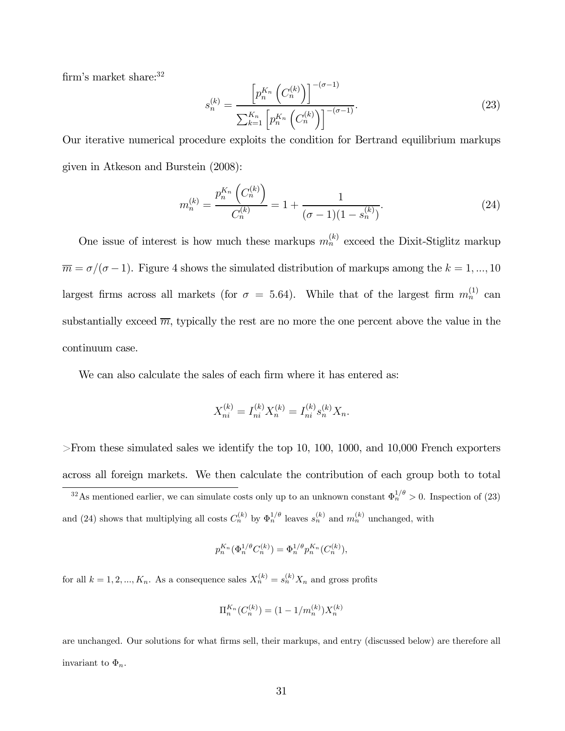firm's market share:[32]

$$s_n^{(k)} = \frac{\left[p_n^{K_n}\left(C_n^{(k)}\right)\right]^{-(\sigma-1)}}{\sum_{k=1}^{K_n}\left[p_n^{K_n}\left(C_n^{(k)}\right)\right]^{-(\sigma-1)}}. \tag{23}$$

Our iterative numerical procedure exploits the condition for Bertrand equilibrium markups given in Atkeson and Burstein (2008):

$$m_n^{(k)} = \frac{p_n^{K_n}\left(C_n^{(k)}\right)}{C_n^{(k)}} = 1 + \frac{1}{(\sigma-1)(1-s_n^{(k)})}. \tag{24}$$

One issue of interest is how much these markups $m_n^{(k)}$ exceed the Dixit-Stiglitz markup $\overline{m} = \sigma/(\sigma-1)$. Figure 4 shows the simulated distribution of markups among the $k = 1, ..., 10$ largest firms across all markets (for $\sigma = 5.64$). While that of the largest firm $m_n^{(1)}$ can substantially exceed $\overline{m}$, typically the rest are no more the one percent above the value in the continuum case.

We can also calculate the sales of each firm where it has entered as:

$$X_{ni}^{(k)} = I_{ni}^{(k)} X_n^{(k)} = I_{ni}^{(k)} s_n^{(k)} X_n.$$

>From these simulated sales we identify the top 10, 100, 1000, and 10,000 French exporters across all foreign markets. We then calculate the contribution of each group both to total

[32] As mentioned earlier, we can simulate costs only up to an unknown constant $\Phi_n^{1/\theta} > 0$. Inspection of (23) and (24) shows that multiplying all costs $C_n^{(k)}$ by $\Phi_n^{1/\theta}$ leaves $s_n^{(k)}$ and $m_n^{(k)}$ unchanged, with

$$p_n^{K_n}(\Phi_n^{1/\theta} C_n^{(k)}) = \Phi_n^{1/\theta} p_n^{K_n}(C_n^{(k)}),$$

for all $k = 1, 2, ..., K_n$. As a consequence sales $X_n^{(k)} = s_n^{(k)} X_n$ and gross profits

$$\Pi_n^{K_n}(C_n^{(k)}) = (1 - 1/m_n^{(k)}) X_n^{(k)}$$

are unchanged. Our solutions for what firms sell, their markups, and entry (discussed below) are therefore all invariant to $\Phi_n$.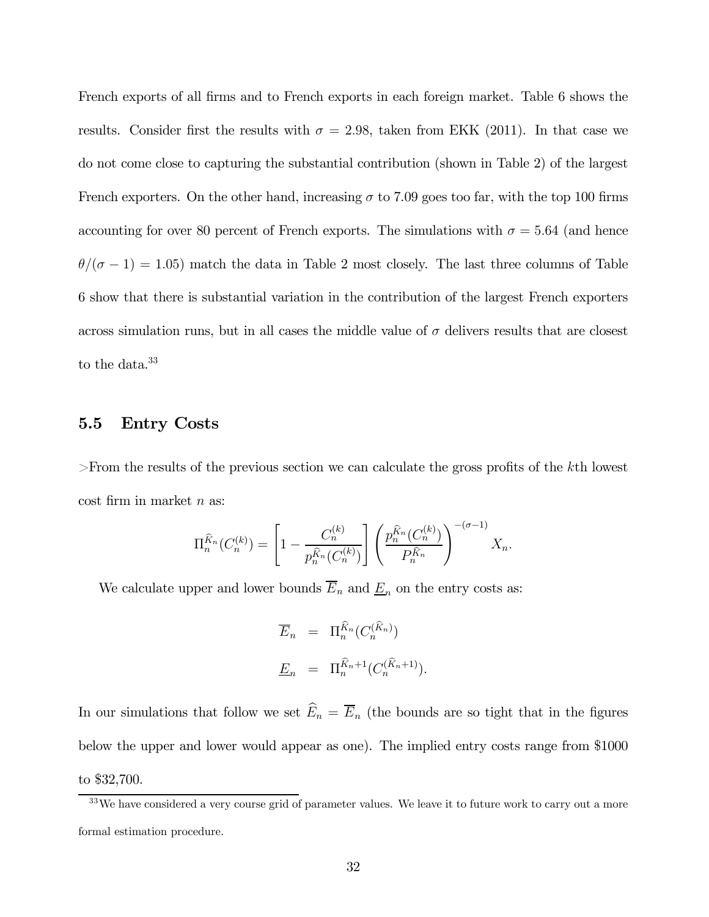French exports of all firms and to French exports in each foreign market. Table 6 shows the results. Consider first the results with $\sigma = 2.98$, taken from EKK (2011). In that case we do not come close to capturing the substantial contribution (shown in Table 2) of the largest French exporters. On the other hand, increasing $\sigma$ to 7.09 goes too far, with the top 100 firms accounting for over 80 percent of French exports. The simulations with $\sigma = 5.64$ (and hence $\theta/(\sigma - 1) = 1.05$) match the data in Table 2 most closely. The last three columns of Table 6 show that there is substantial variation in the contribution of the largest French exporters across simulation runs, but in all cases the middle value of $\sigma$ delivers results that are closest to the data.[33]

## 5.5 Entry Costs

>From the results of the previous section we can calculate the gross profits of the $k$th lowest cost firm in market $n$ as:

$$\Pi_n^{\widehat{K}_n}(C_n^{(k)}) = \left[1 - \frac{C_n^{(k)}}{p_n^{\widehat{K}_n}(C_n^{(k)})}\right] \left(\frac{p_n^{\widehat{K}_n}(C_n^{(k)})}{P_n^{\widehat{K}_n}}\right)^{-(\sigma-1)} X_n.$$

We calculate upper and lower bounds $\overline{E}_n$ and $\underline{E}_n$ on the entry costs as:

$$\begin{aligned} \overline{E}_n &= \Pi_n^{\widehat{K}_n}(C_n^{(\widehat{K}_n)}) \\ \underline{E}_n &= \Pi_n^{\widehat{K}_n+1}(C_n^{(\widehat{K}_n+1)}). \end{aligned}$$

In our simulations that follow we set $\widehat{E}_n = \overline{E}_n$ (the bounds are so tight that in the figures below the upper and lower would appear as one). The implied entry costs range from \$1000 to \$32,700.

[33] We have considered a very course grid of parameter values. We leave it to future work to carry out a more formal estimation procedure.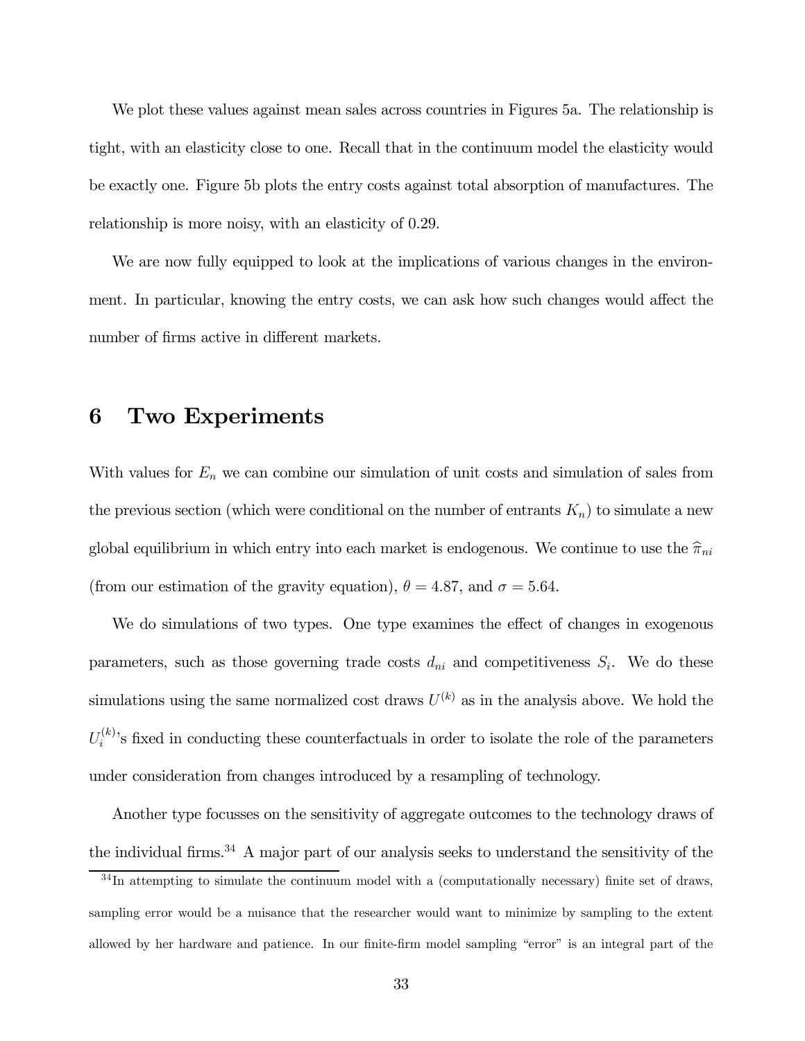We plot these values against mean sales across countries in Figures 5a. The relationship is tight, with an elasticity close to one. Recall that in the continuum model the elasticity would be exactly one. Figure 5b plots the entry costs against total absorption of manufactures. The relationship is more noisy, with an elasticity of 0.29.

We are now fully equipped to look at the implications of various changes in the environment. In particular, knowing the entry costs, we can ask how such changes would affect the number of firms active in different markets.

# 6 Two Experiments

With values for $E_n$ we can combine our simulation of unit costs and simulation of sales from the previous section (which were conditional on the number of entrants $K_n$) to simulate a new global equilibrium in which entry into each market is endogenous. We continue to use the $\widehat{\pi}_{ni}$ (from our estimation of the gravity equation), $\theta = 4.87$, and $\sigma = 5.64$.

We do simulations of two types. One type examines the effect of changes in exogenous parameters, such as those governing trade costs $d_{ni}$ and competitiveness $S_i$. We do these simulations using the same normalized cost draws $U^{(k)}$ as in the analysis above. We hold the $U_i^{(k)}$'s fixed in conducting these counterfactuals in order to isolate the role of the parameters under consideration from changes introduced by a resampling of technology.

Another type focusses on the sensitivity of aggregate outcomes to the technology draws of the individual firms.[34] A major part of our analysis seeks to understand the sensitivity of the

[34] In attempting to simulate the continuum model with a (computationally necessary) finite set of draws, sampling error would be a nuisance that the researcher would want to minimize by sampling to the extent allowed by her hardware and patience. In our finite-firm model sampling "error" is an integral part of the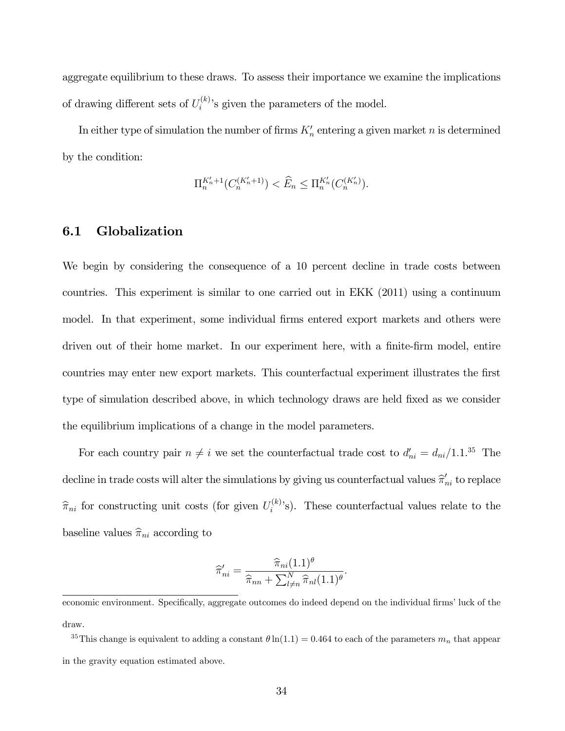aggregate equilibrium to these draws. To assess their importance we examine the implications of drawing different sets of $U_i^{(k)}$'s given the parameters of the model.

In either type of simulation the number of firms $K_n'$ entering a given market $n$ is determined by the condition:

$$\Pi_n^{K_n'+1}(C_n^{(K_n'+1)}) < \widehat{E}_n \leq \Pi_n^{K_n'}(C_n^{(K_n')}).$$

## 6.1 Globalization

We begin by considering the consequence of a 10 percent decline in trade costs between countries. This experiment is similar to one carried out in EKK (2011) using a continuum model. In that experiment, some individual firms entered export markets and others were driven out of their home market. In our experiment here, with a finite-firm model, entire countries may enter new export markets. This counterfactual experiment illustrates the first type of simulation described above, in which technology draws are held fixed as we consider the equilibrium implications of a change in the model parameters.

For each country pair $n \neq i$ we set the counterfactual trade cost to $d_{ni}' = d_{ni}/1.1$.[35] The decline in trade costs will alter the simulations by giving us counterfactual values $\widehat{\pi}_{ni}'$ to replace $\widehat{\pi}_{ni}$ for constructing unit costs (for given $U_i^{(k)}$'s). These counterfactual values relate to the baseline values $\widehat{\pi}_{ni}$ according to

$$\widehat{\pi}_{ni}' = \frac{\widehat{\pi}_{ni}(1.1)^{\theta}}{\widehat{\pi}_{nn} + \sum_{l \neq n}^{N} \widehat{\pi}_{nl}(1.1)^{\theta}}.$$

economic environment. Specifically, aggregate outcomes do indeed depend on the individual firms' luck of the draw.

[35] This change is equivalent to adding a constant $\theta \ln(1.1) = 0.464$ to each of the parameters $m_n$ that appear in the gravity equation estimated above.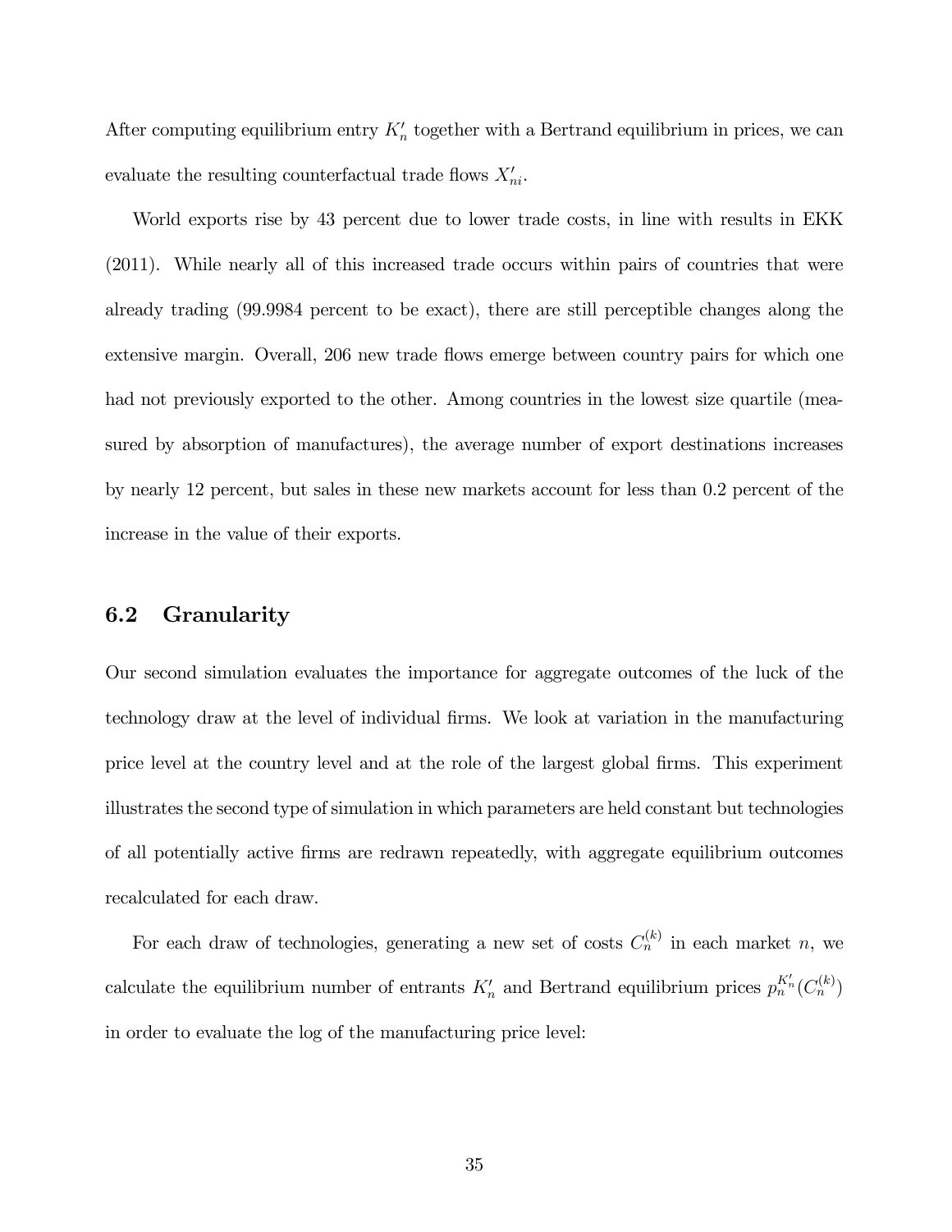After computing equilibrium entry $K'_n$ together with a Bertrand equilibrium in prices, we can evaluate the resulting counterfactual trade flows $X'_{ni}$.

World exports rise by 43 percent due to lower trade costs, in line with results in EKK (2011). While nearly all of this increased trade occurs within pairs of countries that were already trading (99.9984 percent to be exact), there are still perceptible changes along the extensive margin. Overall, 206 new trade flows emerge between country pairs for which one had not previously exported to the other. Among countries in the lowest size quartile (measured by absorption of manufactures), the average number of export destinations increases by nearly 12 percent, but sales in these new markets account for less than 0.2 percent of the increase in the value of their exports.

## 6.2 Granularity

Our second simulation evaluates the importance for aggregate outcomes of the luck of the technology draw at the level of individual firms. We look at variation in the manufacturing price level at the country level and at the role of the largest global firms. This experiment illustrates the second type of simulation in which parameters are held constant but technologies of all potentially active firms are redrawn repeatedly, with aggregate equilibrium outcomes recalculated for each draw.

For each draw of technologies, generating a new set of costs $C_n^{(k)}$ in each market $n$, we calculate the equilibrium number of entrants $K'_n$ and Bertrand equilibrium prices $p_n^{K'_n}(C_n^{(k)})$ in order to evaluate the log of the manufacturing price level: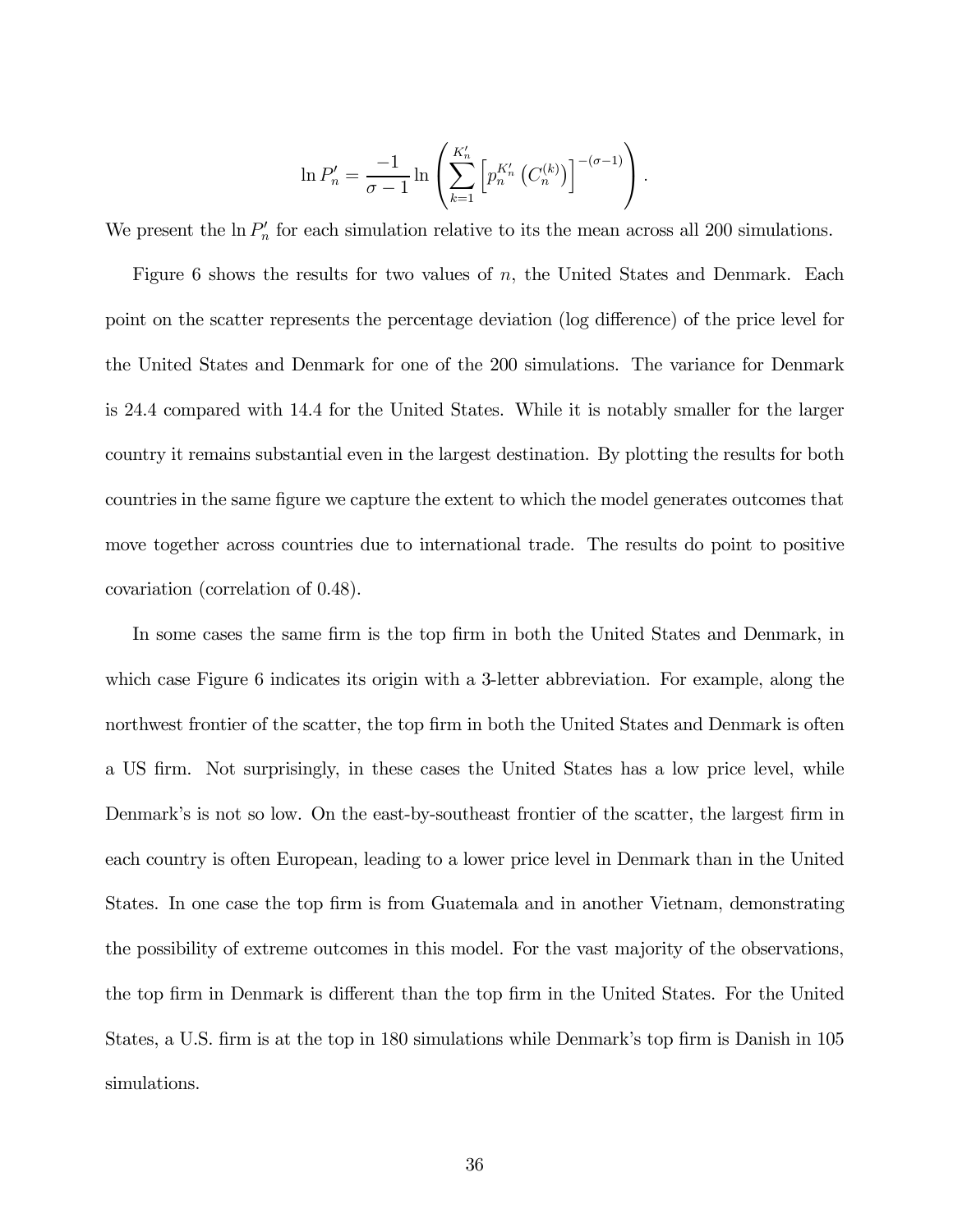$$\ln P_n' = \frac{-1}{\sigma - 1} \ln \left( \sum_{k=1}^{K_n'} \left[ p_n^{K_n'} \left( C_n^{(k)} \right) \right]^{-(\sigma-1)} \right).$$

We present the $\ln P_n'$ for each simulation relative to its the mean across all 200 simulations.

Figure 6 shows the results for two values of $n$, the United States and Denmark. Each point on the scatter represents the percentage deviation (log difference) of the price level for the United States and Denmark for one of the 200 simulations. The variance for Denmark is 24.4 compared with 14.4 for the United States. While it is notably smaller for the larger country it remains substantial even in the largest destination. By plotting the results for both countries in the same figure we capture the extent to which the model generates outcomes that move together across countries due to international trade. The results do point to positive covariation (correlation of 0.48).

In some cases the same firm is the top firm in both the United States and Denmark, in which case Figure 6 indicates its origin with a 3-letter abbreviation. For example, along the northwest frontier of the scatter, the top firm in both the United States and Denmark is often a US firm. Not surprisingly, in these cases the United States has a low price level, while Denmark's is not so low. On the east-by-southeast frontier of the scatter, the largest firm in each country is often European, leading to a lower price level in Denmark than in the United States. In one case the top firm is from Guatemala and in another Vietnam, demonstrating the possibility of extreme outcomes in this model. For the vast majority of the observations, the top firm in Denmark is different than the top firm in the United States. For the United States, a U.S. firm is at the top in 180 simulations while Denmark's top firm is Danish in 105 simulations.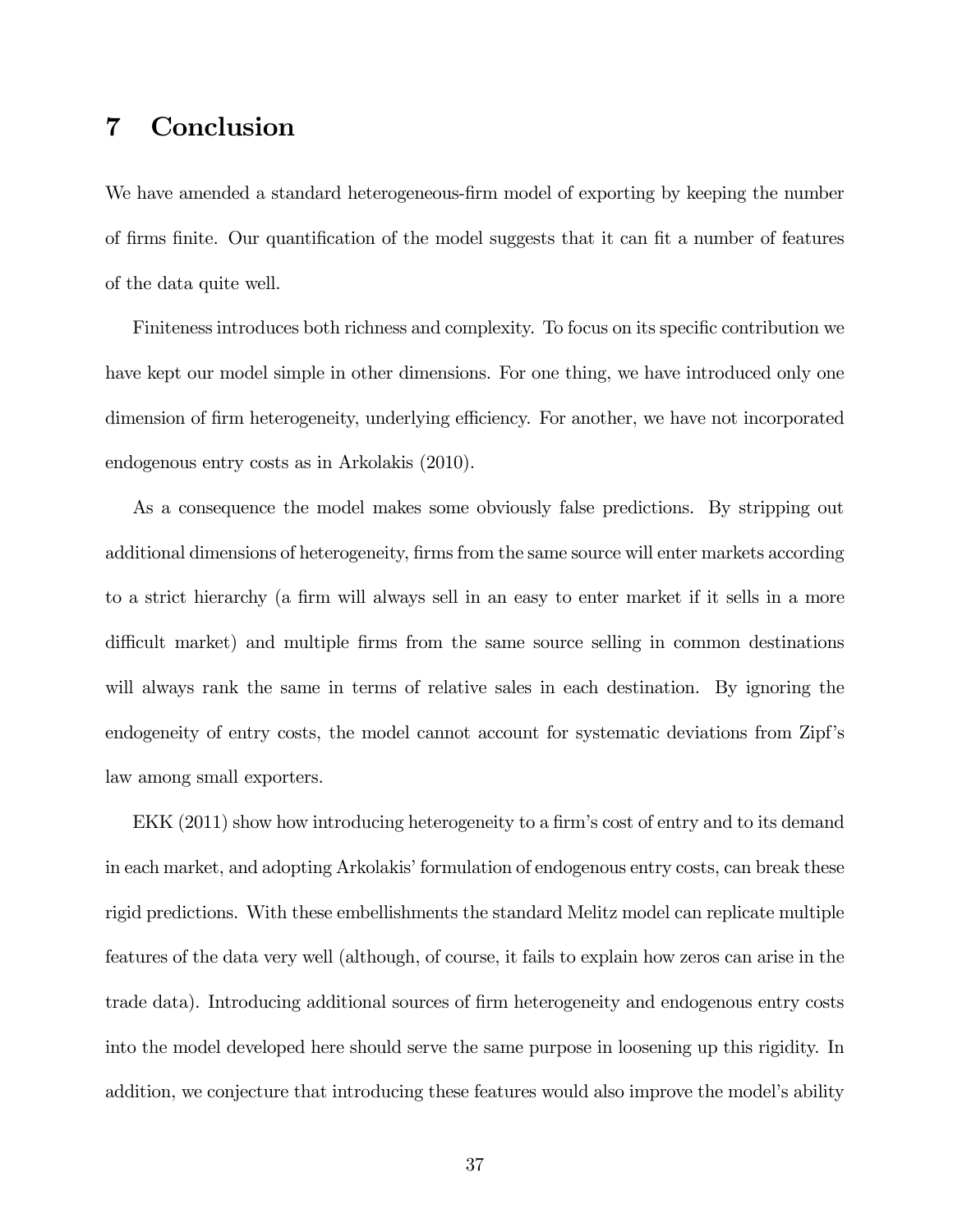# 7 Conclusion

We have amended a standard heterogeneous-firm model of exporting by keeping the number of firms finite. Our quantification of the model suggests that it can fit a number of features of the data quite well.

Finiteness introduces both richness and complexity. To focus on its specific contribution we have kept our model simple in other dimensions. For one thing, we have introduced only one dimension of firm heterogeneity, underlying efficiency. For another, we have not incorporated endogenous entry costs as in Arkolakis (2010).

As a consequence the model makes some obviously false predictions. By stripping out additional dimensions of heterogeneity, firms from the same source will enter markets according to a strict hierarchy (a firm will always sell in an easy to enter market if it sells in a more difficult market) and multiple firms from the same source selling in common destinations will always rank the same in terms of relative sales in each destination. By ignoring the endogeneity of entry costs, the model cannot account for systematic deviations from Zipf's law among small exporters.

EKK (2011) show how introducing heterogeneity to a firm's cost of entry and to its demand in each market, and adopting Arkolakis' formulation of endogenous entry costs, can break these rigid predictions. With these embellishments the standard Melitz model can replicate multiple features of the data very well (although, of course, it fails to explain how zeros can arise in the trade data). Introducing additional sources of firm heterogeneity and endogenous entry costs into the model developed here should serve the same purpose in loosening up this rigidity. In addition, we conjecture that introducing these features would also improve the model's ability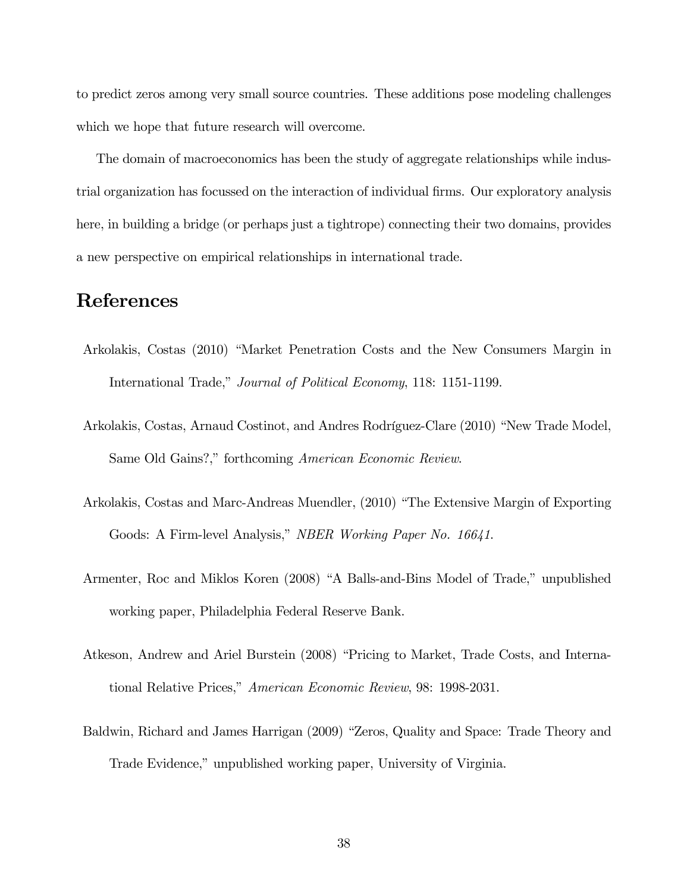to predict zeros among very small source countries. These additions pose modeling challenges which we hope that future research will overcome.

The domain of macroeconomics has been the study of aggregate relationships while industrial organization has focussed on the interaction of individual firms. Our exploratory analysis here, in building a bridge (or perhaps just a tightrope) connecting their two domains, provides a new perspective on empirical relationships in international trade.

# References

Arkolakis, Costas (2010) "Market Penetration Costs and the New Consumers Margin in International Trade," *Journal of Political Economy*, 118: 1151-1199.

Arkolakis, Costas, Arnaud Costinot, and Andres Rodríguez-Clare (2010) "New Trade Model, Same Old Gains?," forthcoming *American Economic Review*.

Arkolakis, Costas and Marc-Andreas Muendler, (2010) "The Extensive Margin of Exporting Goods: A Firm-level Analysis," *NBER Working Paper No. 16641.*

Armenter, Roc and Miklos Koren (2008) "A Balls-and-Bins Model of Trade," unpublished working paper, Philadelphia Federal Reserve Bank.

Atkeson, Andrew and Ariel Burstein (2008) "Pricing to Market, Trade Costs, and International Relative Prices," *American Economic Review*, 98: 1998-2031.

Baldwin, Richard and James Harrigan (2009) "Zeros, Quality and Space: Trade Theory and Trade Evidence," unpublished working paper, University of Virginia.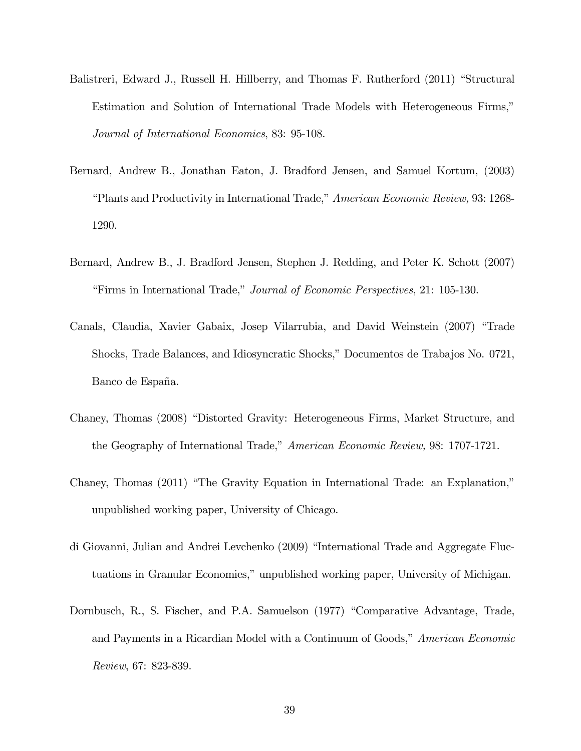Balistreri, Edward J., Russell H. Hillberry, and Thomas F. Rutherford (2011) "Structural Estimation and Solution of International Trade Models with Heterogeneous Firms," *Journal of International Economics*, 83: 95-108.

Bernard, Andrew B., Jonathan Eaton, J. Bradford Jensen, and Samuel Kortum, (2003) "Plants and Productivity in International Trade," *American Economic Review,* 93: 1268-1290.

Bernard, Andrew B., J. Bradford Jensen, Stephen J. Redding, and Peter K. Schott (2007) "Firms in International Trade," *Journal of Economic Perspectives*, 21: 105-130.

Canals, Claudia, Xavier Gabaix, Josep Vilarrubia, and David Weinstein (2007) "Trade Shocks, Trade Balances, and Idiosyncratic Shocks," Documentos de Trabajos No. 0721, Banco de España.

Chaney, Thomas (2008) "Distorted Gravity: Heterogeneous Firms, Market Structure, and the Geography of International Trade," *American Economic Review,* 98: 1707-1721.

Chaney, Thomas (2011) "The Gravity Equation in International Trade: an Explanation," unpublished working paper, University of Chicago.

di Giovanni, Julian and Andrei Levchenko (2009) "International Trade and Aggregate Fluctuations in Granular Economies," unpublished working paper, University of Michigan.

Dornbusch, R., S. Fischer, and P.A. Samuelson (1977) "Comparative Advantage, Trade, and Payments in a Ricardian Model with a Continuum of Goods," *American Economic Review*, 67: 823-839.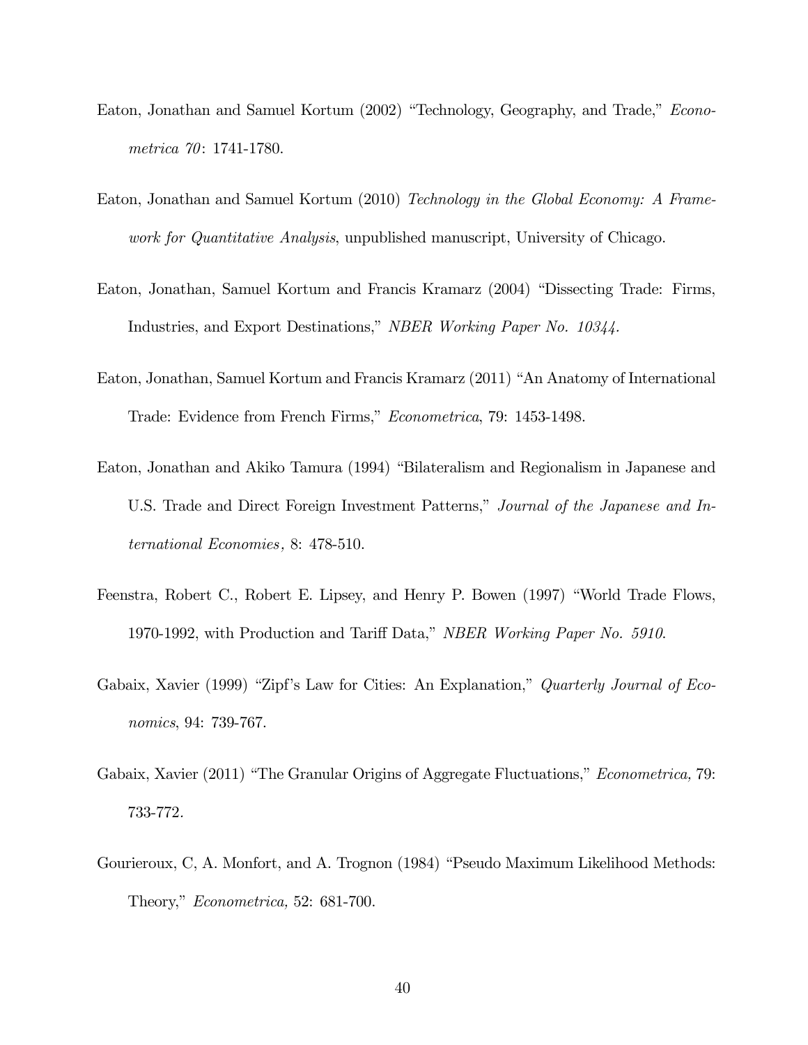Eaton, Jonathan and Samuel Kortum (2002) "Technology, Geography, and Trade," *Econometrica 70*: 1741-1780.

Eaton, Jonathan and Samuel Kortum (2010) *Technology in the Global Economy: A Framework for Quantitative Analysis*, unpublished manuscript, University of Chicago.

Eaton, Jonathan, Samuel Kortum and Francis Kramarz (2004) "Dissecting Trade: Firms, Industries, and Export Destinations," *NBER Working Paper No. 10344.*

Eaton, Jonathan, Samuel Kortum and Francis Kramarz (2011) "An Anatomy of International Trade: Evidence from French Firms," *Econometrica*, 79: 1453-1498.

Eaton, Jonathan and Akiko Tamura (1994) "Bilateralism and Regionalism in Japanese and U.S. Trade and Direct Foreign Investment Patterns," *Journal of the Japanese and International Economies,* 8: 478-510.

Feenstra, Robert C., Robert E. Lipsey, and Henry P. Bowen (1997) "World Trade Flows, 1970-1992, with Production and Tariff Data," *NBER Working Paper No. 5910*.

Gabaix, Xavier (1999) "Zipf's Law for Cities: An Explanation," *Quarterly Journal of Economics*, 94: 739-767.

Gabaix, Xavier (2011) "The Granular Origins of Aggregate Fluctuations," *Econometrica,* 79: 733-772.

Gourieroux, C, A. Monfort, and A. Trognon (1984) "Pseudo Maximum Likelihood Methods: Theory," *Econometrica,* 52: 681-700.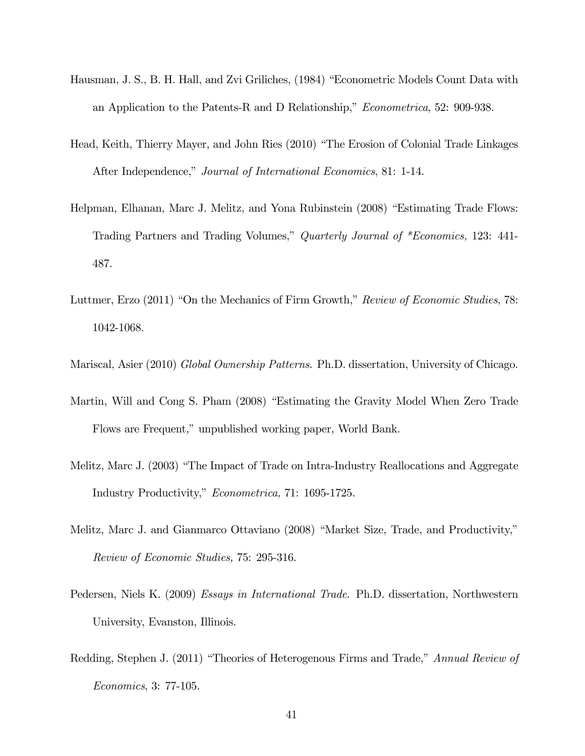Hausman, J. S., B. H. Hall, and Zvi Griliches, (1984) "Econometric Models Count Data with an Application to the Patents-R and D Relationship," *Econometrica*, 52: 909-938.

Head, Keith, Thierry Mayer, and John Ries (2010) "The Erosion of Colonial Trade Linkages After Independence," *Journal of International Economics*, 81: 1-14.

Helpman, Elhanan, Marc J. Melitz, and Yona Rubinstein (2008) "Estimating Trade Flows: Trading Partners and Trading Volumes," *Quarterly Journal of *Economics,* 123: 441-487.

Luttmer, Erzo (2011) "On the Mechanics of Firm Growth," *Review of Economic Studies*, 78: 1042-1068.

Mariscal, Asier (2010) *Global Ownership Patterns*. Ph.D. dissertation, University of Chicago.

Martin, Will and Cong S. Pham (2008) "Estimating the Gravity Model When Zero Trade Flows are Frequent," unpublished working paper, World Bank.

Melitz, Marc J. (2003) "The Impact of Trade on Intra-Industry Reallocations and Aggregate Industry Productivity," *Econometrica,* 71: 1695-1725.

Melitz, Marc J. and Gianmarco Ottaviano (2008) "Market Size, Trade, and Productivity," *Review of Economic Studies,* 75: 295-316.

Pedersen, Niels K. (2009) *Essays in International Trade*. Ph.D. dissertation, Northwestern University, Evanston, Illinois.

Redding, Stephen J. (2011) "Theories of Heterogenous Firms and Trade," *Annual Review of Economics*, 3: 77-105.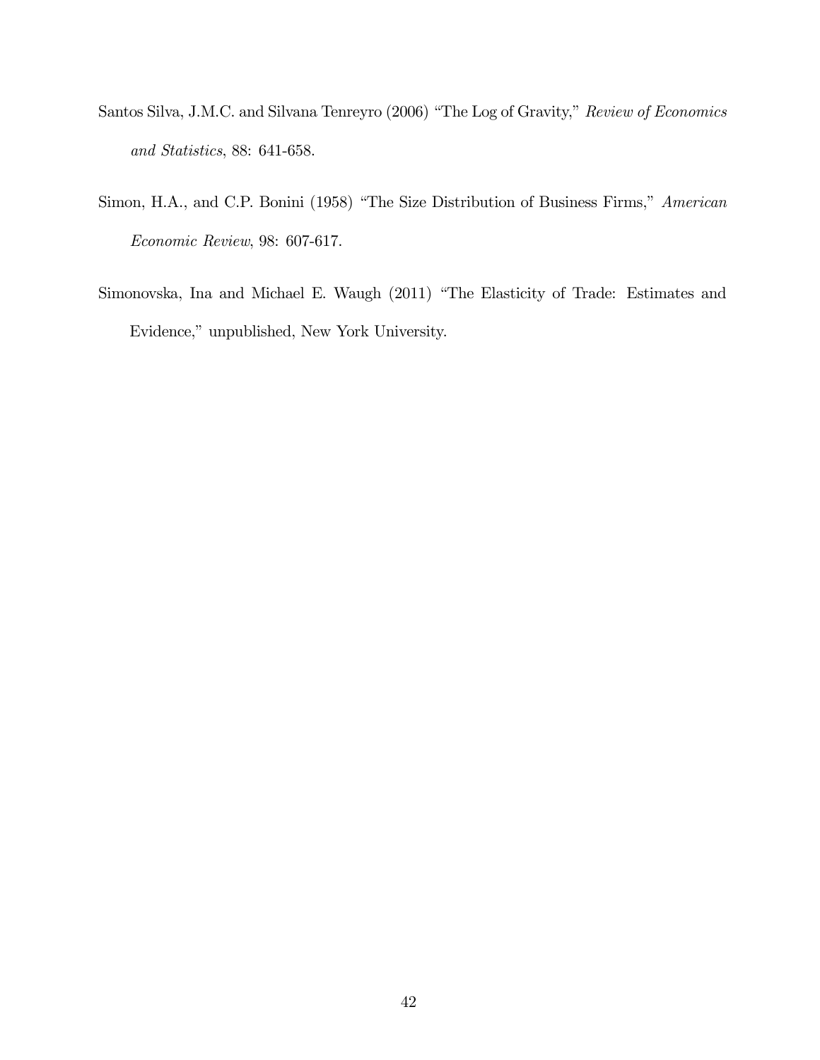Santos Silva, J.M.C. and Silvana Tenreyro (2006) "The Log of Gravity," *Review of Economics and Statistics*, 88: 641-658.

Simon, H.A., and C.P. Bonini (1958) "The Size Distribution of Business Firms," *American Economic Review*, 98: 607-617.

Simonovska, Ina and Michael E. Waugh (2011) "The Elasticity of Trade: Estimates and Evidence," unpublished, New York University.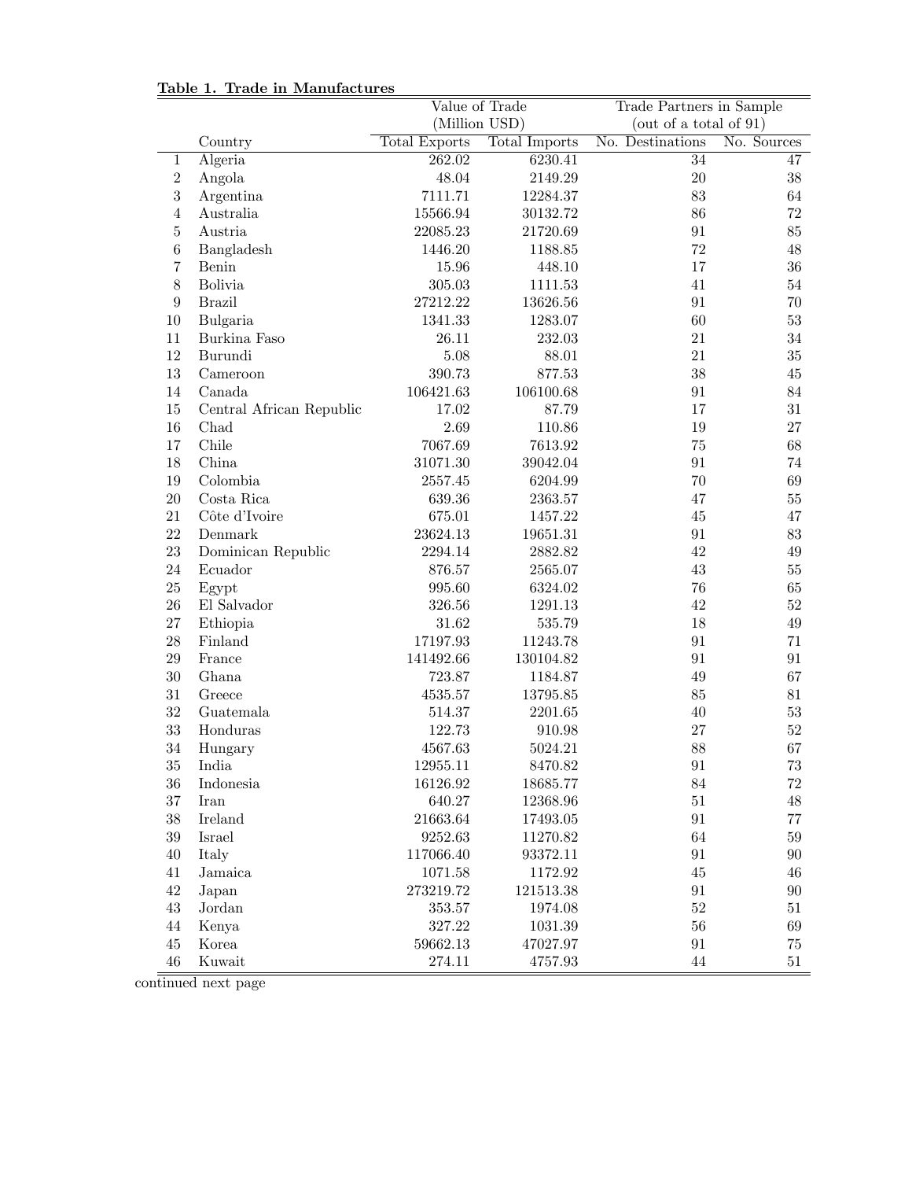**Table 1. Trade in Manufactures**

| | | Value of Trade (Million USD) | | Trade Partners in Sample (out of a total of 91) | |
|---|---|---|---|---|---|
| | Country | Total Exports | Total Imports | No. Destinations | No. Sources |
| 1 | Algeria | 262.02 | 6230.41 | 34 | 47 |
| 2 | Angola | 48.04 | 2149.29 | 20 | 38 |
| 3 | Argentina | 7111.71 | 12284.37 | 83 | 64 |
| 4 | Australia | 15566.94 | 30132.72 | 86 | 72 |
| 5 | Austria | 22085.23 | 21720.69 | 91 | 85 |
| 6 | Bangladesh | 1446.20 | 1188.85 | 72 | 48 |
| 7 | Benin | 15.96 | 448.10 | 17 | 36 |
| 8 | Bolivia | 305.03 | 1111.53 | 41 | 54 |
| 9 | Brazil | 27212.22 | 13626.56 | 91 | 70 |
| 10 | Bulgaria | 1341.33 | 1283.07 | 60 | 53 |
| 11 | Burkina Faso | 26.11 | 232.03 | 21 | 34 |
| 12 | Burundi | 5.08 | 88.01 | 21 | 35 |
| 13 | Cameroon | 390.73 | 877.53 | 38 | 45 |
| 14 | Canada | 106421.63 | 106100.68 | 91 | 84 |
| 15 | Central African Republic | 17.02 | 87.79 | 17 | 31 |
| 16 | Chad | 2.69 | 110.86 | 19 | 27 |
| 17 | Chile | 7067.69 | 7613.92 | 75 | 68 |
| 18 | China | 31071.30 | 39042.04 | 91 | 74 |
| 19 | Colombia | 2557.45 | 6204.99 | 70 | 69 |
| 20 | Costa Rica | 639.36 | 2363.57 | 47 | 55 |
| 21 | Côte d'Ivoire | 675.01 | 1457.22 | 45 | 47 |
| 22 | Denmark | 23624.13 | 19651.31 | 91 | 83 |
| 23 | Dominican Republic | 2294.14 | 2882.82 | 42 | 49 |
| 24 | Ecuador | 876.57 | 2565.07 | 43 | 55 |
| 25 | Egypt | 995.60 | 6324.02 | 76 | 65 |
| 26 | El Salvador | 326.56 | 1291.13 | 42 | 52 |
| 27 | Ethiopia | 31.62 | 535.79 | 18 | 49 |
| 28 | Finland | 17197.93 | 11243.78 | 91 | 71 |
| 29 | France | 141492.66 | 130104.82 | 91 | 91 |
| 30 | Ghana | 723.87 | 1184.87 | 49 | 67 |
| 31 | Greece | 4535.57 | 13795.85 | 85 | 81 |
| 32 | Guatemala | 514.37 | 2201.65 | 40 | 53 |
| 33 | Honduras | 122.73 | 910.98 | 27 | 52 |
| 34 | Hungary | 4567.63 | 5024.21 | 88 | 67 |
| 35 | India | 12955.11 | 8470.82 | 91 | 73 |
| 36 | Indonesia | 16126.92 | 18685.77 | 84 | 72 |
| 37 | Iran | 640.27 | 12368.96 | 51 | 48 |
| 38 | Ireland | 21663.64 | 17493.05 | 91 | 77 |
| 39 | Israel | 9252.63 | 11270.82 | 64 | 59 |
| 40 | Italy | 117066.40 | 93372.11 | 91 | 90 |
| 41 | Jamaica | 1071.58 | 1172.92 | 45 | 46 |
| 42 | Japan | 273219.72 | 121513.38 | 91 | 90 |
| 43 | Jordan | 353.57 | 1974.08 | 52 | 51 |
| 44 | Kenya | 327.22 | 1031.39 | 56 | 69 |
| 45 | Korea | 59662.13 | 47027.97 | 91 | 75 |
| 46 | Kuwait | 274.11 | 4757.93 | 44 | 51 |

continued next page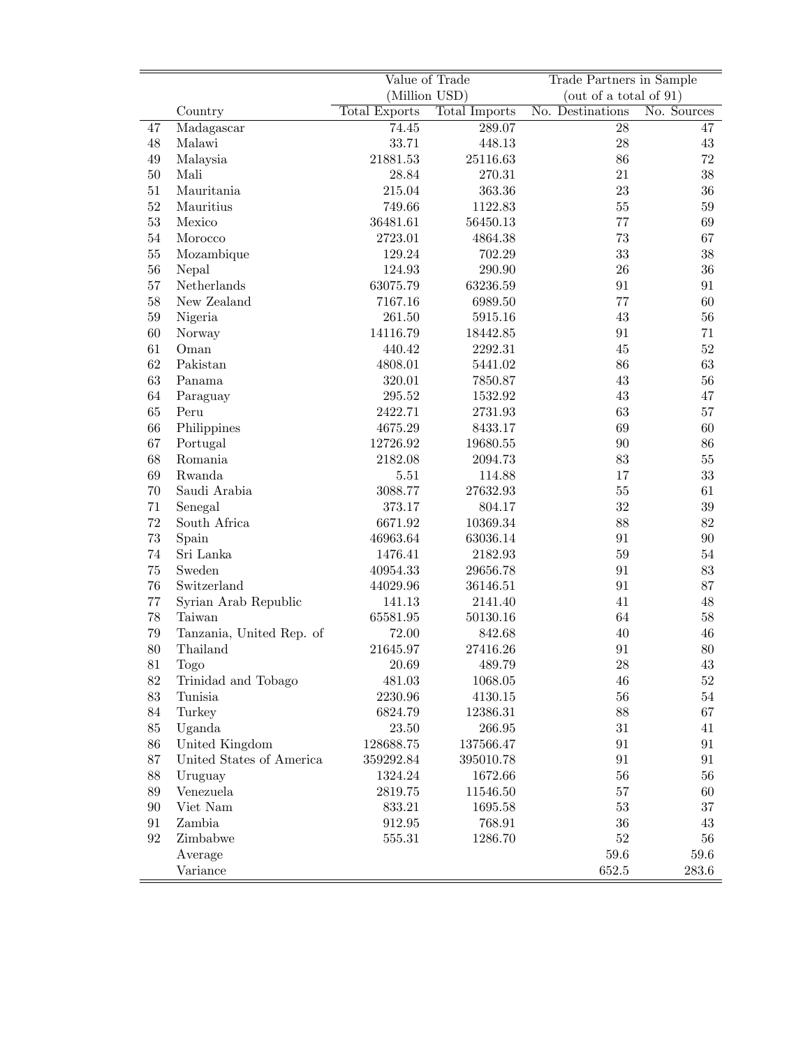| | Country | Value of Trade (Million USD) | | Trade Partners in Sample (out of a total of 91) | |
|---|---|---|---|---|---|
| | | Total Exports | Total Imports | No. Destinations | No. Sources |
| 47 | Madagascar | 74.45 | 289.07 | 28 | 47 |
| 48 | Malawi | 33.71 | 448.13 | 28 | 43 |
| 49 | Malaysia | 21881.53 | 25116.63 | 86 | 72 |
| 50 | Mali | 28.84 | 270.31 | 21 | 38 |
| 51 | Mauritania | 215.04 | 363.36 | 23 | 36 |
| 52 | Mauritius | 749.66 | 1122.83 | 55 | 59 |
| 53 | Mexico | 36481.61 | 56450.13 | 77 | 69 |
| 54 | Morocco | 2723.01 | 4864.38 | 73 | 67 |
| 55 | Mozambique | 129.24 | 702.29 | 33 | 38 |
| 56 | Nepal | 124.93 | 290.90 | 26 | 36 |
| 57 | Netherlands | 63075.79 | 63236.59 | 91 | 91 |
| 58 | New Zealand | 7167.16 | 6989.50 | 77 | 60 |
| 59 | Nigeria | 261.50 | 5915.16 | 43 | 56 |
| 60 | Norway | 14116.79 | 18442.85 | 91 | 71 |
| 61 | Oman | 440.42 | 2292.31 | 45 | 52 |
| 62 | Pakistan | 4808.01 | 5441.02 | 86 | 63 |
| 63 | Panama | 320.01 | 7850.87 | 43 | 56 |
| 64 | Paraguay | 295.52 | 1532.92 | 43 | 47 |
| 65 | Peru | 2422.71 | 2731.93 | 63 | 57 |
| 66 | Philippines | 4675.29 | 8433.17 | 69 | 60 |
| 67 | Portugal | 12726.92 | 19680.55 | 90 | 86 |
| 68 | Romania | 2182.08 | 2094.73 | 83 | 55 |
| 69 | Rwanda | 5.51 | 114.88 | 17 | 33 |
| 70 | Saudi Arabia | 3088.77 | 27632.93 | 55 | 61 |
| 71 | Senegal | 373.17 | 804.17 | 32 | 39 |
| 72 | South Africa | 6671.92 | 10369.34 | 88 | 82 |
| 73 | Spain | 46963.64 | 63036.14 | 91 | 90 |
| 74 | Sri Lanka | 1476.41 | 2182.93 | 59 | 54 |
| 75 | Sweden | 40954.33 | 29656.78 | 91 | 83 |
| 76 | Switzerland | 44029.96 | 36146.51 | 91 | 87 |
| 77 | Syrian Arab Republic | 141.13 | 2141.40 | 41 | 48 |
| 78 | Taiwan | 65581.95 | 50130.16 | 64 | 58 |
| 79 | Tanzania, United Rep. of | 72.00 | 842.68 | 40 | 46 |
| 80 | Thailand | 21645.97 | 27416.26 | 91 | 80 |
| 81 | Togo | 20.69 | 489.79 | 28 | 43 |
| 82 | Trinidad and Tobago | 481.03 | 1068.05 | 46 | 52 |
| 83 | Tunisia | 2230.96 | 4130.15 | 56 | 54 |
| 84 | Turkey | 6824.79 | 12386.31 | 88 | 67 |
| 85 | Uganda | 23.50 | 266.95 | 31 | 41 |
| 86 | United Kingdom | 128688.75 | 137566.47 | 91 | 91 |
| 87 | United States of America | 359292.84 | 395010.78 | 91 | 91 |
| 88 | Uruguay | 1324.24 | 1672.66 | 56 | 56 |
| 89 | Venezuela | 2819.75 | 11546.50 | 57 | 60 |
| 90 | Viet Nam | 833.21 | 1695.58 | 53 | 37 |
| 91 | Zambia | 912.95 | 768.91 | 36 | 43 |
| 92 | Zimbabwe | 555.31 | 1286.70 | 52 | 56 |
| | Average | | | 59.6 | 59.6 |
| | Variance | | | 652.5 | 283.6 |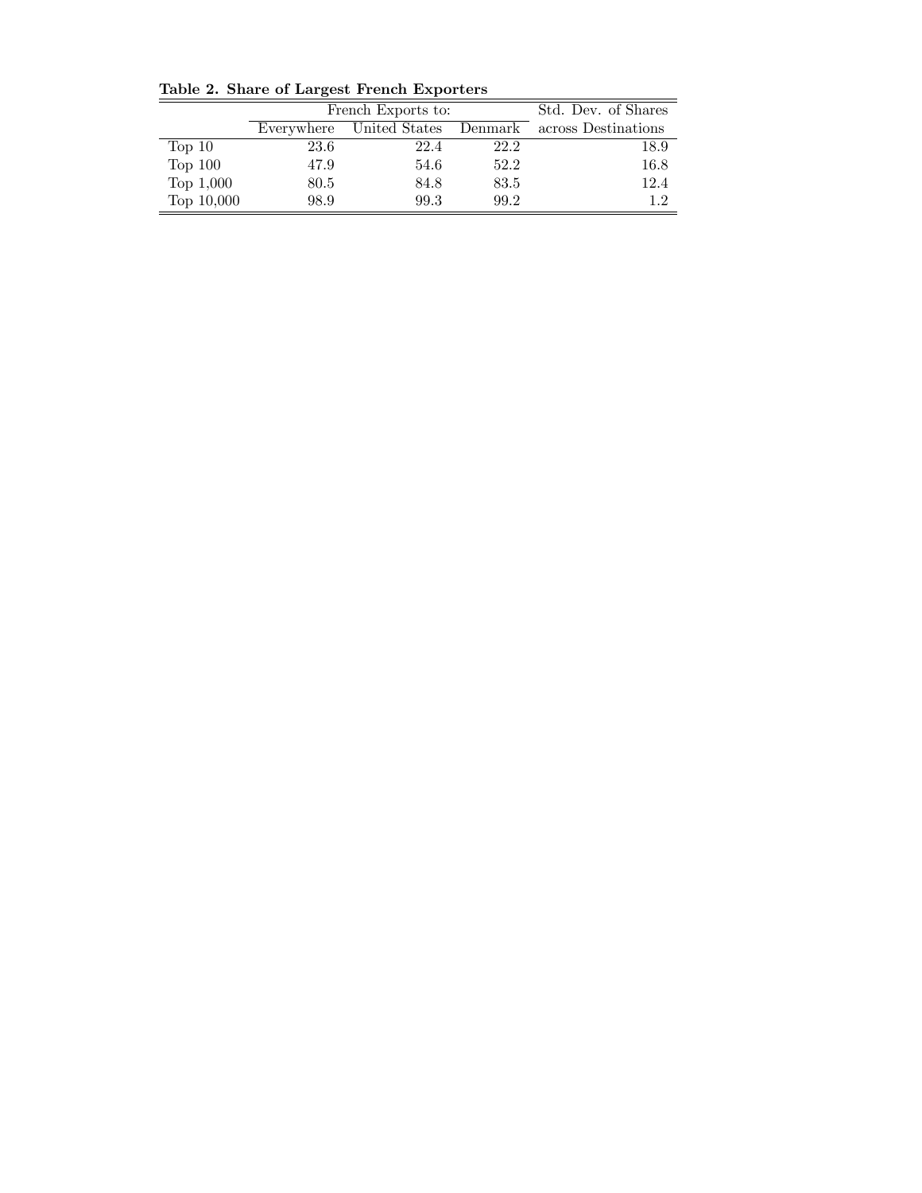**Table 2. Share of Largest French Exporters**

| | French Exports to: | | | Std. Dev. of Shares |
|---|---|---|---|---|
| | Everywhere | United States | Denmark | across Destinations |
| Top 10 | 23.6 | 22.4 | 22.2 | 18.9 |
| Top 100 | 47.9 | 54.6 | 52.2 | 16.8 |
| Top 1,000 | 80.5 | 84.8 | 83.5 | 12.4 |
| Top 10,000 | 98.9 | 99.3 | 99.2 | 1.2 |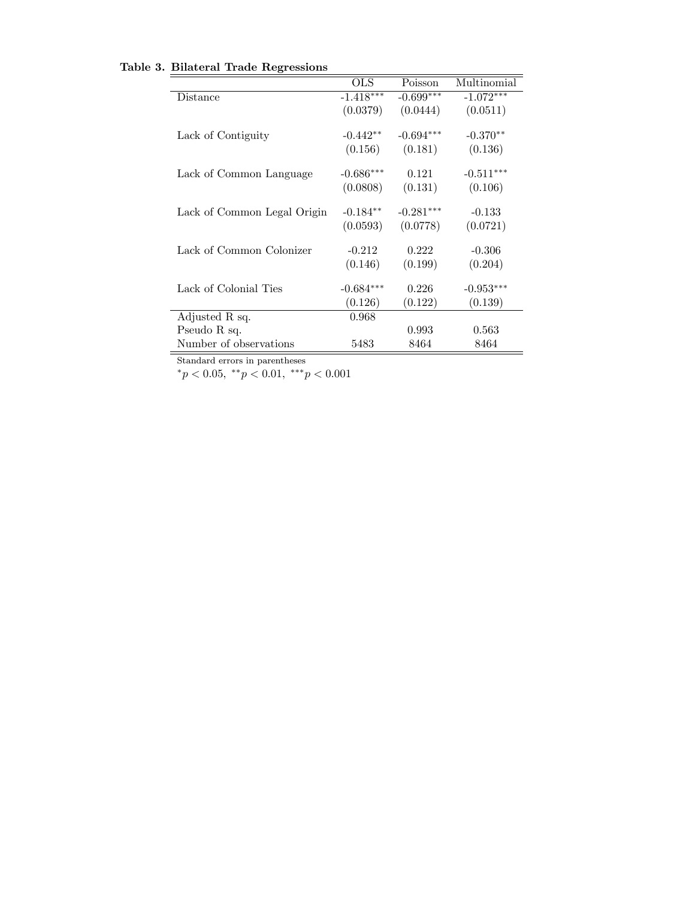**Table 3. Bilateral Trade Regressions**

| | OLS | Poisson | Multinomial |
|---|---|---|---|
| Distance | -1.418*** | -0.699*** | -1.072*** |
| | (0.0379) | (0.0444) | (0.0511) |
| Lack of Contiguity | -0.442** | -0.694*** | -0.370** |
| | (0.156) | (0.181) | (0.136) |
| Lack of Common Language | -0.686*** | 0.121 | -0.511*** |
| | (0.0808) | (0.131) | (0.106) |
| Lack of Common Legal Origin | -0.184** | -0.281*** | -0.133 |
| | (0.0593) | (0.0778) | (0.0721) |
| Lack of Common Colonizer | -0.212 | 0.222 | -0.306 |
| | (0.146) | (0.199) | (0.204) |
| Lack of Colonial Ties | -0.684*** | 0.226 | -0.953*** |
| | (0.126) | (0.122) | (0.139) |
| Adjusted R sq. | 0.968 | | |
| Pseudo R sq. | | 0.993 | 0.563 |
| Number of observations | 5483 | 8464 | 8464 |

Standard errors in parentheses

* $p < 0.05$, ** $p < 0.01$, *** $p < 0.001$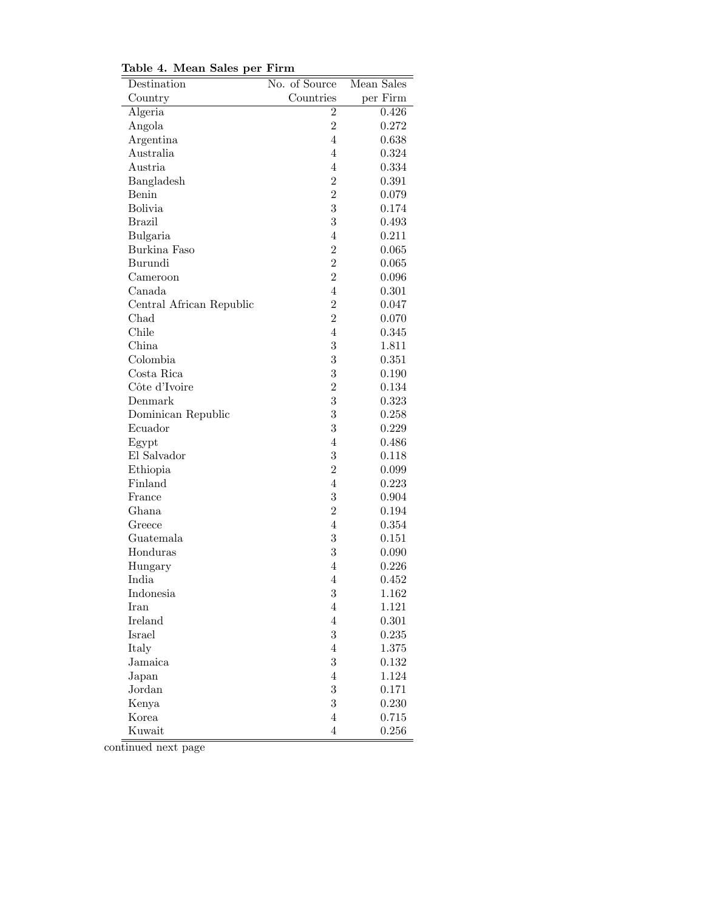**Table 4. Mean Sales per Firm**

| Destination Country | No. of Source Countries | Mean Sales per Firm |
|---|---|---|
| Algeria | 2 | 0.426 |
| Angola | 2 | 0.272 |
| Argentina | 4 | 0.638 |
| Australia | 4 | 0.324 |
| Austria | 4 | 0.334 |
| Bangladesh | 2 | 0.391 |
| Benin | 2 | 0.079 |
| Bolivia | 3 | 0.174 |
| Brazil | 3 | 0.493 |
| Bulgaria | 4 | 0.211 |
| Burkina Faso | 2 | 0.065 |
| Burundi | 2 | 0.065 |
| Cameroon | 2 | 0.096 |
| Canada | 4 | 0.301 |
| Central African Republic | 2 | 0.047 |
| Chad | 2 | 0.070 |
| Chile | 4 | 0.345 |
| China | 3 | 1.811 |
| Colombia | 3 | 0.351 |
| Costa Rica | 3 | 0.190 |
| Côte d'Ivoire | 2 | 0.134 |
| Denmark | 3 | 0.323 |
| Dominican Republic | 3 | 0.258 |
| Ecuador | 3 | 0.229 |
| Egypt | 4 | 0.486 |
| El Salvador | 3 | 0.118 |
| Ethiopia | 2 | 0.099 |
| Finland | 4 | 0.223 |
| France | 3 | 0.904 |
| Ghana | 2 | 0.194 |
| Greece | 4 | 0.354 |
| Guatemala | 3 | 0.151 |
| Honduras | 3 | 0.090 |
| Hungary | 4 | 0.226 |
| India | 4 | 0.452 |
| Indonesia | 3 | 1.162 |
| Iran | 4 | 1.121 |
| Ireland | 4 | 0.301 |
| Israel | 3 | 0.235 |
| Italy | 4 | 1.375 |
| Jamaica | 3 | 0.132 |
| Japan | 4 | 1.124 |
| Jordan | 3 | 0.171 |
| Kenya | 3 | 0.230 |
| Korea | 4 | 0.715 |
| Kuwait | 4 | 0.256 |

continued next page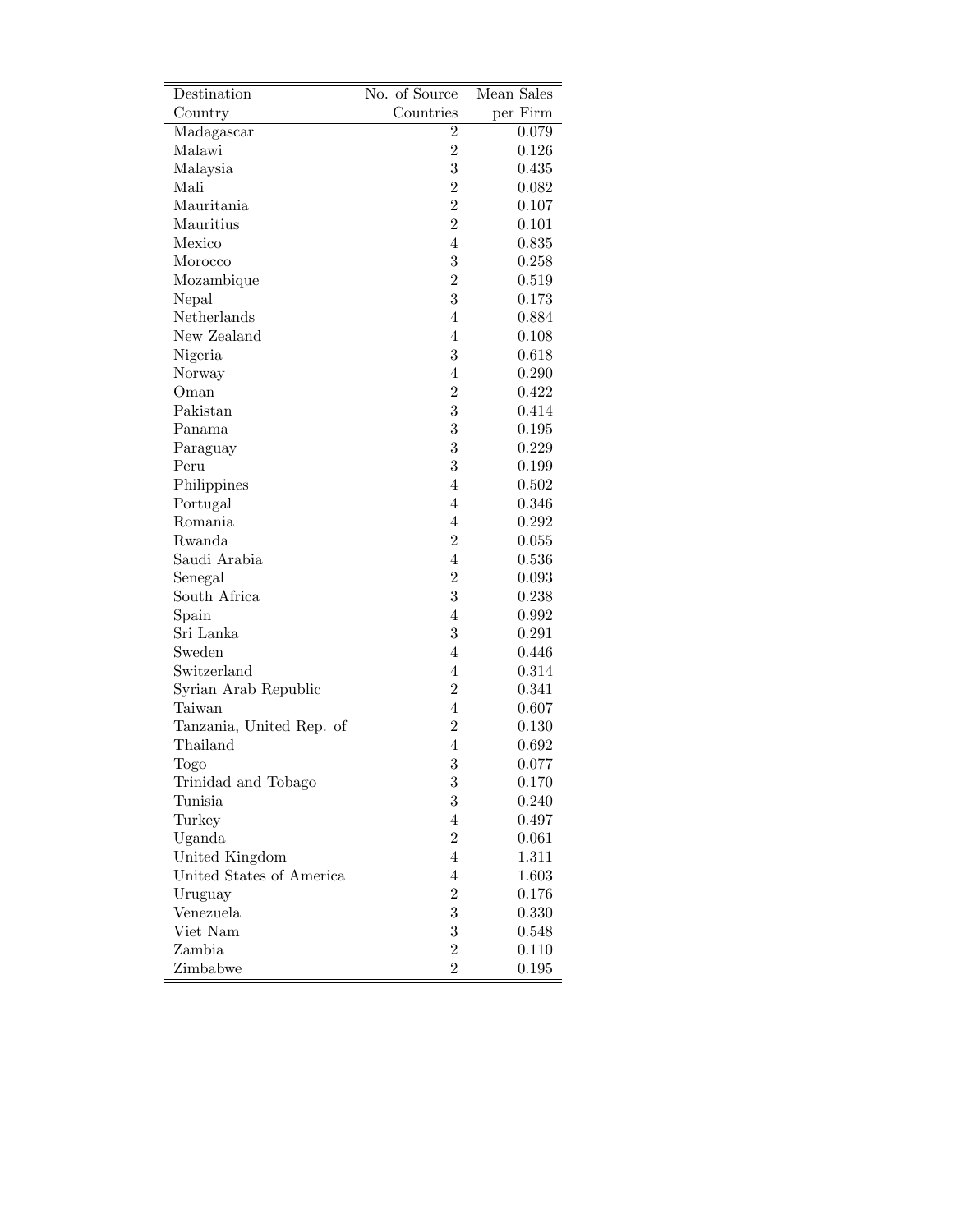| Destination Country | No. of Source Countries | Mean Sales per Firm |
|---|---|---|
| Madagascar | 2 | 0.079 |
| Malawi | 2 | 0.126 |
| Malaysia | 3 | 0.435 |
| Mali | 2 | 0.082 |
| Mauritania | 2 | 0.107 |
| Mauritius | 2 | 0.101 |
| Mexico | 4 | 0.835 |
| Morocco | 3 | 0.258 |
| Mozambique | 2 | 0.519 |
| Nepal | 3 | 0.173 |
| Netherlands | 4 | 0.884 |
| New Zealand | 4 | 0.108 |
| Nigeria | 3 | 0.618 |
| Norway | 4 | 0.290 |
| Oman | 2 | 0.422 |
| Pakistan | 3 | 0.414 |
| Panama | 3 | 0.195 |
| Paraguay | 3 | 0.229 |
| Peru | 3 | 0.199 |
| Philippines | 4 | 0.502 |
| Portugal | 4 | 0.346 |
| Romania | 4 | 0.292 |
| Rwanda | 2 | 0.055 |
| Saudi Arabia | 4 | 0.536 |
| Senegal | 2 | 0.093 |
| South Africa | 3 | 0.238 |
| Spain | 4 | 0.992 |
| Sri Lanka | 3 | 0.291 |
| Sweden | 4 | 0.446 |
| Switzerland | 4 | 0.314 |
| Syrian Arab Republic | 2 | 0.341 |
| Taiwan | 4 | 0.607 |
| Tanzania, United Rep. of | 2 | 0.130 |
| Thailand | 4 | 0.692 |
| Togo | 3 | 0.077 |
| Trinidad and Tobago | 3 | 0.170 |
| Tunisia | 3 | 0.240 |
| Turkey | 4 | 0.497 |
| Uganda | 2 | 0.061 |
| United Kingdom | 4 | 1.311 |
| United States of America | 4 | 1.603 |
| Uruguay | 2 | 0.176 |
| Venezuela | 3 | 0.330 |
| Viet Nam | 3 | 0.548 |
| Zambia | 2 | 0.110 |
| Zimbabwe | 2 | 0.195 |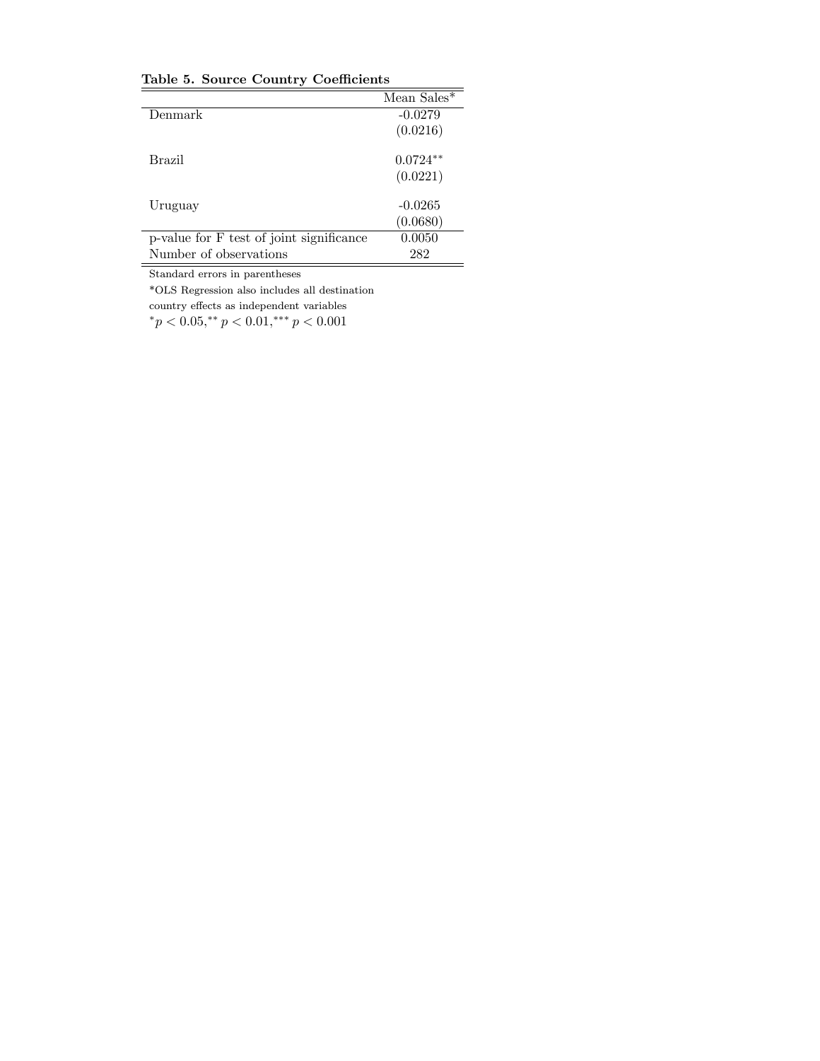**Table 5. Source Country Coefficients**

| | Mean Sales* |
|---|---|
| Denmark | -0.0279 |
| | (0.0216) |
| Brazil | 0.0724** |
| | (0.0221) |
| Uruguay | -0.0265 |
| | (0.0680) |
| p-value for F test of joint significance | 0.0050 |
| Number of observations | 282 |

Standard errors in parentheses

*OLS Regression also includes all destination country effects as independent variables

$^{*}p < 0.05,^{**}p < 0.01,^{***}p < 0.001$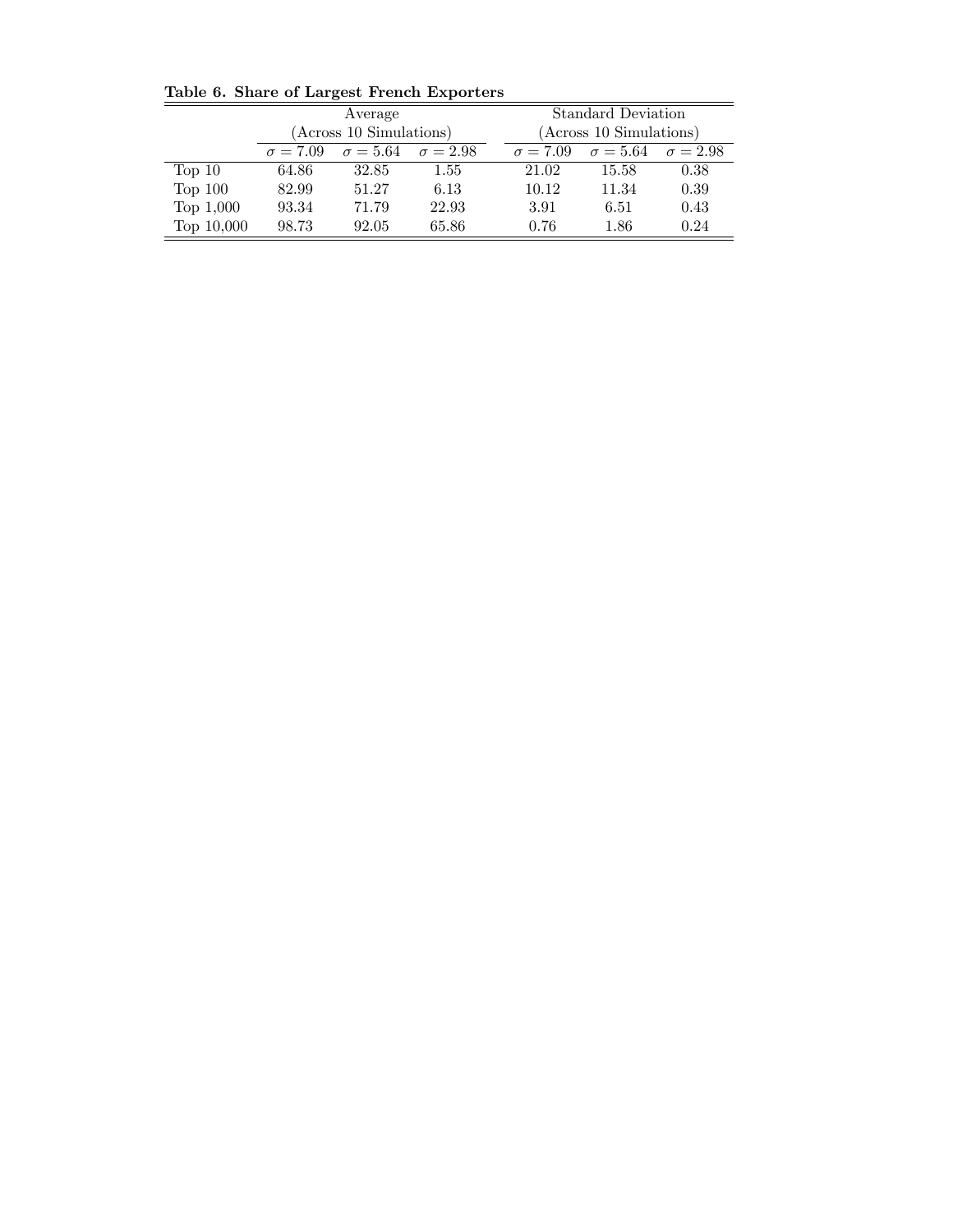**Table 6. Share of Largest French Exporters**

| | Average (Across 10 Simulations) | | | Standard Deviation (Across 10 Simulations) | | |
|---|---|---|---|---|---|---|
| | $\sigma = 7.09$ | $\sigma = 5.64$ | $\sigma = 2.98$ | $\sigma = 7.09$ | $\sigma = 5.64$ | $\sigma = 2.98$ |
| Top 10 | 64.86 | 32.85 | 1.55 | 21.02 | 15.58 | 0.38 |
| Top 100 | 82.99 | 51.27 | 6.13 | 10.12 | 11.34 | 0.39 |
| Top 1,000 | 93.34 | 71.79 | 22.93 | 3.91 | 6.51 | 0.43 |
| Top 10,000 | 98.73 | 92.05 | 65.86 | 0.76 | 1.86 | 0.24 |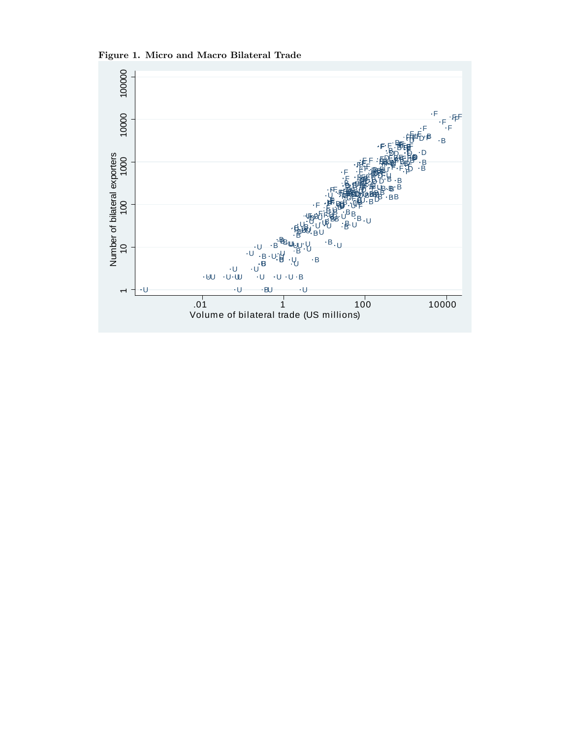**Figure 1. Micro and Macro Bilateral Trade**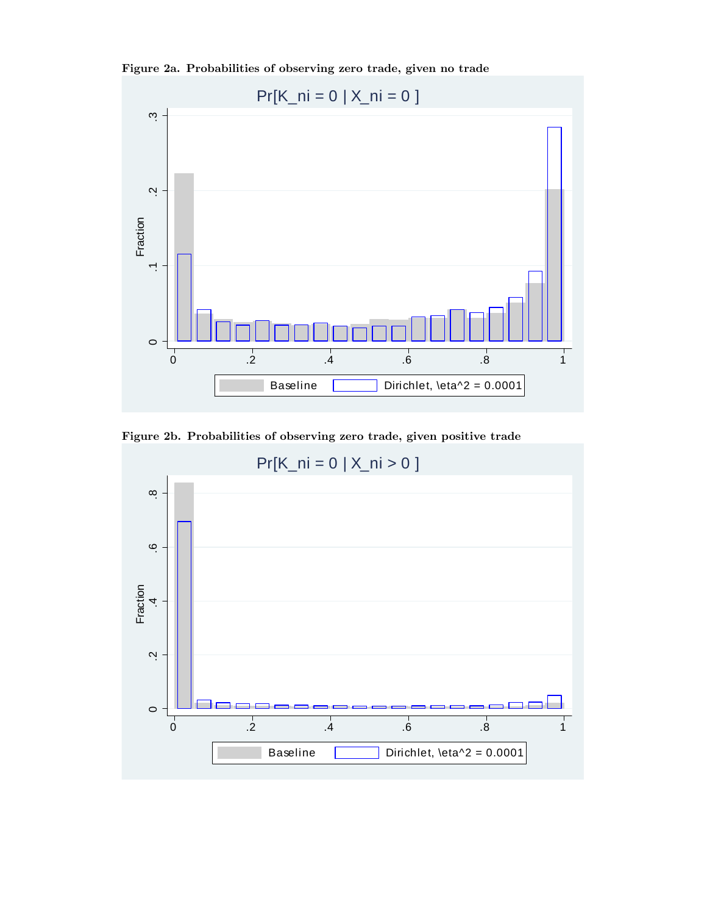**Figure 2a. Probabilities of observing zero trade, given no trade**

**Figure 2b. Probabilities of observing zero trade, given positive trade**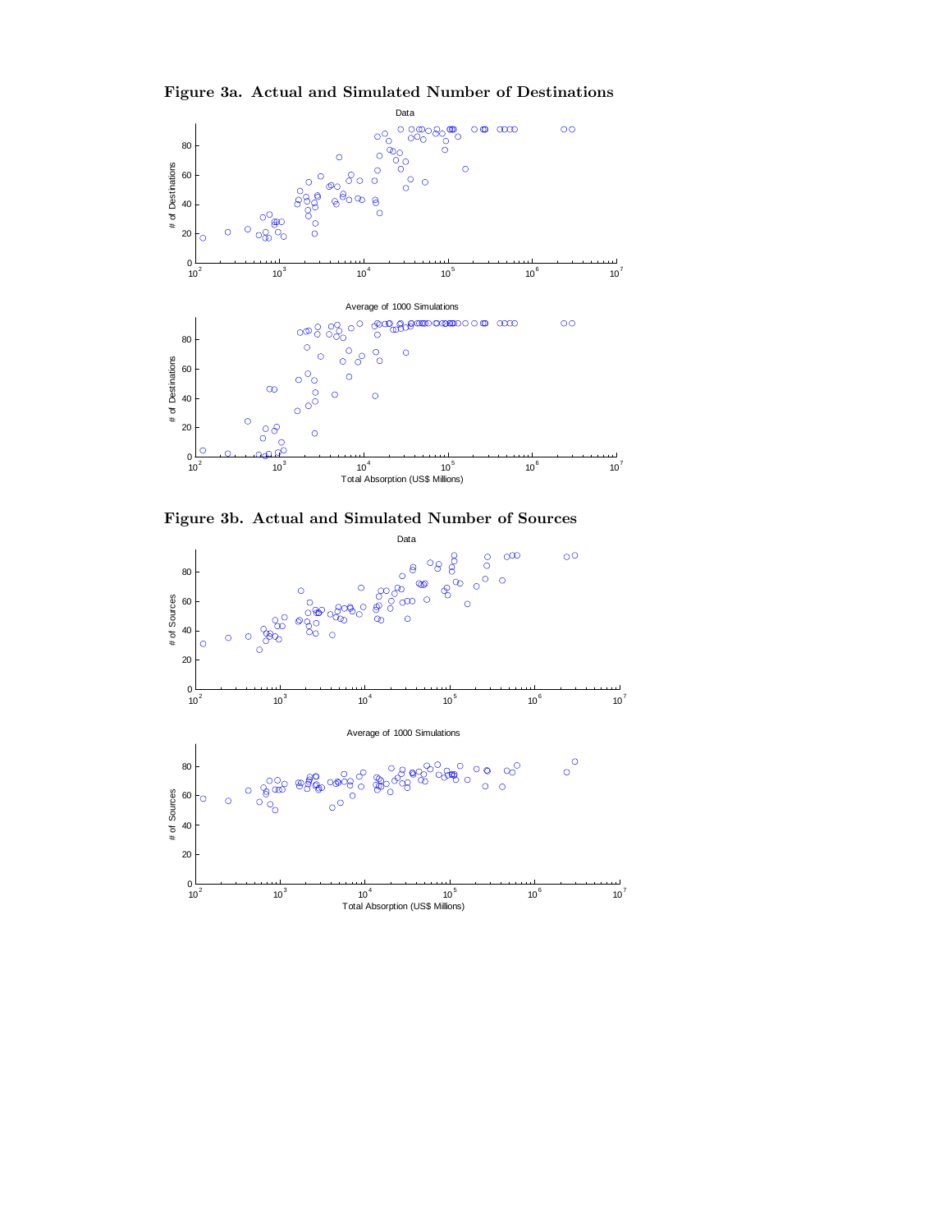**Figure 3a. Actual and Simulated Number of Destinations**

**Figure 3b. Actual and Simulated Number of Sources**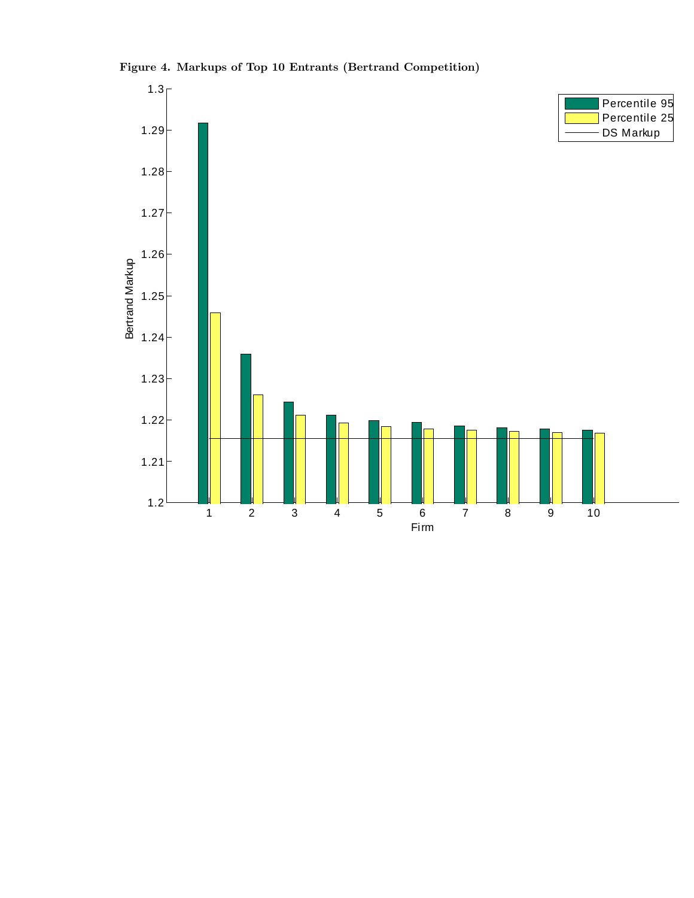**Figure 4. Markups of Top 10 Entrants (Bertrand Competition)**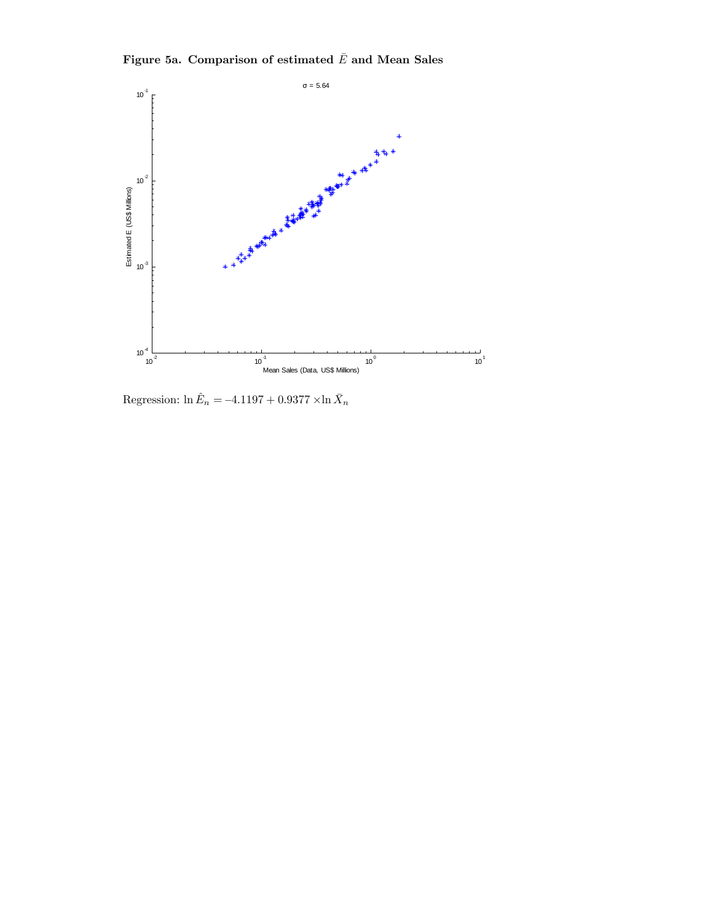**Figure 5a. Comparison of estimated $\bar{E}$ and Mean Sales**

Regression: $\ln \hat{E}_n = -4.1197 + 0.9377 \times \ln \bar{X}_n$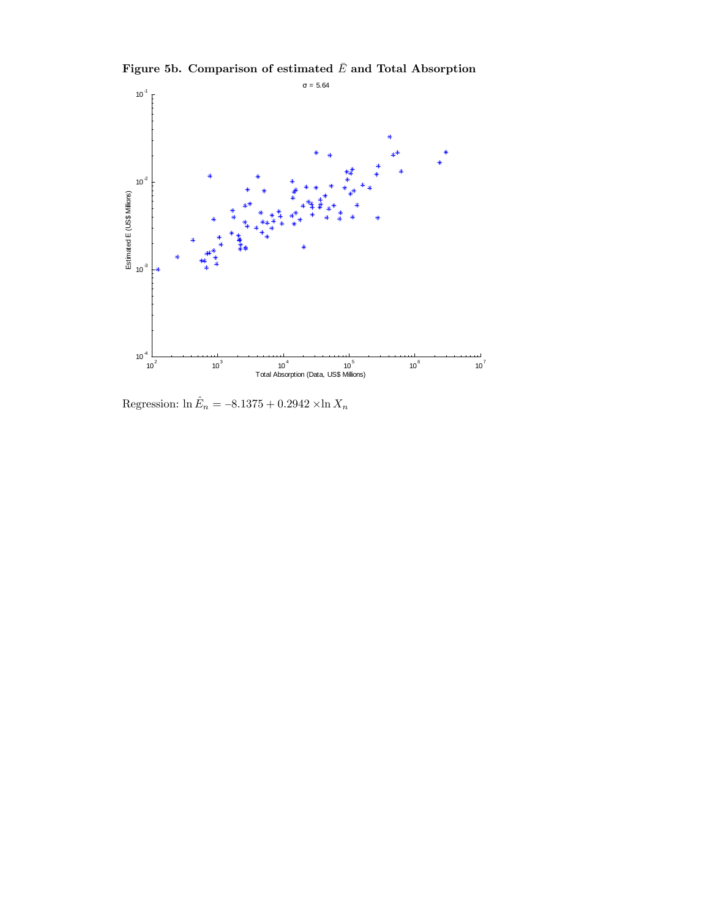**Figure 5b. Comparison of estimated $\bar{E}$ and Total Absorption**

Regression: $\ln \hat{E}_n = -8.1375 + 0.2942 \times \ln X_n$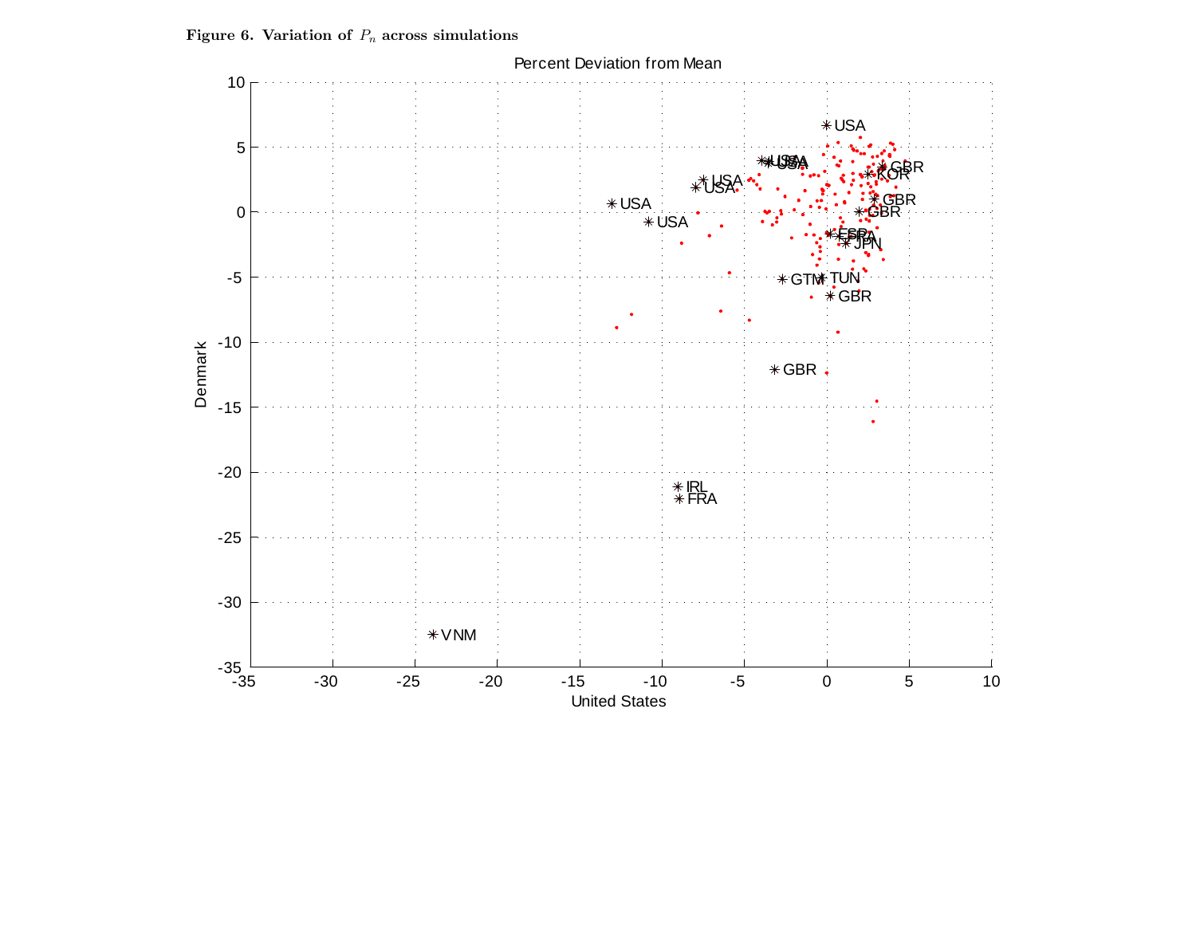**Figure 6. Variation of $P_n$ across simulations**

Percent Deviation from Mean

Denmark

United States

10
5
0
-5
-10
-15
-20
-25
-30
-35

-35 -30 -25 -20 -15 -10 -5 0 5 10

USA
USA
USA
USA
USA
USA
USA
GBR
KOR
GBR
GBR
ESP
FRA
JPN
GTM
TUN
GBR
GBR
IRL
FRA
VNM